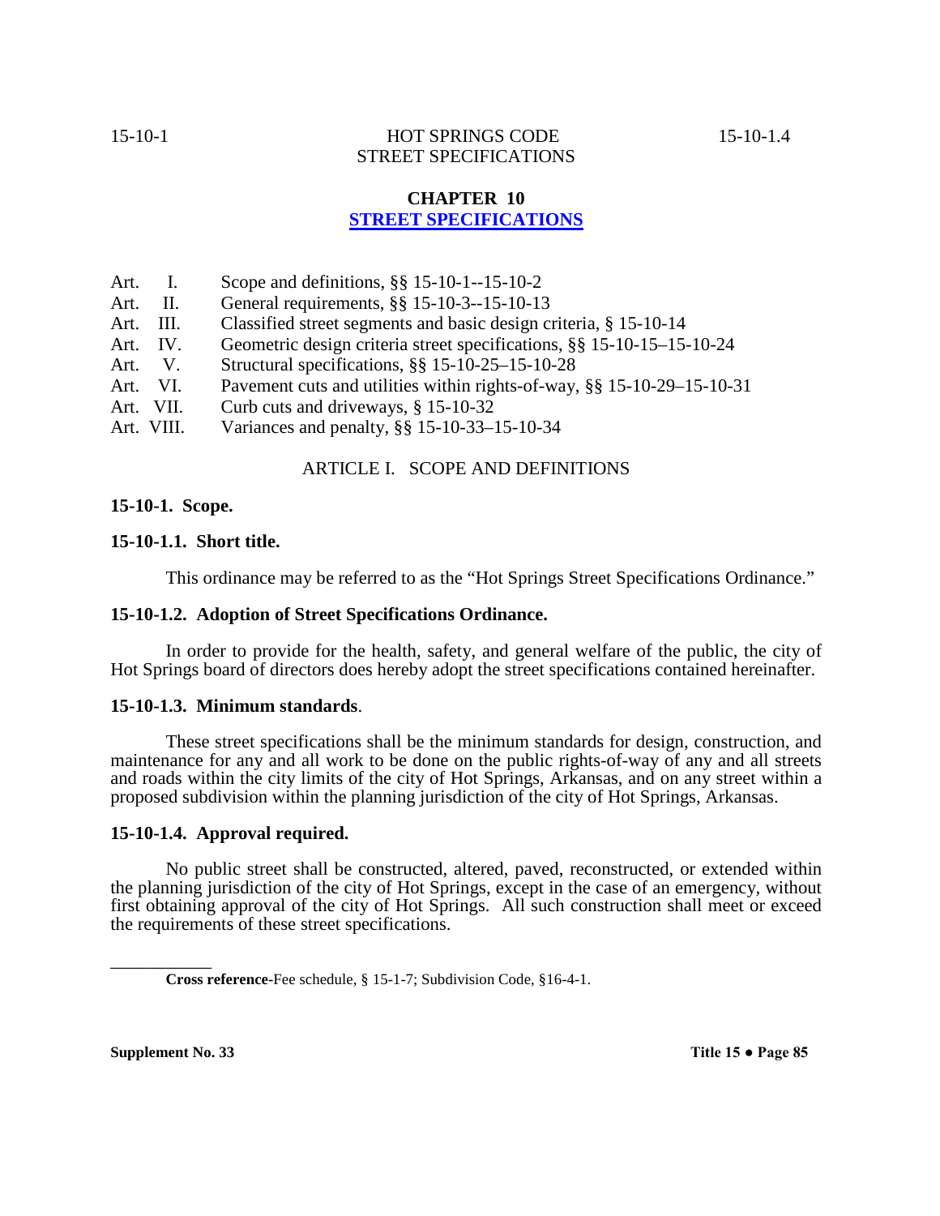# CHAPTER 10

## STREET SPECIFICATIONS

| | | |
|---|---|---|
| Art. | I. | Scope and definitions, §§ 15-10-1--15-10-2 |
| Art. | II. | General requirements, §§ 15-10-3--15-10-13 |
| Art. | III. | Classified street segments and basic design criteria, § 15-10-14 |
| Art. | IV. | Geometric design criteria street specifications, §§ 15-10-15–15-10-24 |
| Art. | V. | Structural specifications, §§ 15-10-25–15-10-28 |
| Art. | VI. | Pavement cuts and utilities within rights-of-way, §§ 15-10-29–15-10-31 |
| Art. | VII. | Curb cuts and driveways, § 15-10-32 |
| Art. | VIII. | Variances and penalty, §§ 15-10-33–15-10-34 |

### ARTICLE I. SCOPE AND DEFINITIONS

**15-10-1. Scope.**

**15-10-1.1. Short title.**

This ordinance may be referred to as the "Hot Springs Street Specifications Ordinance."

**15-10-1.2. Adoption of Street Specifications Ordinance.**

In order to provide for the health, safety, and general welfare of the public, the city of Hot Springs board of directors does hereby adopt the street specifications contained hereinafter.

**15-10-1.3. Minimum standards**.

These street specifications shall be the minimum standards for design, construction, and maintenance for any and all work to be done on the public rights-of-way of any and all streets and roads within the city limits of the city of Hot Springs, Arkansas, and on any street within a proposed subdivision within the planning jurisdiction of the city of Hot Springs, Arkansas.

**15-10-1.4. Approval required.**

No public street shall be constructed, altered, paved, reconstructed, or extended within the planning jurisdiction of the city of Hot Springs, except in the case of an emergency, without first obtaining approval of the city of Hot Springs. All such construction shall meet or exceed the requirements of these street specifications.

---

**Cross reference**-Fee schedule, § 15-1-7; Subdivision Code, §16-4-1.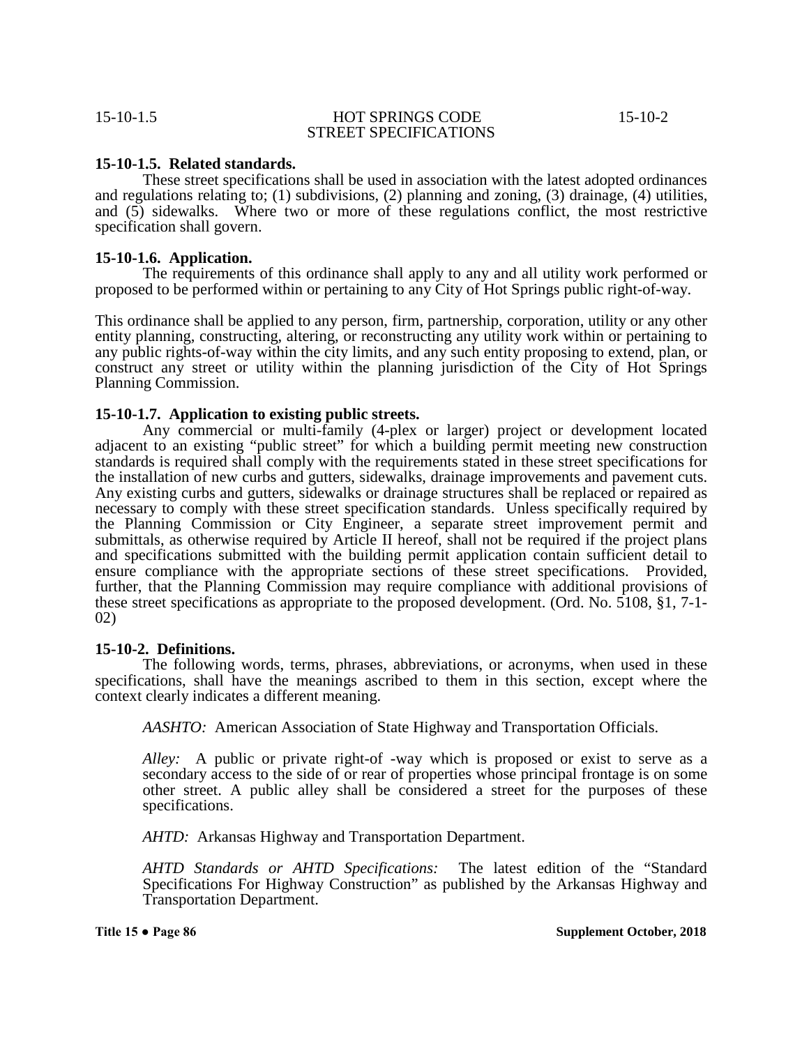**15-10-1.5. Related standards.**

These street specifications shall be used in association with the latest adopted ordinances and regulations relating to; (1) subdivisions, (2) planning and zoning, (3) drainage, (4) utilities, and (5) sidewalks. Where two or more of these regulations conflict, the most restrictive specification shall govern.

**15-10-1.6. Application.**

The requirements of this ordinance shall apply to any and all utility work performed or proposed to be performed within or pertaining to any City of Hot Springs public right-of-way.

This ordinance shall be applied to any person, firm, partnership, corporation, utility or any other entity planning, constructing, altering, or reconstructing any utility work within or pertaining to any public rights-of-way within the city limits, and any such entity proposing to extend, plan, or construct any street or utility within the planning jurisdiction of the City of Hot Springs Planning Commission.

**15-10-1.7. Application to existing public streets.**

Any commercial or multi-family (4-plex or larger) project or development located adjacent to an existing "public street" for which a building permit meeting new construction standards is required shall comply with the requirements stated in these street specifications for the installation of new curbs and gutters, sidewalks, drainage improvements and pavement cuts. Any existing curbs and gutters, sidewalks or drainage structures shall be replaced or repaired as necessary to comply with these street specification standards. Unless specifically required by the Planning Commission or City Engineer, a separate street improvement permit and submittals, as otherwise required by Article II hereof, shall not be required if the project plans and specifications submitted with the building permit application contain sufficient detail to ensure compliance with the appropriate sections of these street specifications. Provided, further, that the Planning Commission may require compliance with additional provisions of these street specifications as appropriate to the proposed development. (Ord. No. 5108, §1, 7-1-02)

**15-10-2. Definitions.**

The following words, terms, phrases, abbreviations, or acronyms, when used in these specifications, shall have the meanings ascribed to them in this section, except where the context clearly indicates a different meaning.

*AASHTO:* American Association of State Highway and Transportation Officials.

*Alley:* A public or private right-of -way which is proposed or exist to serve as a secondary access to the side of or rear of properties whose principal frontage is on some other street. A public alley shall be considered a street for the purposes of these specifications.

*AHTD:* Arkansas Highway and Transportation Department.

*AHTD Standards or AHTD Specifications:* The latest edition of the "Standard Specifications For Highway Construction" as published by the Arkansas Highway and Transportation Department.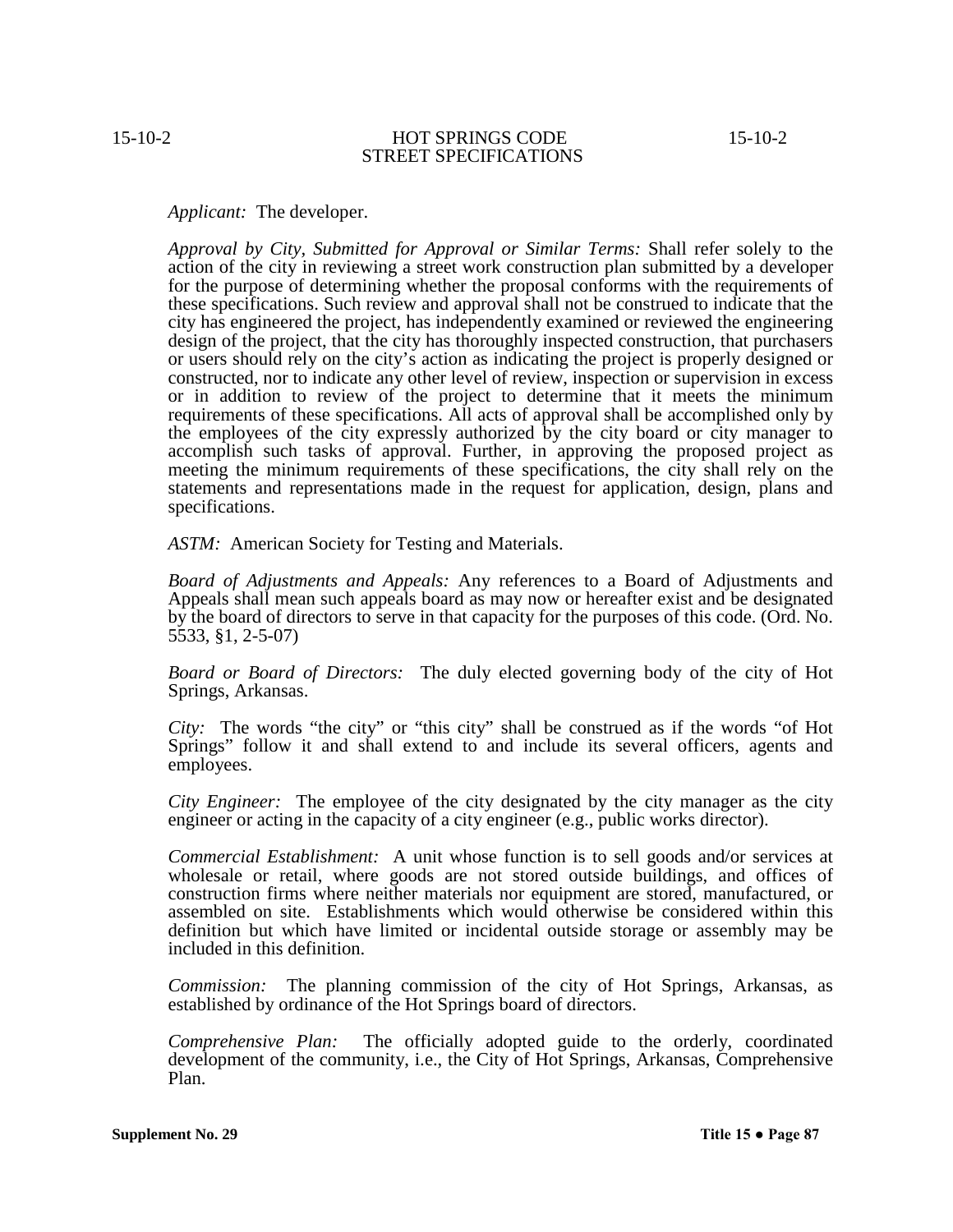*Applicant:* The developer.

*Approval by City, Submitted for Approval or Similar Terms:* Shall refer solely to the action of the city in reviewing a street work construction plan submitted by a developer for the purpose of determining whether the proposal conforms with the requirements of these specifications. Such review and approval shall not be construed to indicate that the city has engineered the project, has independently examined or reviewed the engineering design of the project, that the city has thoroughly inspected construction, that purchasers or users should rely on the city's action as indicating the project is properly designed or constructed, nor to indicate any other level of review, inspection or supervision in excess or in addition to review of the project to determine that it meets the minimum requirements of these specifications. All acts of approval shall be accomplished only by the employees of the city expressly authorized by the city board or city manager to accomplish such tasks of approval. Further, in approving the proposed project as meeting the minimum requirements of these specifications, the city shall rely on the statements and representations made in the request for application, design, plans and specifications.

*ASTM:* American Society for Testing and Materials.

*Board of Adjustments and Appeals:* Any references to a Board of Adjustments and Appeals shall mean such appeals board as may now or hereafter exist and be designated by the board of directors to serve in that capacity for the purposes of this code. (Ord. No. 5533, §1, 2-5-07)

*Board or Board of Directors:* The duly elected governing body of the city of Hot Springs, Arkansas.

*City:* The words "the city" or "this city" shall be construed as if the words "of Hot Springs" follow it and shall extend to and include its several officers, agents and employees.

*City Engineer:* The employee of the city designated by the city manager as the city engineer or acting in the capacity of a city engineer (e.g., public works director).

*Commercial Establishment:* A unit whose function is to sell goods and/or services at wholesale or retail, where goods are not stored outside buildings, and offices of construction firms where neither materials nor equipment are stored, manufactured, or assembled on site. Establishments which would otherwise be considered within this definition but which have limited or incidental outside storage or assembly may be included in this definition.

*Commission:* The planning commission of the city of Hot Springs, Arkansas, as established by ordinance of the Hot Springs board of directors.

*Comprehensive Plan:* The officially adopted guide to the orderly, coordinated development of the community, i.e., the City of Hot Springs, Arkansas, Comprehensive Plan.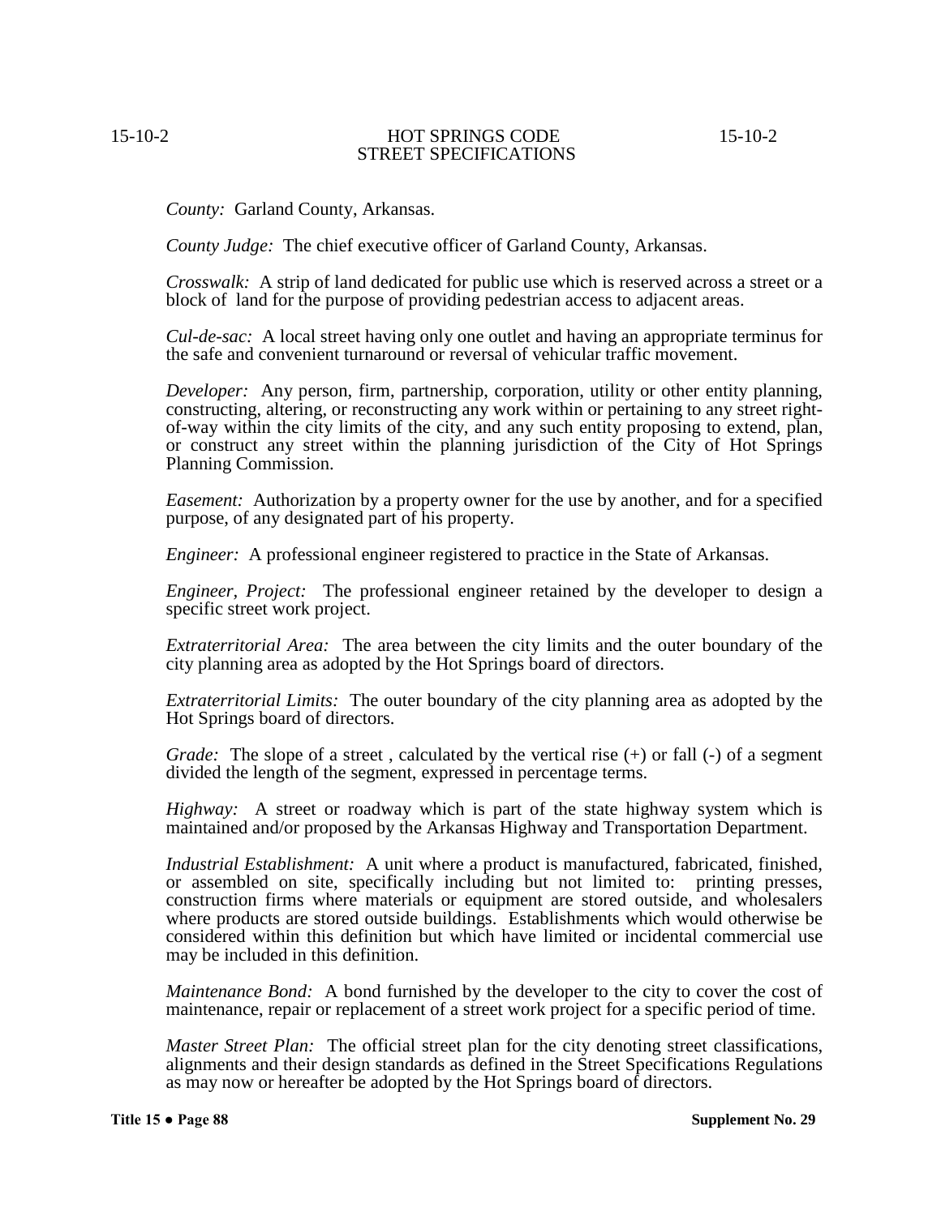*County:* Garland County, Arkansas.

*County Judge:* The chief executive officer of Garland County, Arkansas.

*Crosswalk:* A strip of land dedicated for public use which is reserved across a street or a block of land for the purpose of providing pedestrian access to adjacent areas.

*Cul-de-sac:* A local street having only one outlet and having an appropriate terminus for the safe and convenient turnaround or reversal of vehicular traffic movement.

*Developer:* Any person, firm, partnership, corporation, utility or other entity planning, constructing, altering, or reconstructing any work within or pertaining to any street right-of-way within the city limits of the city, and any such entity proposing to extend, plan, or construct any street within the planning jurisdiction of the City of Hot Springs Planning Commission.

*Easement:* Authorization by a property owner for the use by another, and for a specified purpose, of any designated part of his property.

*Engineer:* A professional engineer registered to practice in the State of Arkansas.

*Engineer, Project:* The professional engineer retained by the developer to design a specific street work project.

*Extraterritorial Area:* The area between the city limits and the outer boundary of the city planning area as adopted by the Hot Springs board of directors.

*Extraterritorial Limits:* The outer boundary of the city planning area as adopted by the Hot Springs board of directors.

*Grade:* The slope of a street , calculated by the vertical rise (+) or fall (-) of a segment divided the length of the segment, expressed in percentage terms.

*Highway:* A street or roadway which is part of the state highway system which is maintained and/or proposed by the Arkansas Highway and Transportation Department.

*Industrial Establishment:* A unit where a product is manufactured, fabricated, finished, or assembled on site, specifically including but not limited to: printing presses, construction firms where materials or equipment are stored outside, and wholesalers where products are stored outside buildings. Establishments which would otherwise be considered within this definition but which have limited or incidental commercial use may be included in this definition.

*Maintenance Bond:* A bond furnished by the developer to the city to cover the cost of maintenance, repair or replacement of a street work project for a specific period of time.

*Master Street Plan:* The official street plan for the city denoting street classifications, alignments and their design standards as defined in the Street Specifications Regulations as may now or hereafter be adopted by the Hot Springs board of directors.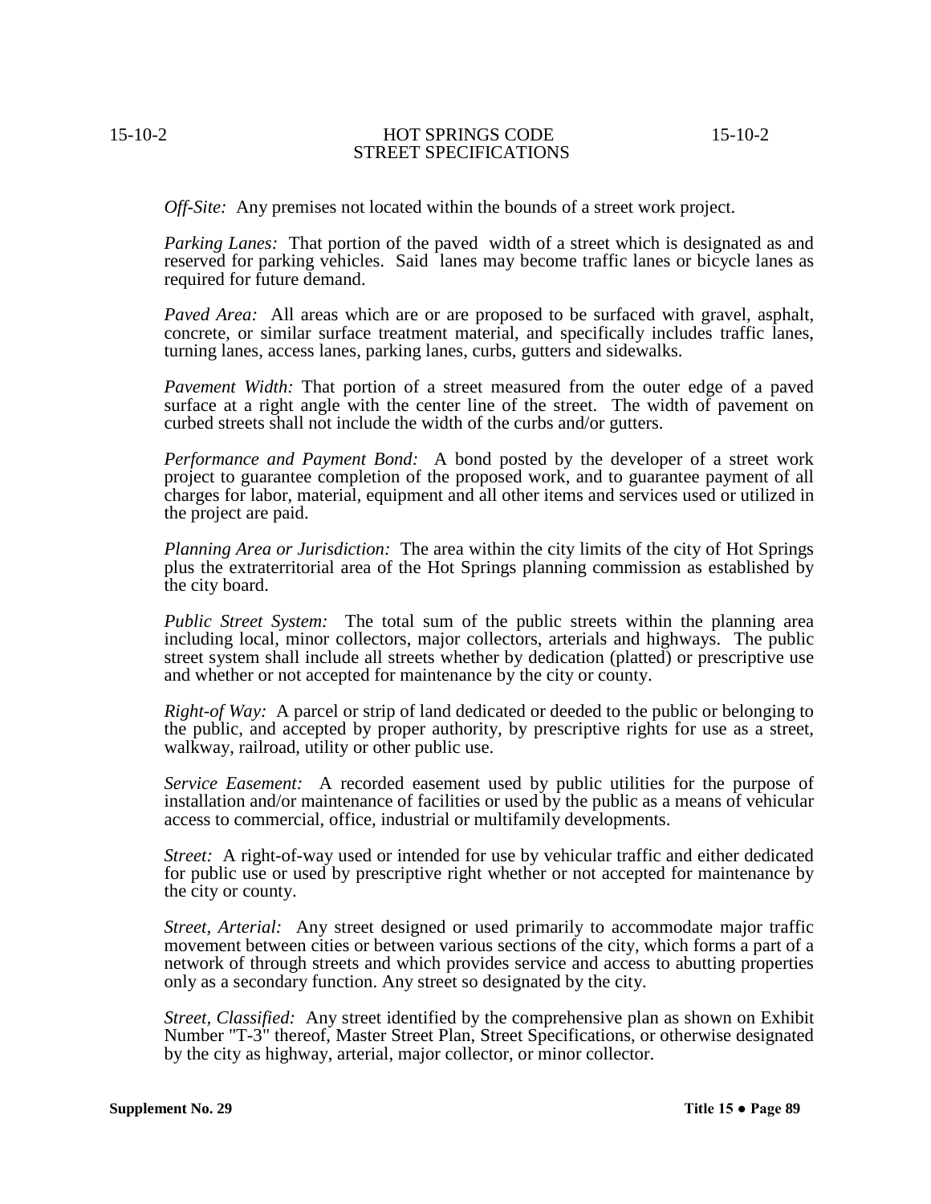*Off-Site:* Any premises not located within the bounds of a street work project.

*Parking Lanes:* That portion of the paved width of a street which is designated as and reserved for parking vehicles. Said lanes may become traffic lanes or bicycle lanes as required for future demand.

*Paved Area:* All areas which are or are proposed to be surfaced with gravel, asphalt, concrete, or similar surface treatment material, and specifically includes traffic lanes, turning lanes, access lanes, parking lanes, curbs, gutters and sidewalks.

*Pavement Width:* That portion of a street measured from the outer edge of a paved surface at a right angle with the center line of the street. The width of pavement on curbed streets shall not include the width of the curbs and/or gutters.

*Performance and Payment Bond:* A bond posted by the developer of a street work project to guarantee completion of the proposed work, and to guarantee payment of all charges for labor, material, equipment and all other items and services used or utilized in the project are paid.

*Planning Area or Jurisdiction:* The area within the city limits of the city of Hot Springs plus the extraterritorial area of the Hot Springs planning commission as established by the city board.

*Public Street System:* The total sum of the public streets within the planning area including local, minor collectors, major collectors, arterials and highways. The public street system shall include all streets whether by dedication (platted) or prescriptive use and whether or not accepted for maintenance by the city or county.

*Right-of Way:* A parcel or strip of land dedicated or deeded to the public or belonging to the public, and accepted by proper authority, by prescriptive rights for use as a street, walkway, railroad, utility or other public use.

*Service Easement:* A recorded easement used by public utilities for the purpose of installation and/or maintenance of facilities or used by the public as a means of vehicular access to commercial, office, industrial or multifamily developments.

*Street:* A right-of-way used or intended for use by vehicular traffic and either dedicated for public use or used by prescriptive right whether or not accepted for maintenance by the city or county.

*Street, Arterial:* Any street designed or used primarily to accommodate major traffic movement between cities or between various sections of the city, which forms a part of a network of through streets and which provides service and access to abutting properties only as a secondary function. Any street so designated by the city.

*Street, Classified:* Any street identified by the comprehensive plan as shown on Exhibit Number "T-3" thereof, Master Street Plan, Street Specifications, or otherwise designated by the city as highway, arterial, major collector, or minor collector.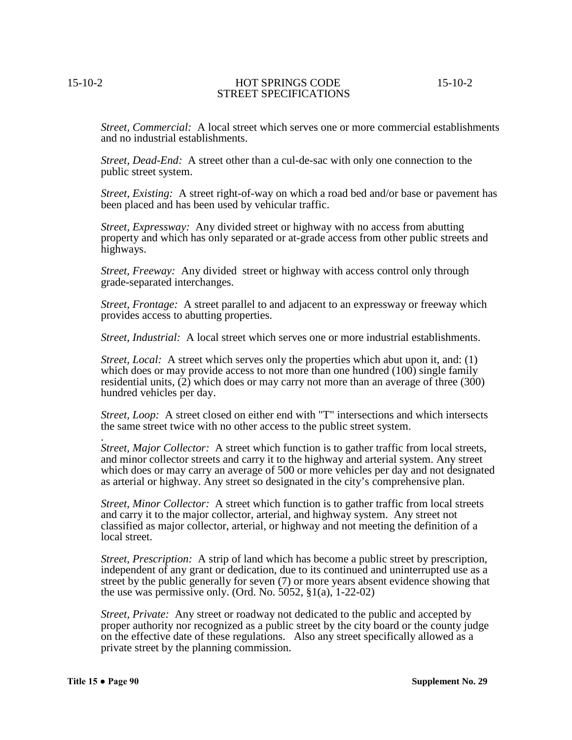*Street, Commercial:* A local street which serves one or more commercial establishments and no industrial establishments.

*Street, Dead-End:* A street other than a cul-de-sac with only one connection to the public street system.

*Street, Existing:* A street right-of-way on which a road bed and/or base or pavement has been placed and has been used by vehicular traffic.

*Street, Expressway:* Any divided street or highway with no access from abutting property and which has only separated or at-grade access from other public streets and highways.

*Street, Freeway:* Any divided street or highway with access control only through grade-separated interchanges.

*Street, Frontage:* A street parallel to and adjacent to an expressway or freeway which provides access to abutting properties.

*Street, Industrial:* A local street which serves one or more industrial establishments.

*Street, Local:* A street which serves only the properties which abut upon it, and: (1) which does or may provide access to not more than one hundred (100) single family residential units, (2) which does or may carry not more than an average of three (300) hundred vehicles per day.

*Street, Loop:* A street closed on either end with "T" intersections and which intersects the same street twice with no other access to the public street system.

.
*Street, Major Collector:* A street which function is to gather traffic from local streets, and minor collector streets and carry it to the highway and arterial system. Any street which does or may carry an average of 500 or more vehicles per day and not designated as arterial or highway. Any street so designated in the city's comprehensive plan.

*Street, Minor Collector:* A street which function is to gather traffic from local streets and carry it to the major collector, arterial, and highway system. Any street not classified as major collector, arterial, or highway and not meeting the definition of a local street.

*Street, Prescription:* A strip of land which has become a public street by prescription, independent of any grant or dedication, due to its continued and uninterrupted use as a street by the public generally for seven (7) or more years absent evidence showing that the use was permissive only. (Ord. No. 5052, §1(a), 1-22-02)

*Street, Private:* Any street or roadway not dedicated to the public and accepted by proper authority nor recognized as a public street by the city board or the county judge on the effective date of these regulations. Also any street specifically allowed as a private street by the planning commission.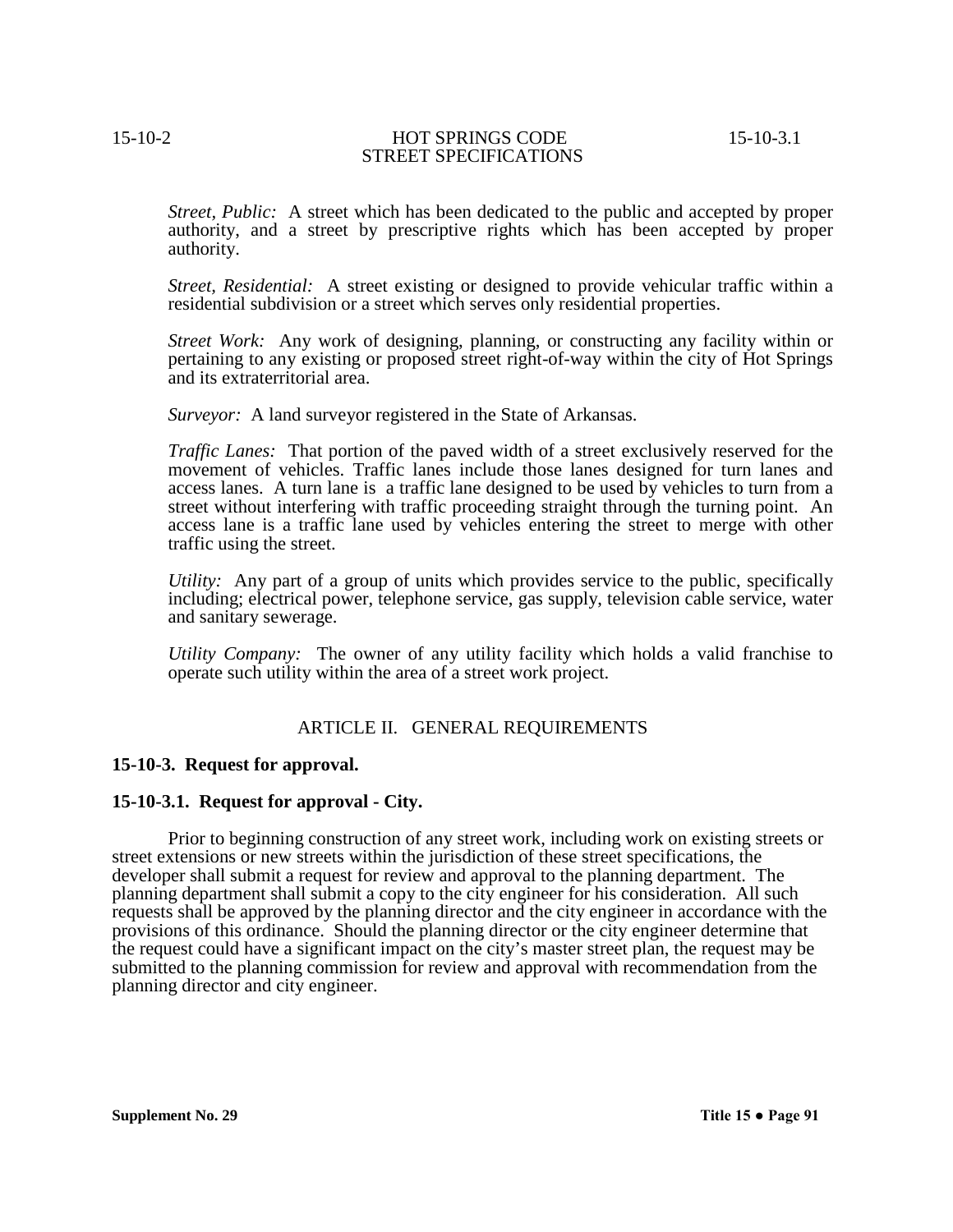*Street, Public:* A street which has been dedicated to the public and accepted by proper authority, and a street by prescriptive rights which has been accepted by proper authority.

*Street, Residential:* A street existing or designed to provide vehicular traffic within a residential subdivision or a street which serves only residential properties.

*Street Work:* Any work of designing, planning, or constructing any facility within or pertaining to any existing or proposed street right-of-way within the city of Hot Springs and its extraterritorial area.

*Surveyor:* A land surveyor registered in the State of Arkansas.

*Traffic Lanes:* That portion of the paved width of a street exclusively reserved for the movement of vehicles. Traffic lanes include those lanes designed for turn lanes and access lanes. A turn lane is a traffic lane designed to be used by vehicles to turn from a street without interfering with traffic proceeding straight through the turning point. An access lane is a traffic lane used by vehicles entering the street to merge with other traffic using the street.

*Utility:* Any part of a group of units which provides service to the public, specifically including; electrical power, telephone service, gas supply, television cable service, water and sanitary sewerage.

*Utility Company:* The owner of any utility facility which holds a valid franchise to operate such utility within the area of a street work project.

## ARTICLE II. GENERAL REQUIREMENTS

### 15-10-3. Request for approval.

### 15-10-3.1. Request for approval - City.

Prior to beginning construction of any street work, including work on existing streets or street extensions or new streets within the jurisdiction of these street specifications, the developer shall submit a request for review and approval to the planning department. The planning department shall submit a copy to the city engineer for his consideration. All such requests shall be approved by the planning director and the city engineer in accordance with the provisions of this ordinance. Should the planning director or the city engineer determine that the request could have a significant impact on the city's master street plan, the request may be submitted to the planning commission for review and approval with recommendation from the planning director and city engineer.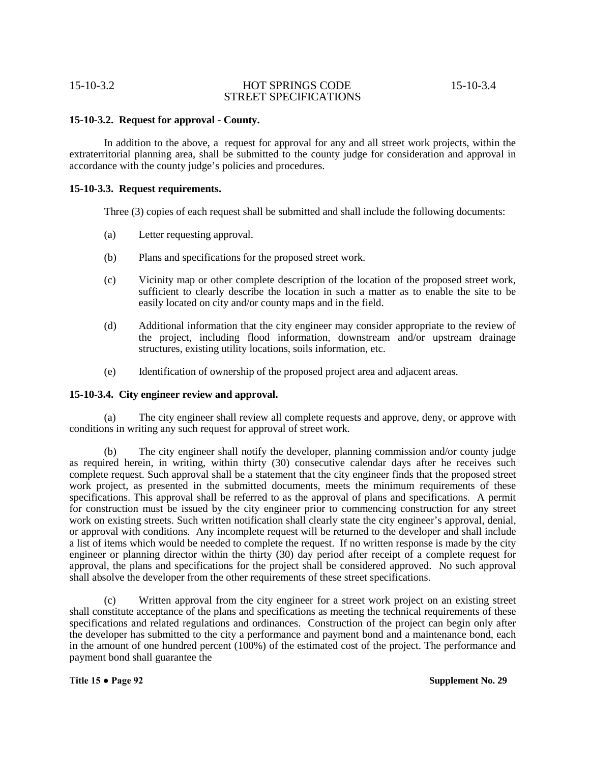**15-10-3.2. Request for approval - County.**

In addition to the above, a request for approval for any and all street work projects, within the extraterritorial planning area, shall be submitted to the county judge for consideration and approval in accordance with the county judge's policies and procedures.

**15-10-3.3. Request requirements.**

Three (3) copies of each request shall be submitted and shall include the following documents:

(a) Letter requesting approval.

(b) Plans and specifications for the proposed street work.

(c) Vicinity map or other complete description of the location of the proposed street work, sufficient to clearly describe the location in such a matter as to enable the site to be easily located on city and/or county maps and in the field.

(d) Additional information that the city engineer may consider appropriate to the review of the project, including flood information, downstream and/or upstream drainage structures, existing utility locations, soils information, etc.

(e) Identification of ownership of the proposed project area and adjacent areas.

**15-10-3.4. City engineer review and approval.**

(a) The city engineer shall review all complete requests and approve, deny, or approve with conditions in writing any such request for approval of street work.

(b) The city engineer shall notify the developer, planning commission and/or county judge as required herein, in writing, within thirty (30) consecutive calendar days after he receives such complete request. Such approval shall be a statement that the city engineer finds that the proposed street work project, as presented in the submitted documents, meets the minimum requirements of these specifications. This approval shall be referred to as the approval of plans and specifications. A permit for construction must be issued by the city engineer prior to commencing construction for any street work on existing streets. Such written notification shall clearly state the city engineer's approval, denial, or approval with conditions. Any incomplete request will be returned to the developer and shall include a list of items which would be needed to complete the request. If no written response is made by the city engineer or planning director within the thirty (30) day period after receipt of a complete request for approval, the plans and specifications for the project shall be considered approved. No such approval shall absolve the developer from the other requirements of these street specifications.

(c) Written approval from the city engineer for a street work project on an existing street shall constitute acceptance of the plans and specifications as meeting the technical requirements of these specifications and related regulations and ordinances. Construction of the project can begin only after the developer has submitted to the city a performance and payment bond and a maintenance bond, each in the amount of one hundred percent (100%) of the estimated cost of the project. The performance and payment bond shall guarantee the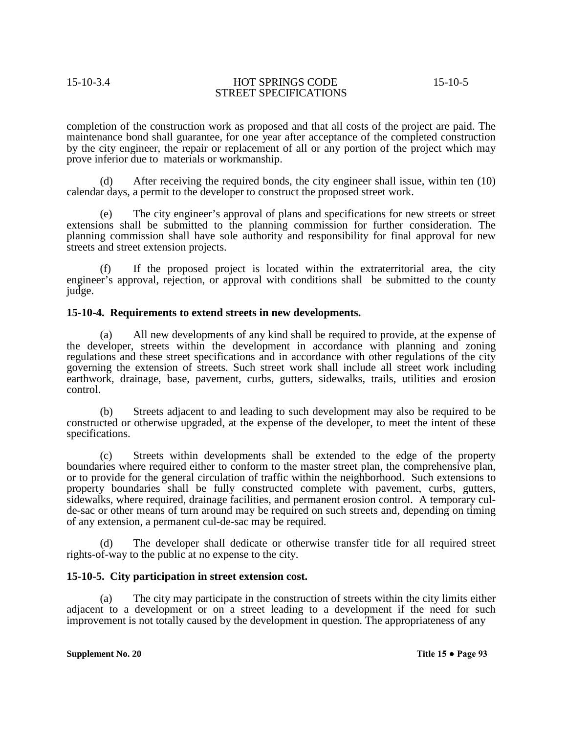completion of the construction work as proposed and that all costs of the project are paid. The maintenance bond shall guarantee, for one year after acceptance of the completed construction by the city engineer, the repair or replacement of all or any portion of the project which may prove inferior due to materials or workmanship.

(d) After receiving the required bonds, the city engineer shall issue, within ten (10) calendar days, a permit to the developer to construct the proposed street work.

(e) The city engineer's approval of plans and specifications for new streets or street extensions shall be submitted to the planning commission for further consideration. The planning commission shall have sole authority and responsibility for final approval for new streets and street extension projects.

(f) If the proposed project is located within the extraterritorial area, the city engineer's approval, rejection, or approval with conditions shall be submitted to the county judge.

**15-10-4. Requirements to extend streets in new developments.**

(a) All new developments of any kind shall be required to provide, at the expense of the developer, streets within the development in accordance with planning and zoning regulations and these street specifications and in accordance with other regulations of the city governing the extension of streets. Such street work shall include all street work including earthwork, drainage, base, pavement, curbs, gutters, sidewalks, trails, utilities and erosion control.

(b) Streets adjacent to and leading to such development may also be required to be constructed or otherwise upgraded, at the expense of the developer, to meet the intent of these specifications.

(c) Streets within developments shall be extended to the edge of the property boundaries where required either to conform to the master street plan, the comprehensive plan, or to provide for the general circulation of traffic within the neighborhood. Such extensions to property boundaries shall be fully constructed complete with pavement, curbs, gutters, sidewalks, where required, drainage facilities, and permanent erosion control. A temporary cul-de-sac or other means of turn around may be required on such streets and, depending on timing of any extension, a permanent cul-de-sac may be required.

(d) The developer shall dedicate or otherwise transfer title for all required street rights-of-way to the public at no expense to the city.

**15-10-5. City participation in street extension cost.**

(a) The city may participate in the construction of streets within the city limits either adjacent to a development or on a street leading to a development if the need for such improvement is not totally caused by the development in question. The appropriateness of any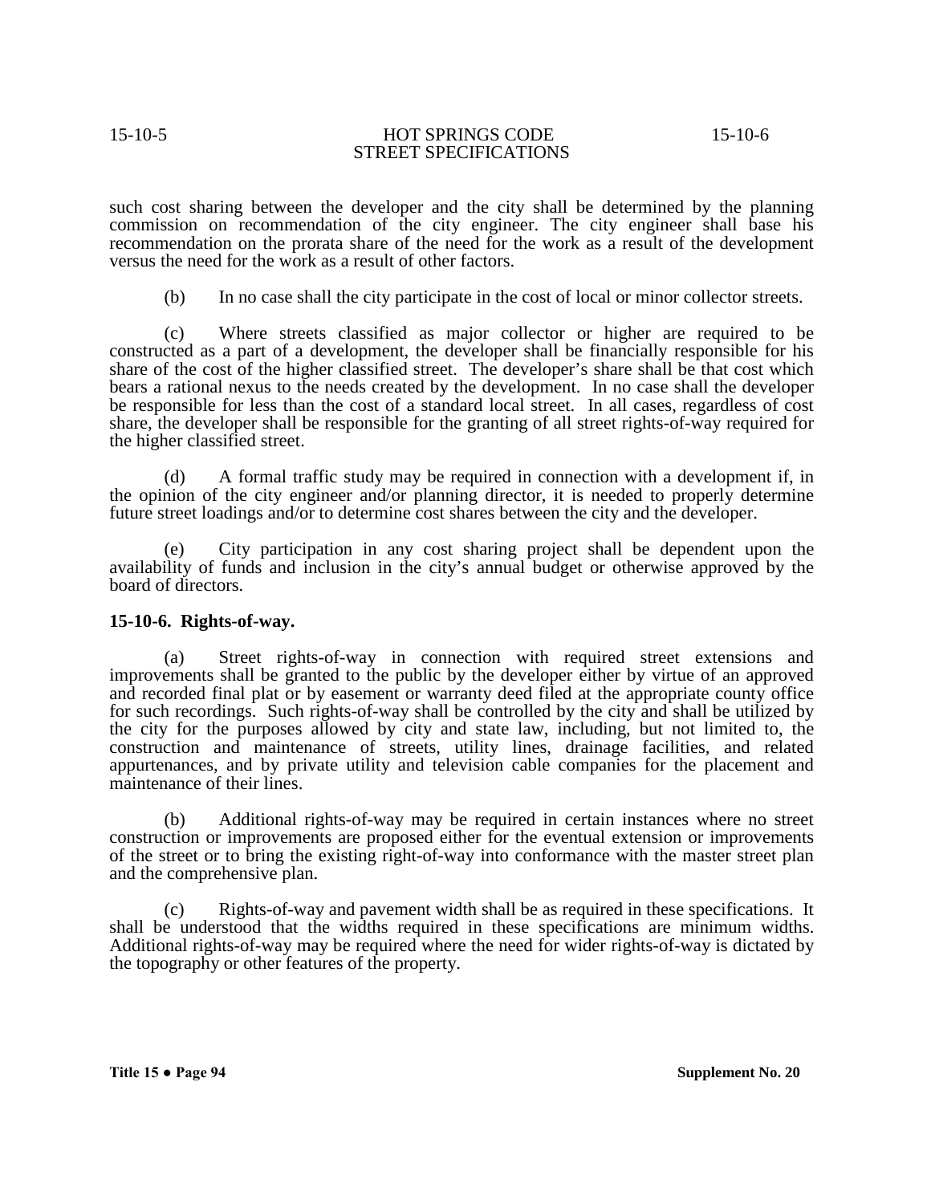such cost sharing between the developer and the city shall be determined by the planning commission on recommendation of the city engineer. The city engineer shall base his recommendation on the prorata share of the need for the work as a result of the development versus the need for the work as a result of other factors.

(b) In no case shall the city participate in the cost of local or minor collector streets.

(c) Where streets classified as major collector or higher are required to be constructed as a part of a development, the developer shall be financially responsible for his share of the cost of the higher classified street. The developer's share shall be that cost which bears a rational nexus to the needs created by the development. In no case shall the developer be responsible for less than the cost of a standard local street. In all cases, regardless of cost share, the developer shall be responsible for the granting of all street rights-of-way required for the higher classified street.

(d) A formal traffic study may be required in connection with a development if, in the opinion of the city engineer and/or planning director, it is needed to properly determine future street loadings and/or to determine cost shares between the city and the developer.

(e) City participation in any cost sharing project shall be dependent upon the availability of funds and inclusion in the city's annual budget or otherwise approved by the board of directors.

**15-10-6. Rights-of-way.**

(a) Street rights-of-way in connection with required street extensions and improvements shall be granted to the public by the developer either by virtue of an approved and recorded final plat or by easement or warranty deed filed at the appropriate county office for such recordings. Such rights-of-way shall be controlled by the city and shall be utilized by the city for the purposes allowed by city and state law, including, but not limited to, the construction and maintenance of streets, utility lines, drainage facilities, and related appurtenances, and by private utility and television cable companies for the placement and maintenance of their lines.

(b) Additional rights-of-way may be required in certain instances where no street construction or improvements are proposed either for the eventual extension or improvements of the street or to bring the existing right-of-way into conformance with the master street plan and the comprehensive plan.

(c) Rights-of-way and pavement width shall be as required in these specifications. It shall be understood that the widths required in these specifications are minimum widths. Additional rights-of-way may be required where the need for wider rights-of-way is dictated by the topography or other features of the property.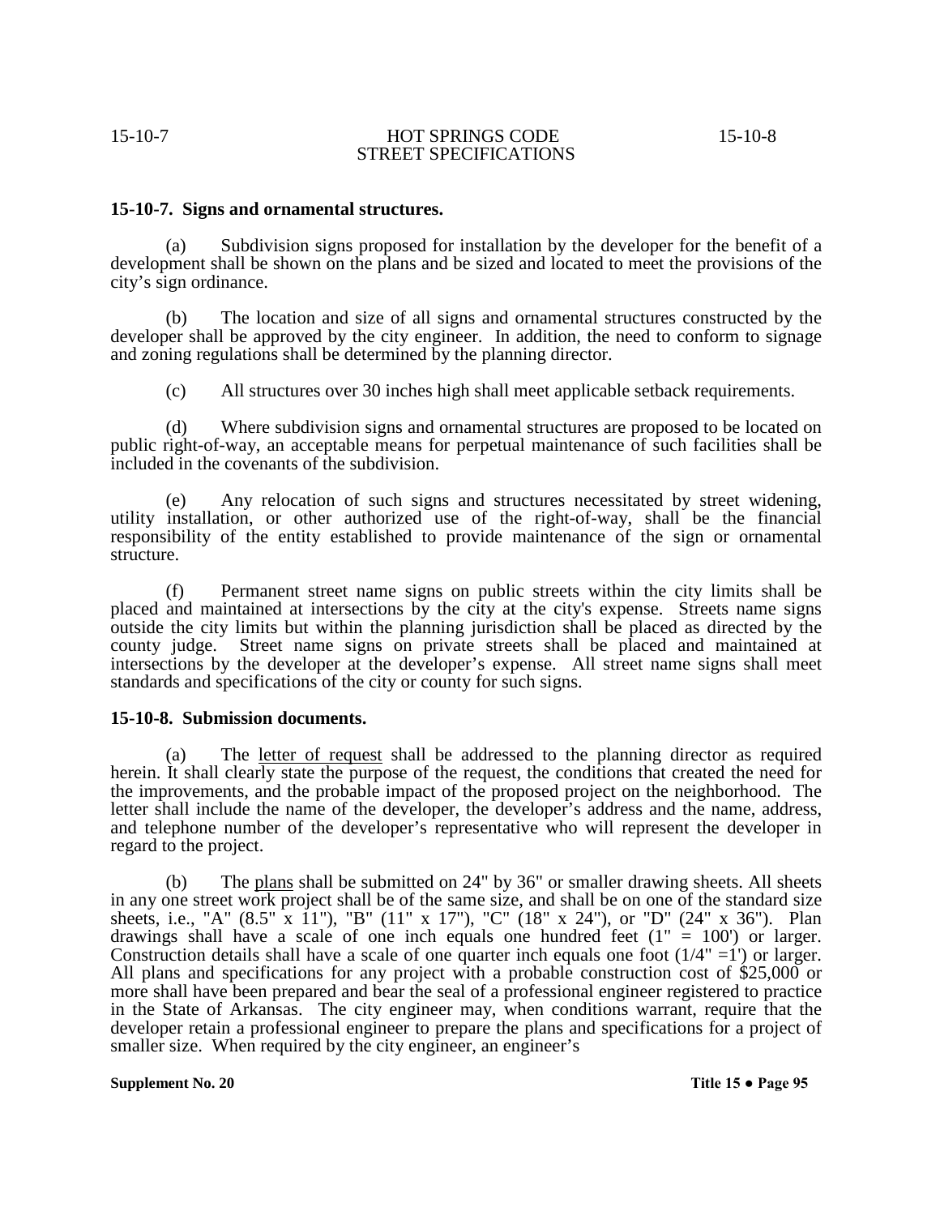**15-10-7. Signs and ornamental structures.**

(a) Subdivision signs proposed for installation by the developer for the benefit of a development shall be shown on the plans and be sized and located to meet the provisions of the city's sign ordinance.

(b) The location and size of all signs and ornamental structures constructed by the developer shall be approved by the city engineer. In addition, the need to conform to signage and zoning regulations shall be determined by the planning director.

(c) All structures over 30 inches high shall meet applicable setback requirements.

(d) Where subdivision signs and ornamental structures are proposed to be located on public right-of-way, an acceptable means for perpetual maintenance of such facilities shall be included in the covenants of the subdivision.

(e) Any relocation of such signs and structures necessitated by street widening, utility installation, or other authorized use of the right-of-way, shall be the financial responsibility of the entity established to provide maintenance of the sign or ornamental structure.

(f) Permanent street name signs on public streets within the city limits shall be placed and maintained at intersections by the city at the city's expense. Streets name signs outside the city limits but within the planning jurisdiction shall be placed as directed by the county judge. Street name signs on private streets shall be placed and maintained at intersections by the developer at the developer's expense. All street name signs shall meet standards and specifications of the city or county for such signs.

**15-10-8. Submission documents.**

(a) The letter of request shall be addressed to the planning director as required herein. It shall clearly state the purpose of the request, the conditions that created the need for the improvements, and the probable impact of the proposed project on the neighborhood. The letter shall include the name of the developer, the developer's address and the name, address, and telephone number of the developer's representative who will represent the developer in regard to the project.

(b) The plans shall be submitted on 24" by 36" or smaller drawing sheets. All sheets in any one street work project shall be of the same size, and shall be on one of the standard size sheets, i.e., "A" (8.5" x 11"), "B" (11" x 17"), "C" (18" x 24"), or "D" (24" x 36"). Plan drawings shall have a scale of one inch equals one hundred feet (1" = 100') or larger. Construction details shall have a scale of one quarter inch equals one foot (1/4" =1') or larger. All plans and specifications for any project with a probable construction cost of $25,000 or more shall have been prepared and bear the seal of a professional engineer registered to practice in the State of Arkansas. The city engineer may, when conditions warrant, require that the developer retain a professional engineer to prepare the plans and specifications for a project of smaller size. When required by the city engineer, an engineer's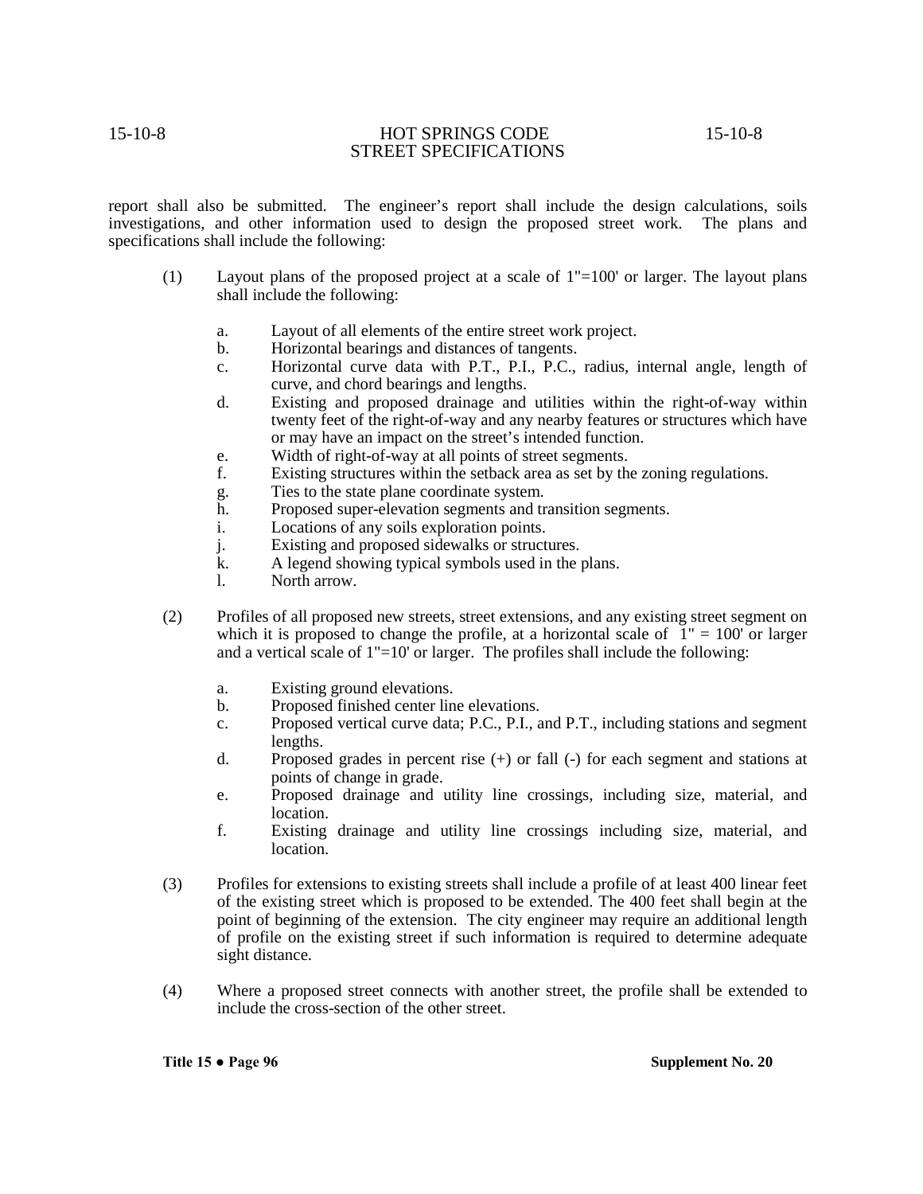report shall also be submitted. The engineer's report shall include the design calculations, soils investigations, and other information used to design the proposed street work. The plans and specifications shall include the following:

(1) Layout plans of the proposed project at a scale of 1"=100' or larger. The layout plans shall include the following:

a. Layout of all elements of the entire street work project.
b. Horizontal bearings and distances of tangents.
c. Horizontal curve data with P.T., P.I., P.C., radius, internal angle, length of curve, and chord bearings and lengths.
d. Existing and proposed drainage and utilities within the right-of-way within twenty feet of the right-of-way and any nearby features or structures which have or may have an impact on the street's intended function.
e. Width of right-of-way at all points of street segments.
f. Existing structures within the setback area as set by the zoning regulations.
g. Ties to the state plane coordinate system.
h. Proposed super-elevation segments and transition segments.
i. Locations of any soils exploration points.
j. Existing and proposed sidewalks or structures.
k. A legend showing typical symbols used in the plans.
l. North arrow.

(2) Profiles of all proposed new streets, street extensions, and any existing street segment on which it is proposed to change the profile, at a horizontal scale of 1" = 100' or larger and a vertical scale of 1"=10' or larger. The profiles shall include the following:

a. Existing ground elevations.
b. Proposed finished center line elevations.
c. Proposed vertical curve data; P.C., P.I., and P.T., including stations and segment lengths.
d. Proposed grades in percent rise (+) or fall (-) for each segment and stations at points of change in grade.
e. Proposed drainage and utility line crossings, including size, material, and location.
f. Existing drainage and utility line crossings including size, material, and location.

(3) Profiles for extensions to existing streets shall include a profile of at least 400 linear feet of the existing street which is proposed to be extended. The 400 feet shall begin at the point of beginning of the extension. The city engineer may require an additional length of profile on the existing street if such information is required to determine adequate sight distance.

(4) Where a proposed street connects with another street, the profile shall be extended to include the cross-section of the other street.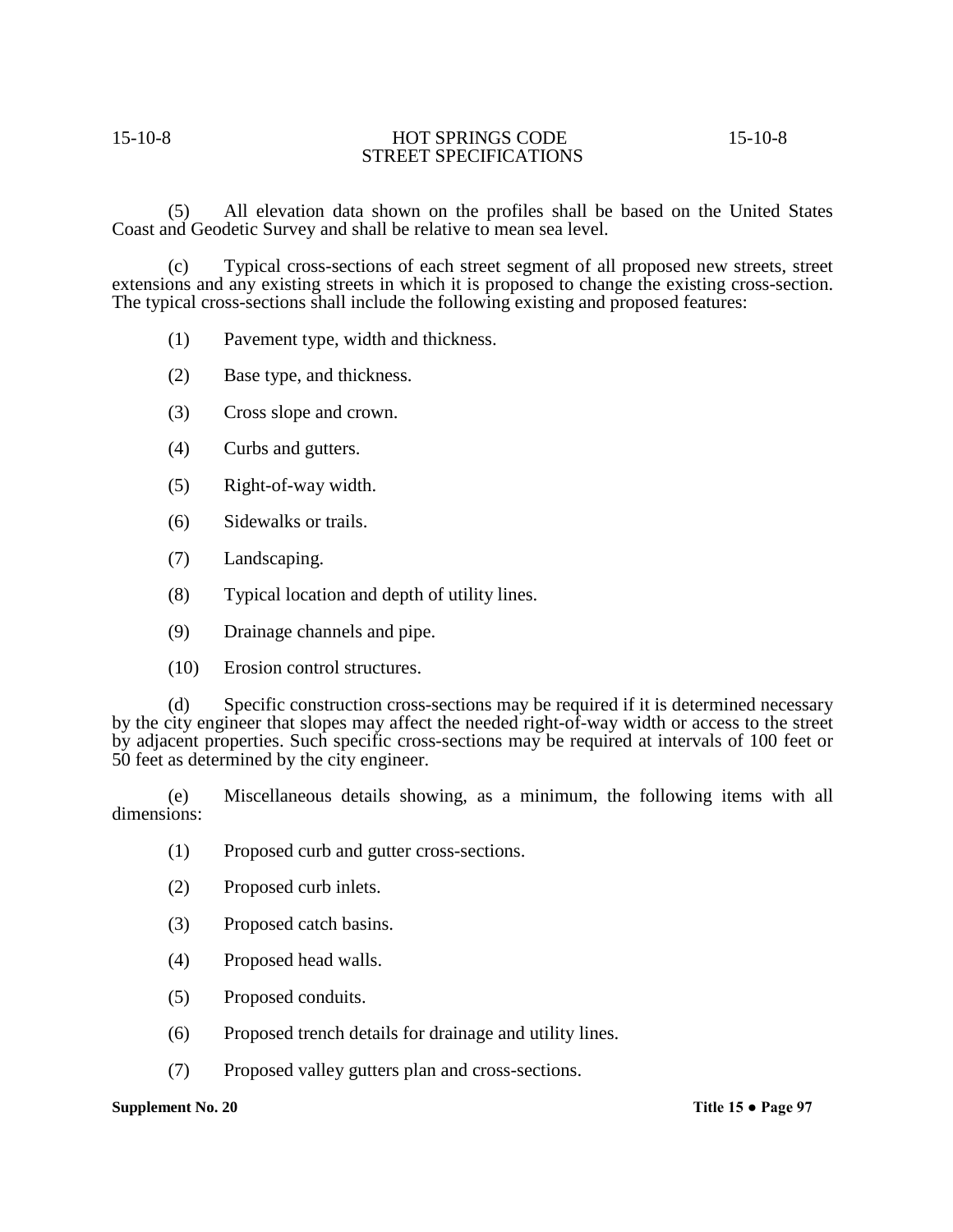(5) All elevation data shown on the profiles shall be based on the United States Coast and Geodetic Survey and shall be relative to mean sea level.

(c) Typical cross-sections of each street segment of all proposed new streets, street extensions and any existing streets in which it is proposed to change the existing cross-section. The typical cross-sections shall include the following existing and proposed features:

(1) Pavement type, width and thickness.

(2) Base type, and thickness.

(3) Cross slope and crown.

(4) Curbs and gutters.

(5) Right-of-way width.

(6) Sidewalks or trails.

(7) Landscaping.

(8) Typical location and depth of utility lines.

(9) Drainage channels and pipe.

(10) Erosion control structures.

(d) Specific construction cross-sections may be required if it is determined necessary by the city engineer that slopes may affect the needed right-of-way width or access to the street by adjacent properties. Such specific cross-sections may be required at intervals of 100 feet or 50 feet as determined by the city engineer.

(e) Miscellaneous details showing, as a minimum, the following items with all dimensions:

(1) Proposed curb and gutter cross-sections.

(2) Proposed curb inlets.

(3) Proposed catch basins.

(4) Proposed head walls.

(5) Proposed conduits.

(6) Proposed trench details for drainage and utility lines.

(7) Proposed valley gutters plan and cross-sections.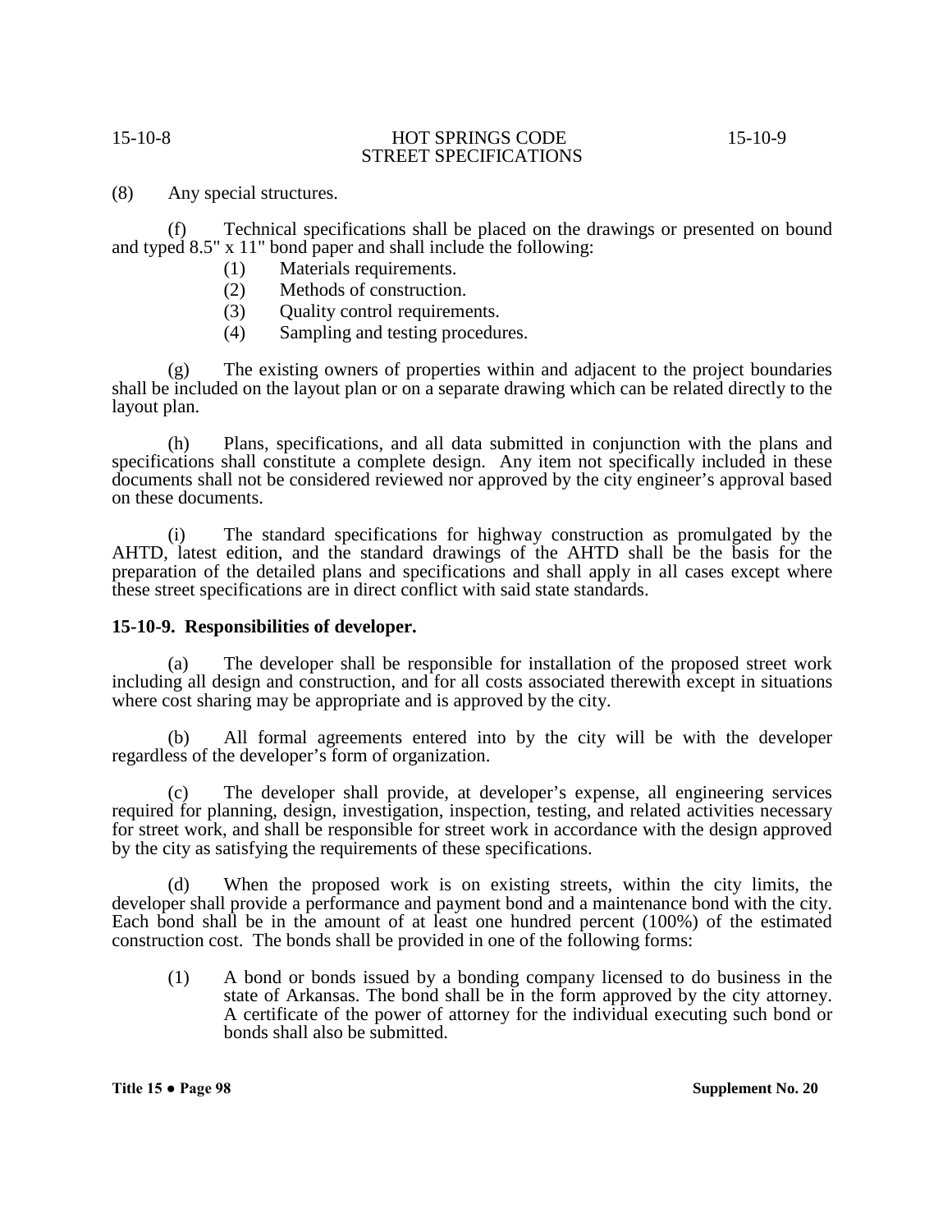(8) Any special structures.

(f) Technical specifications shall be placed on the drawings or presented on bound and typed 8.5" x 11" bond paper and shall include the following:

(1) Materials requirements.
(2) Methods of construction.
(3) Quality control requirements.
(4) Sampling and testing procedures.

(g) The existing owners of properties within and adjacent to the project boundaries shall be included on the layout plan or on a separate drawing which can be related directly to the layout plan.

(h) Plans, specifications, and all data submitted in conjunction with the plans and specifications shall constitute a complete design. Any item not specifically included in these documents shall not be considered reviewed nor approved by the city engineer's approval based on these documents.

(i) The standard specifications for highway construction as promulgated by the AHTD, latest edition, and the standard drawings of the AHTD shall be the basis for the preparation of the detailed plans and specifications and shall apply in all cases except where these street specifications are in direct conflict with said state standards.

**15-10-9. Responsibilities of developer.**

(a) The developer shall be responsible for installation of the proposed street work including all design and construction, and for all costs associated therewith except in situations where cost sharing may be appropriate and is approved by the city.

(b) All formal agreements entered into by the city will be with the developer regardless of the developer's form of organization.

(c) The developer shall provide, at developer's expense, all engineering services required for planning, design, investigation, inspection, testing, and related activities necessary for street work, and shall be responsible for street work in accordance with the design approved by the city as satisfying the requirements of these specifications.

(d) When the proposed work is on existing streets, within the city limits, the developer shall provide a performance and payment bond and a maintenance bond with the city. Each bond shall be in the amount of at least one hundred percent (100%) of the estimated construction cost. The bonds shall be provided in one of the following forms:

(1) A bond or bonds issued by a bonding company licensed to do business in the state of Arkansas. The bond shall be in the form approved by the city attorney. A certificate of the power of attorney for the individual executing such bond or bonds shall also be submitted.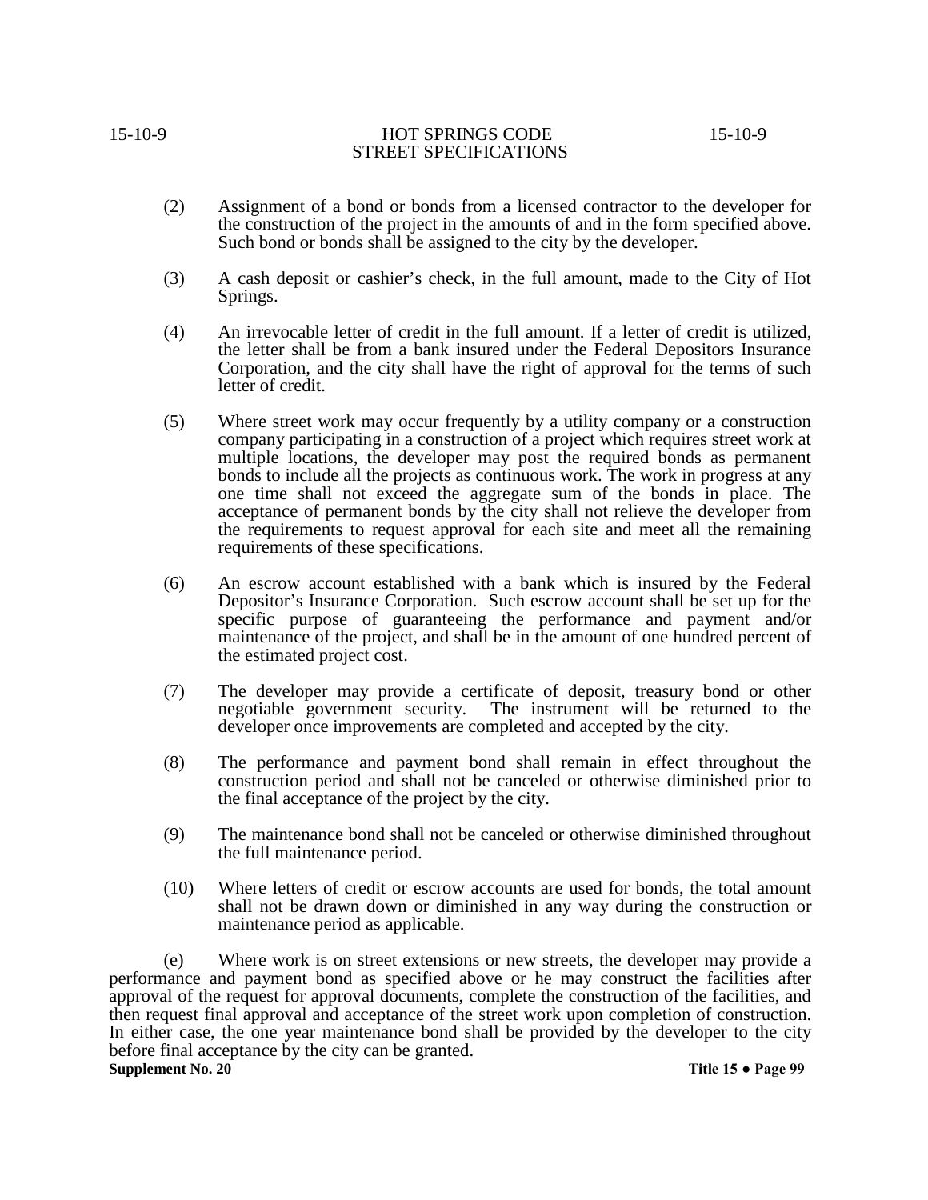(2) Assignment of a bond or bonds from a licensed contractor to the developer for the construction of the project in the amounts of and in the form specified above. Such bond or bonds shall be assigned to the city by the developer.

(3) A cash deposit or cashier's check, in the full amount, made to the City of Hot Springs.

(4) An irrevocable letter of credit in the full amount. If a letter of credit is utilized, the letter shall be from a bank insured under the Federal Depositors Insurance Corporation, and the city shall have the right of approval for the terms of such letter of credit.

(5) Where street work may occur frequently by a utility company or a construction company participating in a construction of a project which requires street work at multiple locations, the developer may post the required bonds as permanent bonds to include all the projects as continuous work. The work in progress at any one time shall not exceed the aggregate sum of the bonds in place. The acceptance of permanent bonds by the city shall not relieve the developer from the requirements to request approval for each site and meet all the remaining requirements of these specifications.

(6) An escrow account established with a bank which is insured by the Federal Depositor's Insurance Corporation. Such escrow account shall be set up for the specific purpose of guaranteeing the performance and payment and/or maintenance of the project, and shall be in the amount of one hundred percent of the estimated project cost.

(7) The developer may provide a certificate of deposit, treasury bond or other negotiable government security. The instrument will be returned to the developer once improvements are completed and accepted by the city.

(8) The performance and payment bond shall remain in effect throughout the construction period and shall not be canceled or otherwise diminished prior to the final acceptance of the project by the city.

(9) The maintenance bond shall not be canceled or otherwise diminished throughout the full maintenance period.

(10) Where letters of credit or escrow accounts are used for bonds, the total amount shall not be drawn down or diminished in any way during the construction or maintenance period as applicable.

(e) Where work is on street extensions or new streets, the developer may provide a performance and payment bond as specified above or he may construct the facilities after approval of the request for approval documents, complete the construction of the facilities, and then request final approval and acceptance of the street work upon completion of construction. In either case, the one year maintenance bond shall be provided by the developer to the city before final acceptance by the city can be granted.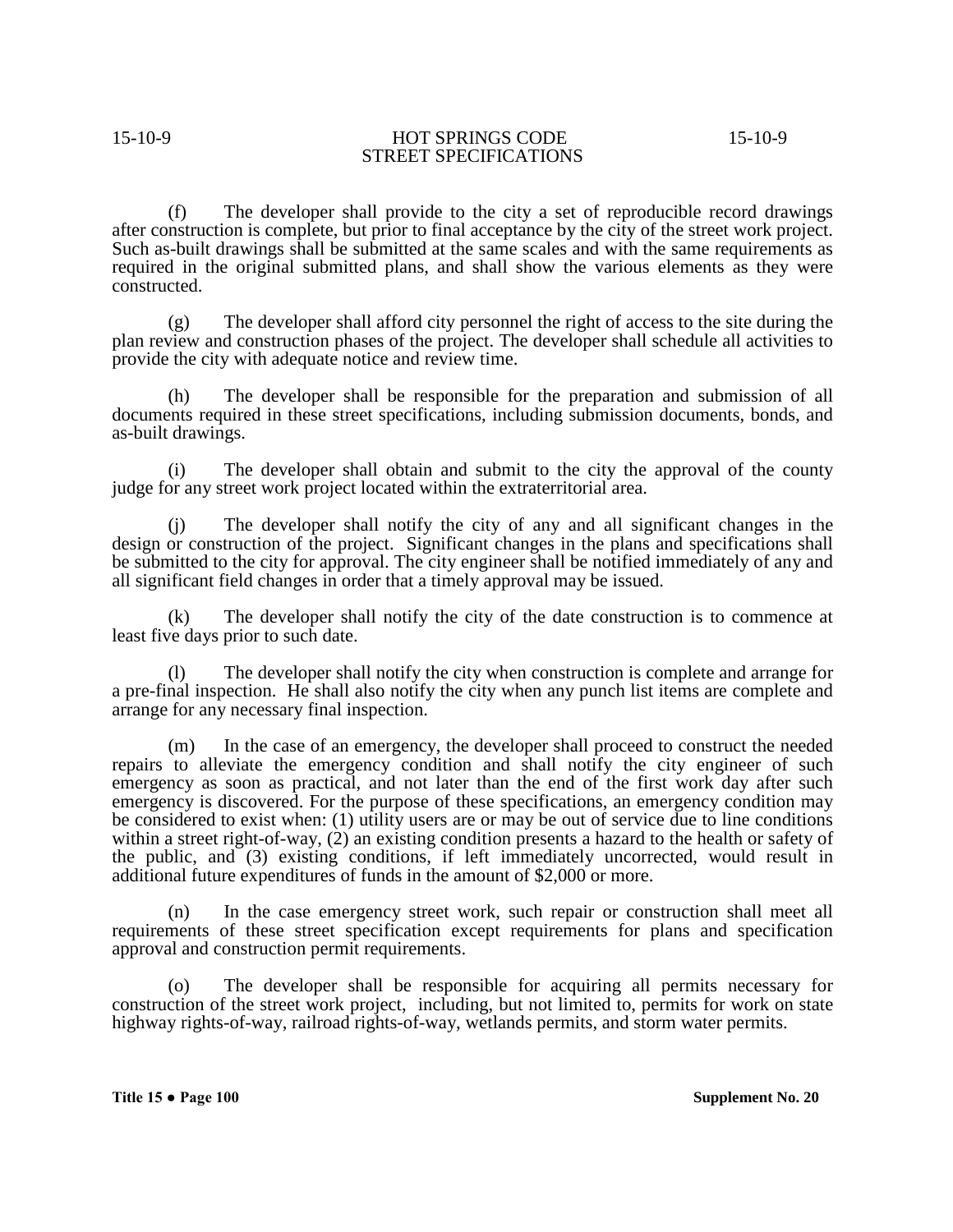(f) The developer shall provide to the city a set of reproducible record drawings after construction is complete, but prior to final acceptance by the city of the street work project. Such as-built drawings shall be submitted at the same scales and with the same requirements as required in the original submitted plans, and shall show the various elements as they were constructed.

(g) The developer shall afford city personnel the right of access to the site during the plan review and construction phases of the project. The developer shall schedule all activities to provide the city with adequate notice and review time.

(h) The developer shall be responsible for the preparation and submission of all documents required in these street specifications, including submission documents, bonds, and as-built drawings.

(i) The developer shall obtain and submit to the city the approval of the county judge for any street work project located within the extraterritorial area.

(j) The developer shall notify the city of any and all significant changes in the design or construction of the project. Significant changes in the plans and specifications shall be submitted to the city for approval. The city engineer shall be notified immediately of any and all significant field changes in order that a timely approval may be issued.

(k) The developer shall notify the city of the date construction is to commence at least five days prior to such date.

(l) The developer shall notify the city when construction is complete and arrange for a pre-final inspection. He shall also notify the city when any punch list items are complete and arrange for any necessary final inspection.

(m) In the case of an emergency, the developer shall proceed to construct the needed repairs to alleviate the emergency condition and shall notify the city engineer of such emergency as soon as practical, and not later than the end of the first work day after such emergency is discovered. For the purpose of these specifications, an emergency condition may be considered to exist when: (1) utility users are or may be out of service due to line conditions within a street right-of-way, (2) an existing condition presents a hazard to the health or safety of the public, and (3) existing conditions, if left immediately uncorrected, would result in additional future expenditures of funds in the amount of $2,000 or more.

(n) In the case emergency street work, such repair or construction shall meet all requirements of these street specification except requirements for plans and specification approval and construction permit requirements.

(o) The developer shall be responsible for acquiring all permits necessary for construction of the street work project, including, but not limited to, permits for work on state highway rights-of-way, railroad rights-of-way, wetlands permits, and storm water permits.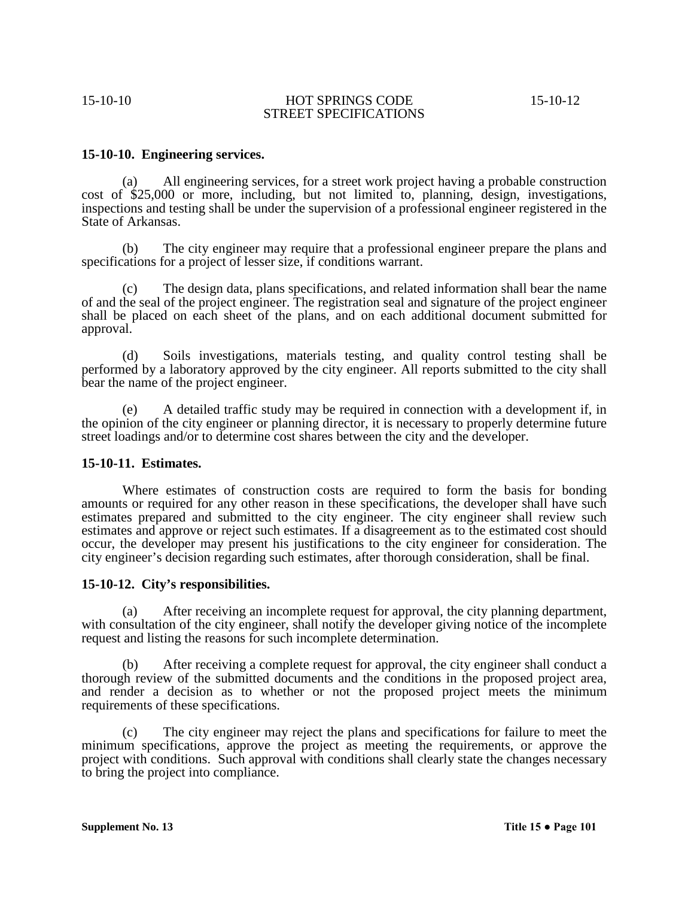**15-10-10. Engineering services.**

(a) All engineering services, for a street work project having a probable construction cost of $25,000 or more, including, but not limited to, planning, design, investigations, inspections and testing shall be under the supervision of a professional engineer registered in the State of Arkansas.

(b) The city engineer may require that a professional engineer prepare the plans and specifications for a project of lesser size, if conditions warrant.

(c) The design data, plans specifications, and related information shall bear the name of and the seal of the project engineer. The registration seal and signature of the project engineer shall be placed on each sheet of the plans, and on each additional document submitted for approval.

(d) Soils investigations, materials testing, and quality control testing shall be performed by a laboratory approved by the city engineer. All reports submitted to the city shall bear the name of the project engineer.

(e) A detailed traffic study may be required in connection with a development if, in the opinion of the city engineer or planning director, it is necessary to properly determine future street loadings and/or to determine cost shares between the city and the developer.

**15-10-11. Estimates.**

Where estimates of construction costs are required to form the basis for bonding amounts or required for any other reason in these specifications, the developer shall have such estimates prepared and submitted to the city engineer. The city engineer shall review such estimates and approve or reject such estimates. If a disagreement as to the estimated cost should occur, the developer may present his justifications to the city engineer for consideration. The city engineer's decision regarding such estimates, after thorough consideration, shall be final.

**15-10-12. City's responsibilities.**

(a) After receiving an incomplete request for approval, the city planning department, with consultation of the city engineer, shall notify the developer giving notice of the incomplete request and listing the reasons for such incomplete determination.

(b) After receiving a complete request for approval, the city engineer shall conduct a thorough review of the submitted documents and the conditions in the proposed project area, and render a decision as to whether or not the proposed project meets the minimum requirements of these specifications.

(c) The city engineer may reject the plans and specifications for failure to meet the minimum specifications, approve the project as meeting the requirements, or approve the project with conditions. Such approval with conditions shall clearly state the changes necessary to bring the project into compliance.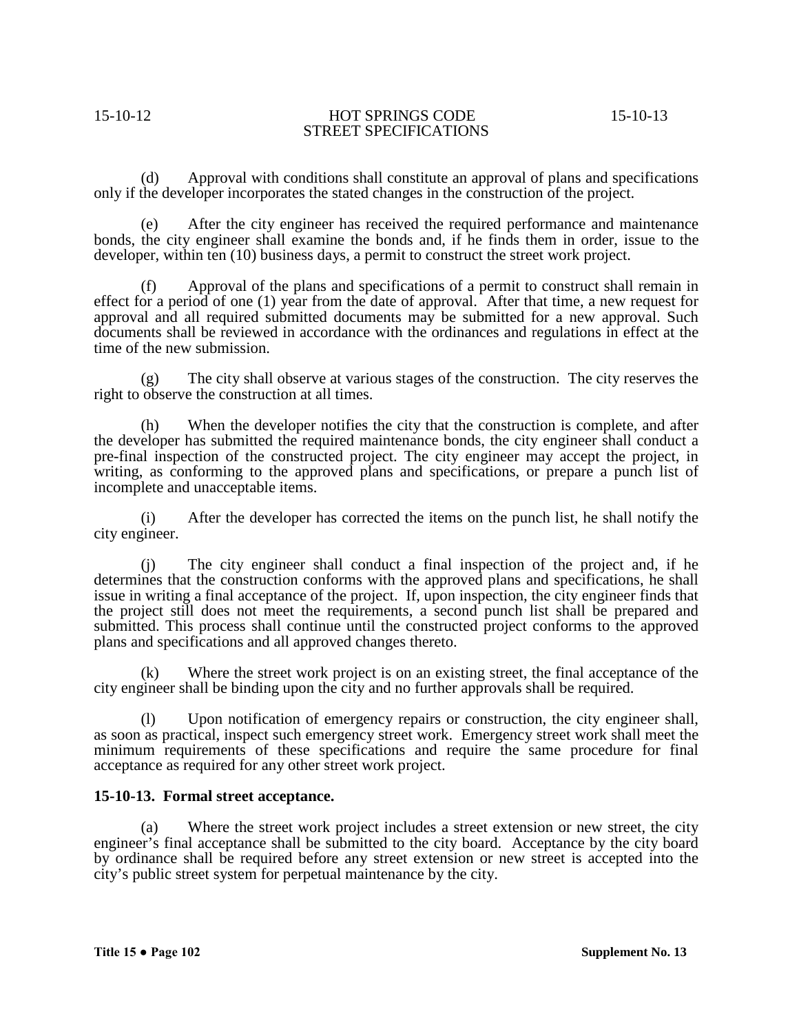(d) Approval with conditions shall constitute an approval of plans and specifications only if the developer incorporates the stated changes in the construction of the project.

(e) After the city engineer has received the required performance and maintenance bonds, the city engineer shall examine the bonds and, if he finds them in order, issue to the developer, within ten (10) business days, a permit to construct the street work project.

(f) Approval of the plans and specifications of a permit to construct shall remain in effect for a period of one (1) year from the date of approval. After that time, a new request for approval and all required submitted documents may be submitted for a new approval. Such documents shall be reviewed in accordance with the ordinances and regulations in effect at the time of the new submission.

(g) The city shall observe at various stages of the construction. The city reserves the right to observe the construction at all times.

(h) When the developer notifies the city that the construction is complete, and after the developer has submitted the required maintenance bonds, the city engineer shall conduct a pre-final inspection of the constructed project. The city engineer may accept the project, in writing, as conforming to the approved plans and specifications, or prepare a punch list of incomplete and unacceptable items.

(i) After the developer has corrected the items on the punch list, he shall notify the city engineer.

(j) The city engineer shall conduct a final inspection of the project and, if he determines that the construction conforms with the approved plans and specifications, he shall issue in writing a final acceptance of the project. If, upon inspection, the city engineer finds that the project still does not meet the requirements, a second punch list shall be prepared and submitted. This process shall continue until the constructed project conforms to the approved plans and specifications and all approved changes thereto.

(k) Where the street work project is on an existing street, the final acceptance of the city engineer shall be binding upon the city and no further approvals shall be required.

(l) Upon notification of emergency repairs or construction, the city engineer shall, as soon as practical, inspect such emergency street work. Emergency street work shall meet the minimum requirements of these specifications and require the same procedure for final acceptance as required for any other street work project.

**15-10-13. Formal street acceptance.**

(a) Where the street work project includes a street extension or new street, the city engineer's final acceptance shall be submitted to the city board. Acceptance by the city board by ordinance shall be required before any street extension or new street is accepted into the city's public street system for perpetual maintenance by the city.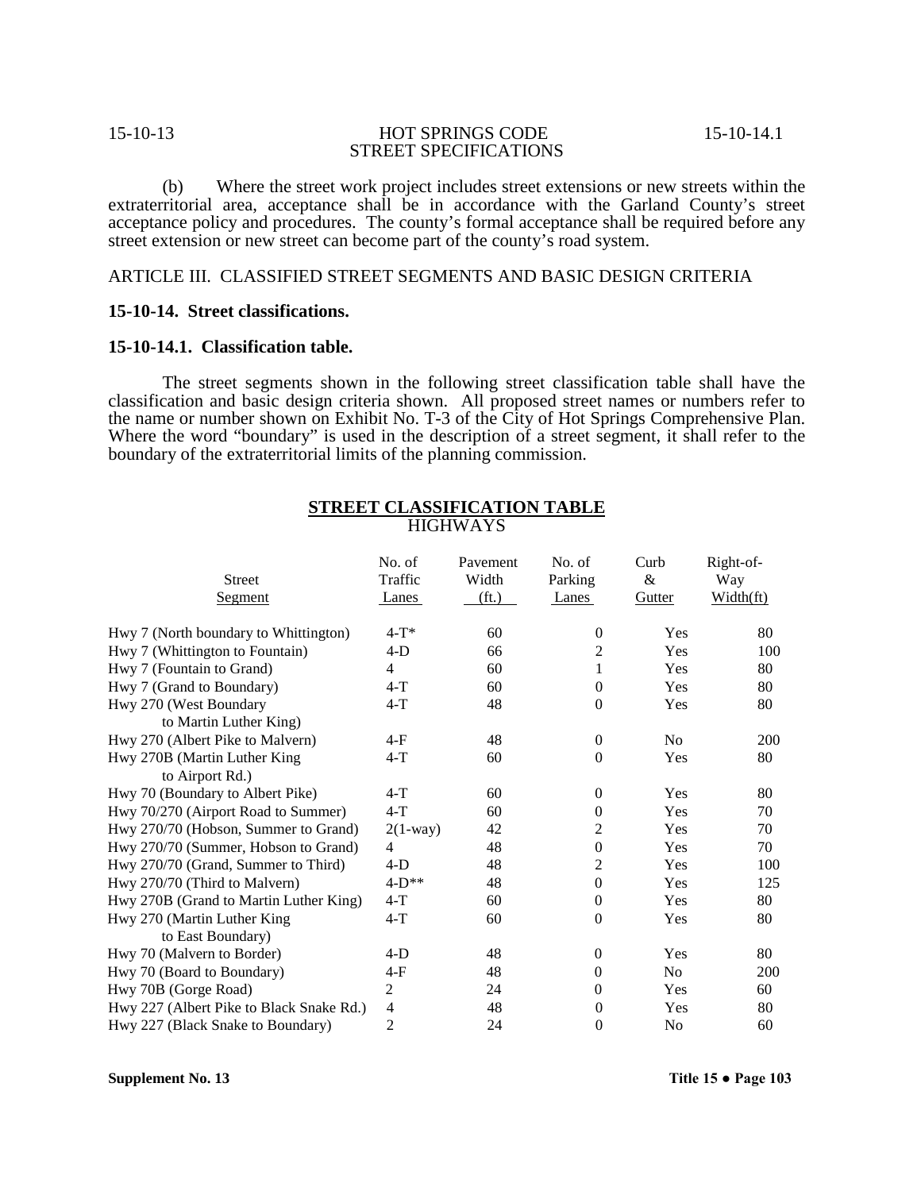(b) Where the street work project includes street extensions or new streets within the extraterritorial area, acceptance shall be in accordance with the Garland County's street acceptance policy and procedures. The county's formal acceptance shall be required before any street extension or new street can become part of the county's road system.

## ARTICLE III. CLASSIFIED STREET SEGMENTS AND BASIC DESIGN CRITERIA

### 15-10-14. Street classifications.

### 15-10-14.1. Classification table.

The street segments shown in the following street classification table shall have the classification and basic design criteria shown. All proposed street names or numbers refer to the name or number shown on Exhibit No. T-3 of the City of Hot Springs Comprehensive Plan. Where the word "boundary" is used in the description of a street segment, it shall refer to the boundary of the extraterritorial limits of the planning commission.

**STREET CLASSIFICATION TABLE**

HIGHWAYS

| Street Segment | No. of Traffic Lanes | Pavement Width (ft.) | No. of Parking Lanes | Curb & Gutter | Right-of-Way Width(ft) |
|---|---|---|---|---|---|
| Hwy 7 (North boundary to Whittington) | 4-T* | 60 | 0 | Yes | 80 |
| Hwy 7 (Whittington to Fountain) | 4-D | 66 | 2 | Yes | 100 |
| Hwy 7 (Fountain to Grand) | 4 | 60 | 1 | Yes | 80 |
| Hwy 7 (Grand to Boundary) | 4-T | 60 | 0 | Yes | 80 |
| Hwy 270 (West Boundary to Martin Luther King) | 4-T | 48 | 0 | Yes | 80 |
| Hwy 270 (Albert Pike to Malvern) | 4-F | 48 | 0 | No | 200 |
| Hwy 270B (Martin Luther King to Airport Rd.) | 4-T | 60 | 0 | Yes | 80 |
| Hwy 70 (Boundary to Albert Pike) | 4-T | 60 | 0 | Yes | 80 |
| Hwy 70/270 (Airport Road to Summer) | 4-T | 60 | 0 | Yes | 70 |
| Hwy 270/70 (Hobson, Summer to Grand) | 2(1-way) | 42 | 2 | Yes | 70 |
| Hwy 270/70 (Summer, Hobson to Grand) | 4 | 48 | 0 | Yes | 70 |
| Hwy 270/70 (Grand, Summer to Third) | 4-D | 48 | 2 | Yes | 100 |
| Hwy 270/70 (Third to Malvern) | 4-D** | 48 | 0 | Yes | 125 |
| Hwy 270B (Grand to Martin Luther King) | 4-T | 60 | 0 | Yes | 80 |
| Hwy 270 (Martin Luther King to East Boundary) | 4-T | 60 | 0 | Yes | 80 |
| Hwy 70 (Malvern to Border) | 4-D | 48 | 0 | Yes | 80 |
| Hwy 70 (Board to Boundary) | 4-F | 48 | 0 | No | 200 |
| Hwy 70B (Gorge Road) | 2 | 24 | 0 | Yes | 60 |
| Hwy 227 (Albert Pike to Black Snake Rd.) | 4 | 48 | 0 | Yes | 80 |
| Hwy 227 (Black Snake to Boundary) | 2 | 24 | 0 | No | 60 |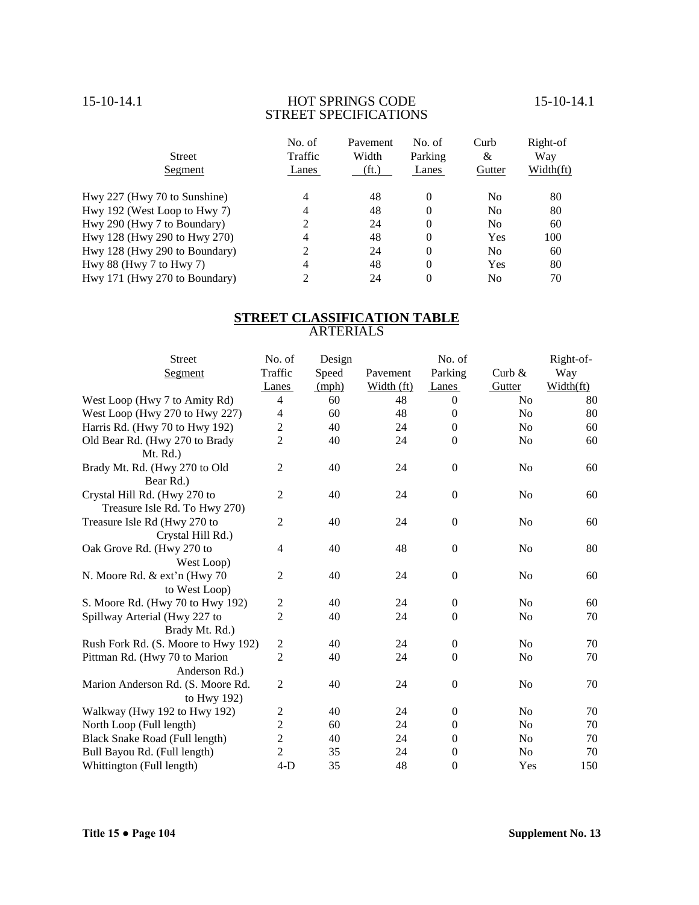| Street Segment | No. of Traffic Lanes | Pavement Width (ft.) | No. of Parking Lanes | Curb & Gutter | Right-of Way Width(ft) |
|---|---|---|---|---|---|
| Hwy 227 (Hwy 70 to Sunshine) | 4 | 48 | 0 | No | 80 |
| Hwy 192 (West Loop to Hwy 7) | 4 | 48 | 0 | No | 80 |
| Hwy 290 (Hwy 7 to Boundary) | 2 | 24 | 0 | No | 60 |
| Hwy 128 (Hwy 290 to Hwy 270) | 4 | 48 | 0 | Yes | 100 |
| Hwy 128 (Hwy 290 to Boundary) | 2 | 24 | 0 | No | 60 |
| Hwy 88 (Hwy 7 to Hwy 7) | 4 | 48 | 0 | Yes | 80 |
| Hwy 171 (Hwy 270 to Boundary) | 2 | 24 | 0 | No | 70 |

## STREET CLASSIFICATION TABLE

### ARTERIALS

| Street Segment | No. of Traffic Lanes | Design Speed (mph) | Pavement Width (ft) | No. of Parking Lanes | Curb & Gutter | Right-of-Way Width(ft) |
|---|---|---|---|---|---|---|
| West Loop (Hwy 7 to Amity Rd) | 4 | 60 | 48 | 0 | No | 80 |
| West Loop (Hwy 270 to Hwy 227) | 4 | 60 | 48 | 0 | No | 80 |
| Harris Rd. (Hwy 70 to Hwy 192) | 2 | 40 | 24 | 0 | No | 60 |
| Old Bear Rd. (Hwy 270 to Brady Mt. Rd.) | 2 | 40 | 24 | 0 | No | 60 |
| Brady Mt. Rd. (Hwy 270 to Old Bear Rd.) | 2 | 40 | 24 | 0 | No | 60 |
| Crystal Hill Rd. (Hwy 270 to Treasure Isle Rd. To Hwy 270) | 2 | 40 | 24 | 0 | No | 60 |
| Treasure Isle Rd (Hwy 270 to Crystal Hill Rd.) | 2 | 40 | 24 | 0 | No | 60 |
| Oak Grove Rd. (Hwy 270 to West Loop) | 4 | 40 | 48 | 0 | No | 80 |
| N. Moore Rd. & ext'n (Hwy 70 to West Loop) | 2 | 40 | 24 | 0 | No | 60 |
| S. Moore Rd. (Hwy 70 to Hwy 192) | 2 | 40 | 24 | 0 | No | 60 |
| Spillway Arterial (Hwy 227 to Brady Mt. Rd.) | 2 | 40 | 24 | 0 | No | 70 |
| Rush Fork Rd. (S. Moore to Hwy 192) | 2 | 40 | 24 | 0 | No | 70 |
| Pittman Rd. (Hwy 70 to Marion Anderson Rd.) | 2 | 40 | 24 | 0 | No | 70 |
| Marion Anderson Rd. (S. Moore Rd. to Hwy 192) | 2 | 40 | 24 | 0 | No | 70 |
| Walkway (Hwy 192 to Hwy 192) | 2 | 40 | 24 | 0 | No | 70 |
| North Loop (Full length) | 2 | 60 | 24 | 0 | No | 70 |
| Black Snake Road (Full length) | 2 | 40 | 24 | 0 | No | 70 |
| Bull Bayou Rd. (Full length) | 2 | 35 | 24 | 0 | No | 70 |
| Whittington (Full length) | 4-D | 35 | 48 | 0 | Yes | 150 |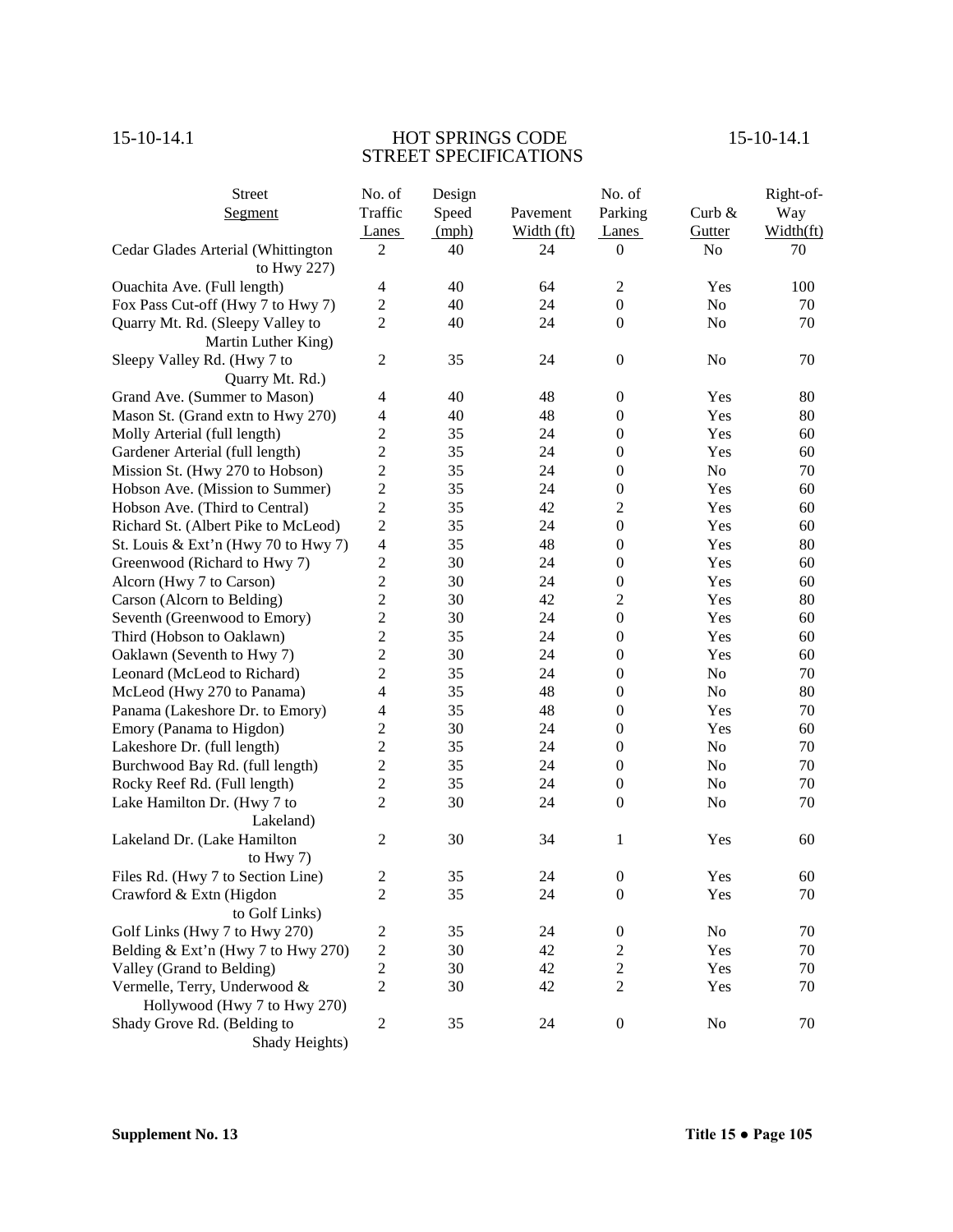## STREET SPECIFICATIONS

| Street Segment | No. of Traffic Lanes | Design Speed (mph) | Pavement Width (ft) | No. of Parking Lanes | Curb & Gutter | Right-of-Way Width(ft) |
|---|---|---|---|---|---|---|
| Cedar Glades Arterial (Whittington to Hwy 227) | 2 | 40 | 24 | 0 | No | 70 |
| Ouachita Ave. (Full length) | 4 | 40 | 64 | 2 | Yes | 100 |
| Fox Pass Cut-off (Hwy 7 to Hwy 7) | 2 | 40 | 24 | 0 | No | 70 |
| Quarry Mt. Rd. (Sleepy Valley to Martin Luther King) | 2 | 40 | 24 | 0 | No | 70 |
| Sleepy Valley Rd. (Hwy 7 to Quarry Mt. Rd.) | 2 | 35 | 24 | 0 | No | 70 |
| Grand Ave. (Summer to Mason) | 4 | 40 | 48 | 0 | Yes | 80 |
| Mason St. (Grand extn to Hwy 270) | 4 | 40 | 48 | 0 | Yes | 80 |
| Molly Arterial (full length) | 2 | 35 | 24 | 0 | Yes | 60 |
| Gardener Arterial (full length) | 2 | 35 | 24 | 0 | Yes | 60 |
| Mission St. (Hwy 270 to Hobson) | 2 | 35 | 24 | 0 | No | 70 |
| Hobson Ave. (Mission to Summer) | 2 | 35 | 24 | 0 | Yes | 60 |
| Hobson Ave. (Third to Central) | 2 | 35 | 42 | 2 | Yes | 60 |
| Richard St. (Albert Pike to McLeod) | 2 | 35 | 24 | 0 | Yes | 60 |
| St. Louis & Ext'n (Hwy 70 to Hwy 7) | 4 | 35 | 48 | 0 | Yes | 80 |
| Greenwood (Richard to Hwy 7) | 2 | 30 | 24 | 0 | Yes | 60 |
| Alcorn (Hwy 7 to Carson) | 2 | 30 | 24 | 0 | Yes | 60 |
| Carson (Alcorn to Belding) | 2 | 30 | 42 | 2 | Yes | 80 |
| Seventh (Greenwood to Emory) | 2 | 30 | 24 | 0 | Yes | 60 |
| Third (Hobson to Oaklawn) | 2 | 35 | 24 | 0 | Yes | 60 |
| Oaklawn (Seventh to Hwy 7) | 2 | 30 | 24 | 0 | Yes | 60 |
| Leonard (McLeod to Richard) | 2 | 35 | 24 | 0 | No | 70 |
| McLeod (Hwy 270 to Panama) | 4 | 35 | 48 | 0 | No | 80 |
| Panama (Lakeshore Dr. to Emory) | 4 | 35 | 48 | 0 | Yes | 70 |
| Emory (Panama to Higdon) | 2 | 30 | 24 | 0 | Yes | 60 |
| Lakeshore Dr. (full length) | 2 | 35 | 24 | 0 | No | 70 |
| Burchwood Bay Rd. (full length) | 2 | 35 | 24 | 0 | No | 70 |
| Rocky Reef Rd. (Full length) | 2 | 35 | 24 | 0 | No | 70 |
| Lake Hamilton Dr. (Hwy 7 to Lakeland) | 2 | 30 | 24 | 0 | No | 70 |
| Lakeland Dr. (Lake Hamilton to Hwy 7) | 2 | 30 | 34 | 1 | Yes | 60 |
| Files Rd. (Hwy 7 to Section Line) | 2 | 35 | 24 | 0 | Yes | 60 |
| Crawford & Extn (Higdon to Golf Links) | 2 | 35 | 24 | 0 | Yes | 70 |
| Golf Links (Hwy 7 to Hwy 270) | 2 | 35 | 24 | 0 | No | 70 |
| Belding & Ext'n (Hwy 7 to Hwy 270) | 2 | 30 | 42 | 2 | Yes | 70 |
| Valley (Grand to Belding) | 2 | 30 | 42 | 2 | Yes | 70 |
| Vermelle, Terry, Underwood & Hollywood (Hwy 7 to Hwy 270) | 2 | 30 | 42 | 2 | Yes | 70 |
| Shady Grove Rd. (Belding to Shady Heights) | 2 | 35 | 24 | 0 | No | 70 |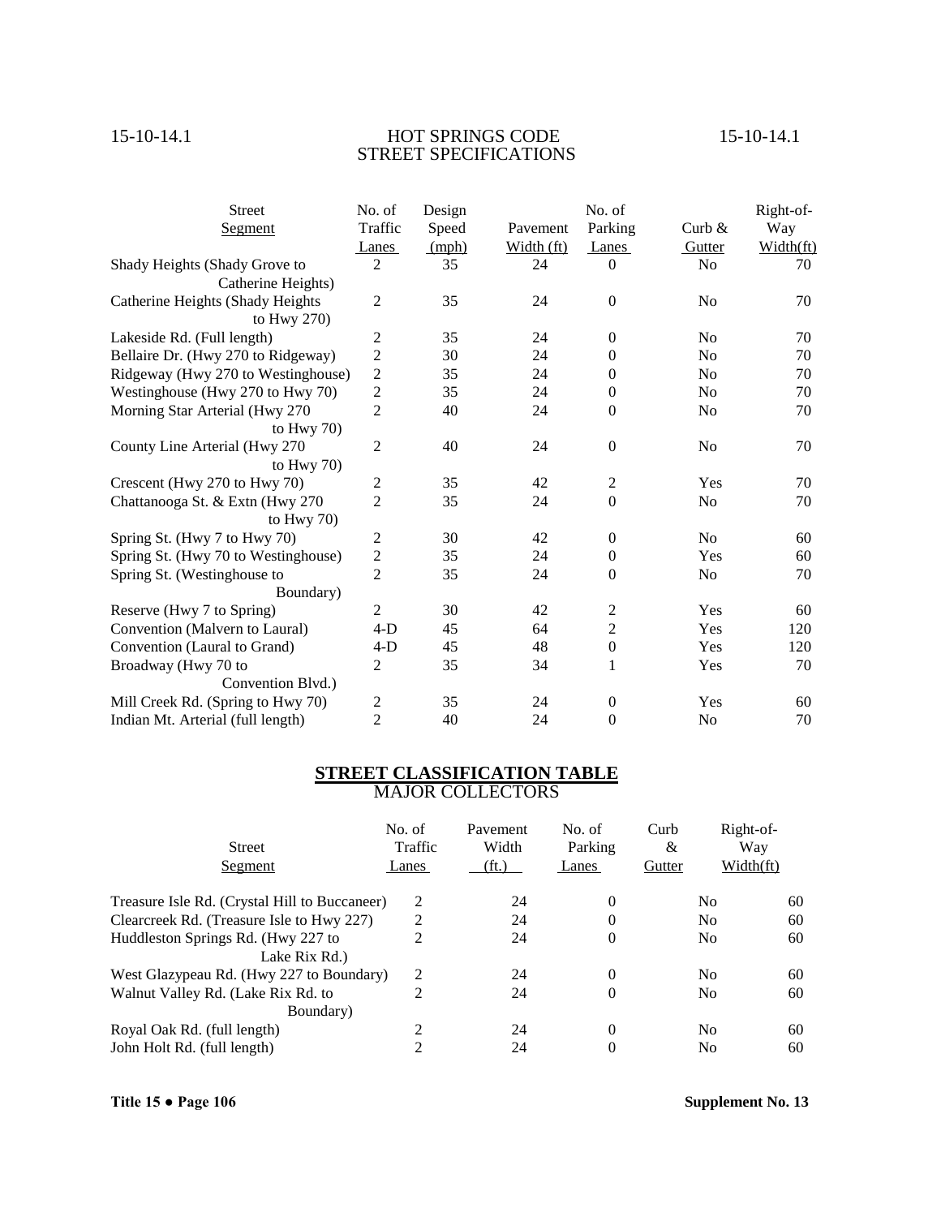| Street Segment | No. of Traffic Lanes | Design Speed (mph) | Pavement Width (ft) | No. of Parking Lanes | Curb & Gutter | Right-of-Way Width(ft) |
|---|---|---|---|---|---|---|
| Shady Heights (Shady Grove to Catherine Heights) | 2 | 35 | 24 | 0 | No | 70 |
| Catherine Heights (Shady Heights to Hwy 270) | 2 | 35 | 24 | 0 | No | 70 |
| Lakeside Rd. (Full length) | 2 | 35 | 24 | 0 | No | 70 |
| Bellaire Dr. (Hwy 270 to Ridgeway) | 2 | 30 | 24 | 0 | No | 70 |
| Ridgeway (Hwy 270 to Westinghouse) | 2 | 35 | 24 | 0 | No | 70 |
| Westinghouse (Hwy 270 to Hwy 70) | 2 | 35 | 24 | 0 | No | 70 |
| Morning Star Arterial (Hwy 270 to Hwy 70) | 2 | 40 | 24 | 0 | No | 70 |
| County Line Arterial (Hwy 270 to Hwy 70) | 2 | 40 | 24 | 0 | No | 70 |
| Crescent (Hwy 270 to Hwy 70) | 2 | 35 | 42 | 2 | Yes | 70 |
| Chattanooga St. & Extn (Hwy 270 to Hwy 70) | 2 | 35 | 24 | 0 | No | 70 |
| Spring St. (Hwy 7 to Hwy 70) | 2 | 30 | 42 | 0 | No | 60 |
| Spring St. (Hwy 70 to Westinghouse) | 2 | 35 | 24 | 0 | Yes | 60 |
| Spring St. (Westinghouse to Boundary) | 2 | 35 | 24 | 0 | No | 70 |
| Reserve (Hwy 7 to Spring) | 2 | 30 | 42 | 2 | Yes | 60 |
| Convention (Malvern to Laural) | 4-D | 45 | 64 | 2 | Yes | 120 |
| Convention (Laural to Grand) | 4-D | 45 | 48 | 0 | Yes | 120 |
| Broadway (Hwy 70 to Convention Blvd.) | 2 | 35 | 34 | 1 | Yes | 70 |
| Mill Creek Rd. (Spring to Hwy 70) | 2 | 35 | 24 | 0 | Yes | 60 |
| Indian Mt. Arterial (full length) | 2 | 40 | 24 | 0 | No | 70 |

## STREET CLASSIFICATION TABLE
### MAJOR COLLECTORS

| Street Segment | No. of Traffic Lanes | Pavement Width (ft.) | No. of Parking Lanes | Curb & Gutter | Right-of-Way Width(ft) |
|---|---|---|---|---|---|
| Treasure Isle Rd. (Crystal Hill to Buccaneer) | 2 | 24 | 0 | No | 60 |
| Clearcreek Rd. (Treasure Isle to Hwy 227) | 2 | 24 | 0 | No | 60 |
| Huddleston Springs Rd. (Hwy 227 to Lake Rix Rd.) | 2 | 24 | 0 | No | 60 |
| West Glazypeau Rd. (Hwy 227 to Boundary) | 2 | 24 | 0 | No | 60 |
| Walnut Valley Rd. (Lake Rix Rd. to Boundary) | 2 | 24 | 0 | No | 60 |
| Royal Oak Rd. (full length) | 2 | 24 | 0 | No | 60 |
| John Holt Rd. (full length) | 2 | 24 | 0 | No | 60 |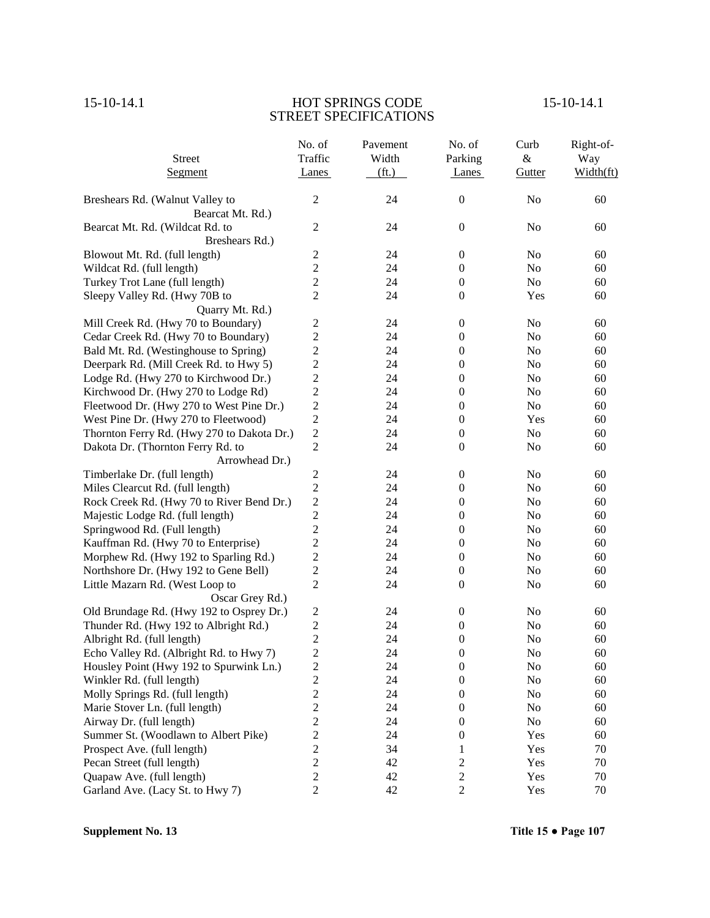## STREET SPECIFICATIONS

| Street Segment | No. of Traffic Lanes | Pavement Width (ft.) | No. of Parking Lanes | Curb & Gutter | Right-of-Way Width(ft) |
|---|---|---|---|---|---|
| Breshears Rd. (Walnut Valley to Bearcat Mt. Rd.) | 2 | 24 | 0 | No | 60 |
| Bearcat Mt. Rd. (Wildcat Rd. to Breshears Rd.) | 2 | 24 | 0 | No | 60 |
| Blowout Mt. Rd. (full length) | 2 | 24 | 0 | No | 60 |
| Wildcat Rd. (full length) | 2 | 24 | 0 | No | 60 |
| Turkey Trot Lane (full length) | 2 | 24 | 0 | No | 60 |
| Sleepy Valley Rd. (Hwy 70B to Quarry Mt. Rd.) | 2 | 24 | 0 | Yes | 60 |
| Mill Creek Rd. (Hwy 70 to Boundary) | 2 | 24 | 0 | No | 60 |
| Cedar Creek Rd. (Hwy 70 to Boundary) | 2 | 24 | 0 | No | 60 |
| Bald Mt. Rd. (Westinghouse to Spring) | 2 | 24 | 0 | No | 60 |
| Deerpark Rd. (Mill Creek Rd. to Hwy 5) | 2 | 24 | 0 | No | 60 |
| Lodge Rd. (Hwy 270 to Kirchwood Dr.) | 2 | 24 | 0 | No | 60 |
| Kirchwood Dr. (Hwy 270 to Lodge Rd) | 2 | 24 | 0 | No | 60 |
| Fleetwood Dr. (Hwy 270 to West Pine Dr.) | 2 | 24 | 0 | No | 60 |
| West Pine Dr. (Hwy 270 to Fleetwood) | 2 | 24 | 0 | Yes | 60 |
| Thornton Ferry Rd. (Hwy 270 to Dakota Dr.) | 2 | 24 | 0 | No | 60 |
| Dakota Dr. (Thornton Ferry Rd. to Arrowhead Dr.) | 2 | 24 | 0 | No | 60 |
| Timberlake Dr. (full length) | 2 | 24 | 0 | No | 60 |
| Miles Clearcut Rd. (full length) | 2 | 24 | 0 | No | 60 |
| Rock Creek Rd. (Hwy 70 to River Bend Dr.) | 2 | 24 | 0 | No | 60 |
| Majestic Lodge Rd. (full length) | 2 | 24 | 0 | No | 60 |
| Springwood Rd. (Full length) | 2 | 24 | 0 | No | 60 |
| Kauffman Rd. (Hwy 70 to Enterprise) | 2 | 24 | 0 | No | 60 |
| Morphew Rd. (Hwy 192 to Sparling Rd.) | 2 | 24 | 0 | No | 60 |
| Northshore Dr. (Hwy 192 to Gene Bell) | 2 | 24 | 0 | No | 60 |
| Little Mazarn Rd. (West Loop to Oscar Grey Rd.) | 2 | 24 | 0 | No | 60 |
| Old Brundage Rd. (Hwy 192 to Osprey Dr.) | 2 | 24 | 0 | No | 60 |
| Thunder Rd. (Hwy 192 to Albright Rd.) | 2 | 24 | 0 | No | 60 |
| Albright Rd. (full length) | 2 | 24 | 0 | No | 60 |
| Echo Valley Rd. (Albright Rd. to Hwy 7) | 2 | 24 | 0 | No | 60 |
| Housley Point (Hwy 192 to Spurwink Ln.) | 2 | 24 | 0 | No | 60 |
| Winkler Rd. (full length) | 2 | 24 | 0 | No | 60 |
| Molly Springs Rd. (full length) | 2 | 24 | 0 | No | 60 |
| Marie Stover Ln. (full length) | 2 | 24 | 0 | No | 60 |
| Airway Dr. (full length) | 2 | 24 | 0 | No | 60 |
| Summer St. (Woodlawn to Albert Pike) | 2 | 24 | 0 | Yes | 60 |
| Prospect Ave. (full length) | 2 | 34 | 1 | Yes | 70 |
| Pecan Street (full length) | 2 | 42 | 2 | Yes | 70 |
| Quapaw Ave. (full length) | 2 | 42 | 2 | Yes | 70 |
| Garland Ave. (Lacy St. to Hwy 7) | 2 | 42 | 2 | Yes | 70 |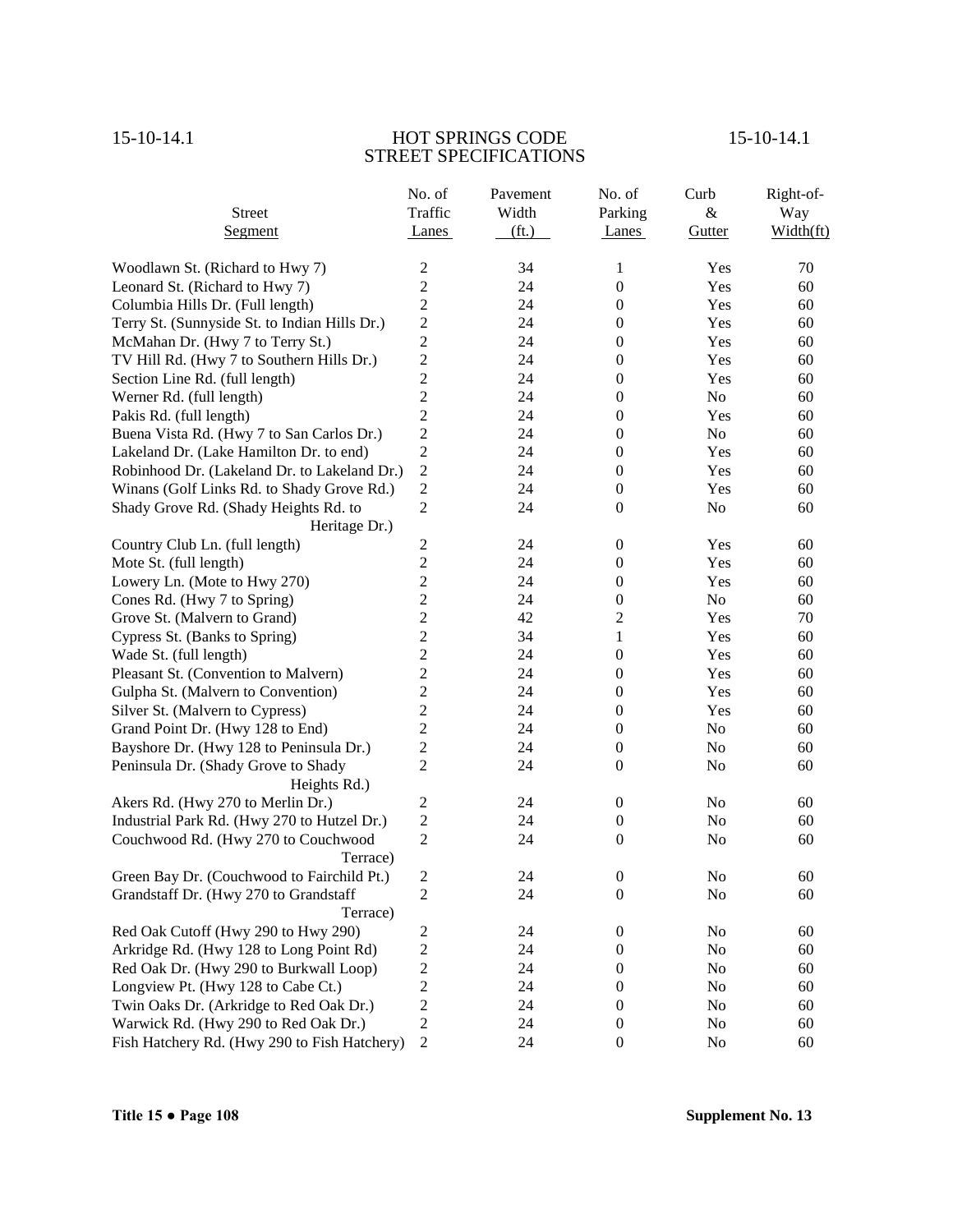| Street Segment | No. of Traffic Lanes | Pavement Width (ft.) | No. of Parking Lanes | Curb & Gutter | Right-of-Way Width(ft) |
|---|---|---|---|---|---|
| Woodlawn St. (Richard to Hwy 7) | 2 | 34 | 1 | Yes | 70 |
| Leonard St. (Richard to Hwy 7) | 2 | 24 | 0 | Yes | 60 |
| Columbia Hills Dr. (Full length) | 2 | 24 | 0 | Yes | 60 |
| Terry St. (Sunnyside St. to Indian Hills Dr.) | 2 | 24 | 0 | Yes | 60 |
| McMahan Dr. (Hwy 7 to Terry St.) | 2 | 24 | 0 | Yes | 60 |
| TV Hill Rd. (Hwy 7 to Southern Hills Dr.) | 2 | 24 | 0 | Yes | 60 |
| Section Line Rd. (full length) | 2 | 24 | 0 | Yes | 60 |
| Werner Rd. (full length) | 2 | 24 | 0 | No | 60 |
| Pakis Rd. (full length) | 2 | 24 | 0 | Yes | 60 |
| Buena Vista Rd. (Hwy 7 to San Carlos Dr.) | 2 | 24 | 0 | No | 60 |
| Lakeland Dr. (Lake Hamilton Dr. to end) | 2 | 24 | 0 | Yes | 60 |
| Robinhood Dr. (Lakeland Dr. to Lakeland Dr.) | 2 | 24 | 0 | Yes | 60 |
| Winans (Golf Links Rd. to Shady Grove Rd.) | 2 | 24 | 0 | Yes | 60 |
| Shady Grove Rd. (Shady Heights Rd. to Heritage Dr.) | 2 | 24 | 0 | No | 60 |
| Country Club Ln. (full length) | 2 | 24 | 0 | Yes | 60 |
| Mote St. (full length) | 2 | 24 | 0 | Yes | 60 |
| Lowery Ln. (Mote to Hwy 270) | 2 | 24 | 0 | Yes | 60 |
| Cones Rd. (Hwy 7 to Spring) | 2 | 24 | 0 | No | 60 |
| Grove St. (Malvern to Grand) | 2 | 42 | 2 | Yes | 70 |
| Cypress St. (Banks to Spring) | 2 | 34 | 1 | Yes | 60 |
| Wade St. (full length) | 2 | 24 | 0 | Yes | 60 |
| Pleasant St. (Convention to Malvern) | 2 | 24 | 0 | Yes | 60 |
| Gulpha St. (Malvern to Convention) | 2 | 24 | 0 | Yes | 60 |
| Silver St. (Malvern to Cypress) | 2 | 24 | 0 | Yes | 60 |
| Grand Point Dr. (Hwy 128 to End) | 2 | 24 | 0 | No | 60 |
| Bayshore Dr. (Hwy 128 to Peninsula Dr.) | 2 | 24 | 0 | No | 60 |
| Peninsula Dr. (Shady Grove to Shady Heights Rd.) | 2 | 24 | 0 | No | 60 |
| Akers Rd. (Hwy 270 to Merlin Dr.) | 2 | 24 | 0 | No | 60 |
| Industrial Park Rd. (Hwy 270 to Hutzel Dr.) | 2 | 24 | 0 | No | 60 |
| Couchwood Rd. (Hwy 270 to Couchwood Terrace) | 2 | 24 | 0 | No | 60 |
| Green Bay Dr. (Couchwood to Fairchild Pt.) | 2 | 24 | 0 | No | 60 |
| Grandstaff Dr. (Hwy 270 to Grandstaff Terrace) | 2 | 24 | 0 | No | 60 |
| Red Oak Cutoff (Hwy 290 to Hwy 290) | 2 | 24 | 0 | No | 60 |
| Arkridge Rd. (Hwy 128 to Long Point Rd) | 2 | 24 | 0 | No | 60 |
| Red Oak Dr. (Hwy 290 to Burkwall Loop) | 2 | 24 | 0 | No | 60 |
| Longview Pt. (Hwy 128 to Cabe Ct.) | 2 | 24 | 0 | No | 60 |
| Twin Oaks Dr. (Arkridge to Red Oak Dr.) | 2 | 24 | 0 | No | 60 |
| Warwick Rd. (Hwy 290 to Red Oak Dr.) | 2 | 24 | 0 | No | 60 |
| Fish Hatchery Rd. (Hwy 290 to Fish Hatchery) | 2 | 24 | 0 | No | 60 |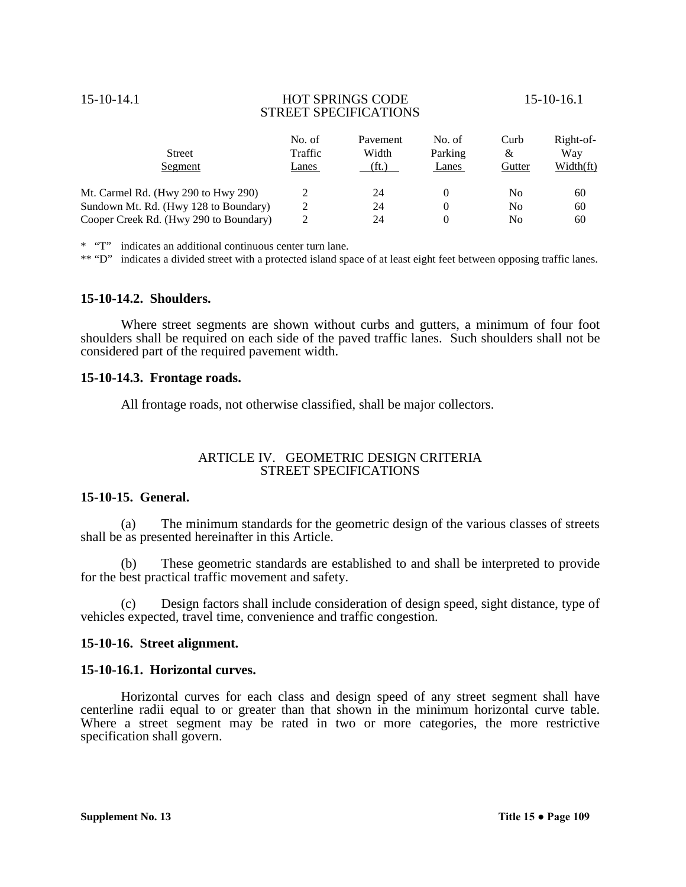| Street Segment | No. of Traffic Lanes | Pavement Width (ft.) | No. of Parking Lanes | Curb & Gutter | Right-of-Way Width(ft) |
|---|---|---|---|---|---|
| Mt. Carmel Rd. (Hwy 290 to Hwy 290) | 2 | 24 | 0 | No | 60 |
| Sundown Mt. Rd. (Hwy 128 to Boundary) | 2 | 24 | 0 | No | 60 |
| Cooper Creek Rd. (Hwy 290 to Boundary) | 2 | 24 | 0 | No | 60 |

\* "T" indicates an additional continuous center turn lane.

\*\* "D" indicates a divided street with a protected island space of at least eight feet between opposing traffic lanes.

**15-10-14.2. Shoulders.**

Where street segments are shown without curbs and gutters, a minimum of four foot shoulders shall be required on each side of the paved traffic lanes. Such shoulders shall not be considered part of the required pavement width.

**15-10-14.3. Frontage roads.**

All frontage roads, not otherwise classified, shall be major collectors.

## ARTICLE IV. GEOMETRIC DESIGN CRITERIA STREET SPECIFICATIONS

**15-10-15. General.**

(a) The minimum standards for the geometric design of the various classes of streets shall be as presented hereinafter in this Article.

(b) These geometric standards are established to and shall be interpreted to provide for the best practical traffic movement and safety.

(c) Design factors shall include consideration of design speed, sight distance, type of vehicles expected, travel time, convenience and traffic congestion.

**15-10-16. Street alignment.**

**15-10-16.1. Horizontal curves.**

Horizontal curves for each class and design speed of any street segment shall have centerline radii equal to or greater than that shown in the minimum horizontal curve table. Where a street segment may be rated in two or more categories, the more restrictive specification shall govern.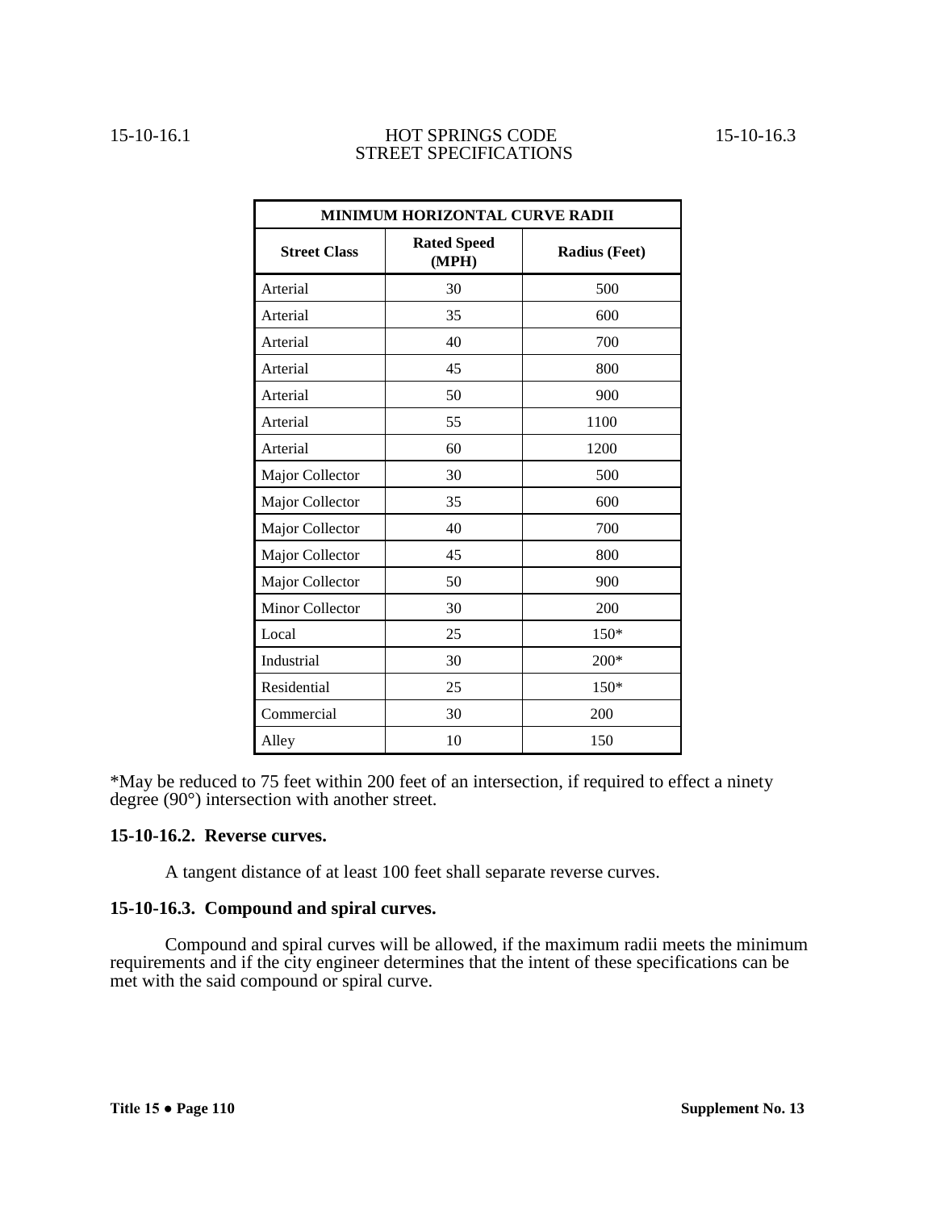| MINIMUM HORIZONTAL CURVE RADII | | |
|---|---|---|
| **Street Class** | **Rated Speed (MPH)** | **Radius (Feet)** |
| Arterial | 30 | 500 |
| Arterial | 35 | 600 |
| Arterial | 40 | 700 |
| Arterial | 45 | 800 |
| Arterial | 50 | 900 |
| Arterial | 55 | 1100 |
| Arterial | 60 | 1200 |
| Major Collector | 30 | 500 |
| Major Collector | 35 | 600 |
| Major Collector | 40 | 700 |
| Major Collector | 45 | 800 |
| Major Collector | 50 | 900 |
| Minor Collector | 30 | 200 |
| Local | 25 | 150* |
| Industrial | 30 | 200* |
| Residential | 25 | 150* |
| Commercial | 30 | 200 |
| Alley | 10 | 150 |

*May be reduced to 75 feet within 200 feet of an intersection, if required to effect a ninety degree (90°) intersection with another street.

### 15-10-16.2. Reverse curves.

A tangent distance of at least 100 feet shall separate reverse curves.

### 15-10-16.3. Compound and spiral curves.

Compound and spiral curves will be allowed, if the maximum radii meets the minimum requirements and if the city engineer determines that the intent of these specifications can be met with the said compound or spiral curve.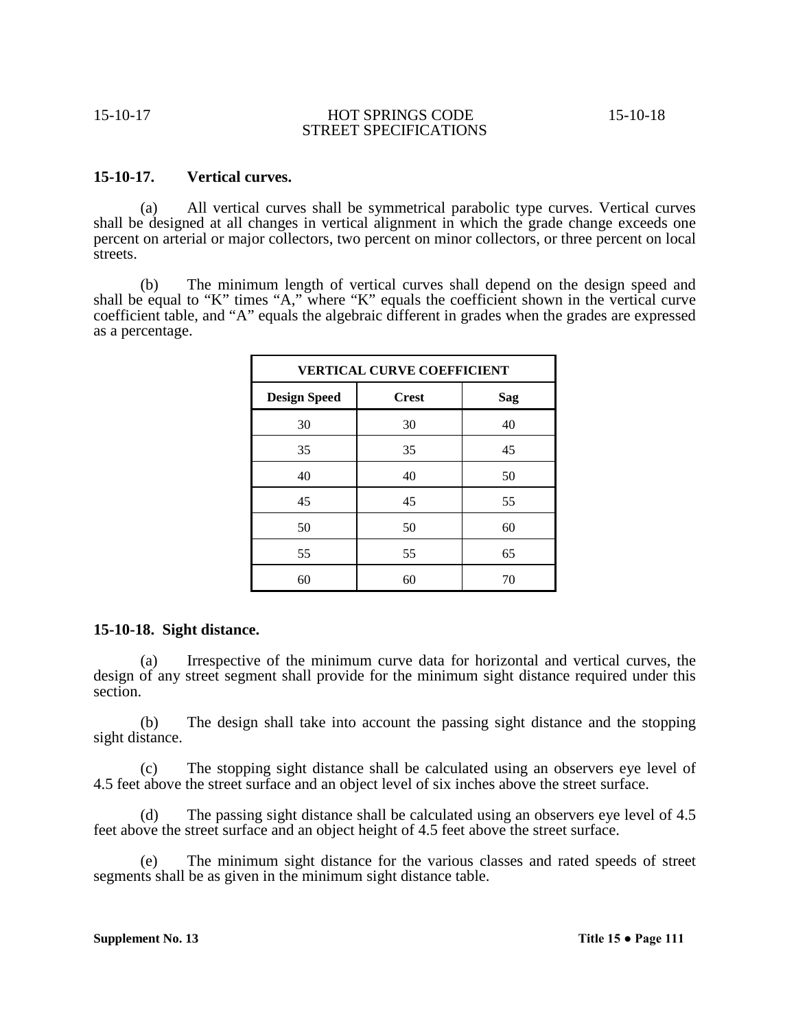## 15-10-17. Vertical curves.

(a) All vertical curves shall be symmetrical parabolic type curves. Vertical curves shall be designed at all changes in vertical alignment in which the grade change exceeds one percent on arterial or major collectors, two percent on minor collectors, or three percent on local streets.

(b) The minimum length of vertical curves shall depend on the design speed and shall be equal to "K" times "A," where "K" equals the coefficient shown in the vertical curve coefficient table, and "A" equals the algebraic different in grades when the grades are expressed as a percentage.

| VERTICAL CURVE COEFFICIENT | | |
|---|---|---|
| **Design Speed** | **Crest** | **Sag** |
| 30 | 30 | 40 |
| 35 | 35 | 45 |
| 40 | 40 | 50 |
| 45 | 45 | 55 |
| 50 | 50 | 60 |
| 55 | 55 | 65 |
| 60 | 60 | 70 |

## 15-10-18. Sight distance.

(a) Irrespective of the minimum curve data for horizontal and vertical curves, the design of any street segment shall provide for the minimum sight distance required under this section.

(b) The design shall take into account the passing sight distance and the stopping sight distance.

(c) The stopping sight distance shall be calculated using an observers eye level of 4.5 feet above the street surface and an object level of six inches above the street surface.

(d) The passing sight distance shall be calculated using an observers eye level of 4.5 feet above the street surface and an object height of 4.5 feet above the street surface.

(e) The minimum sight distance for the various classes and rated speeds of street segments shall be as given in the minimum sight distance table.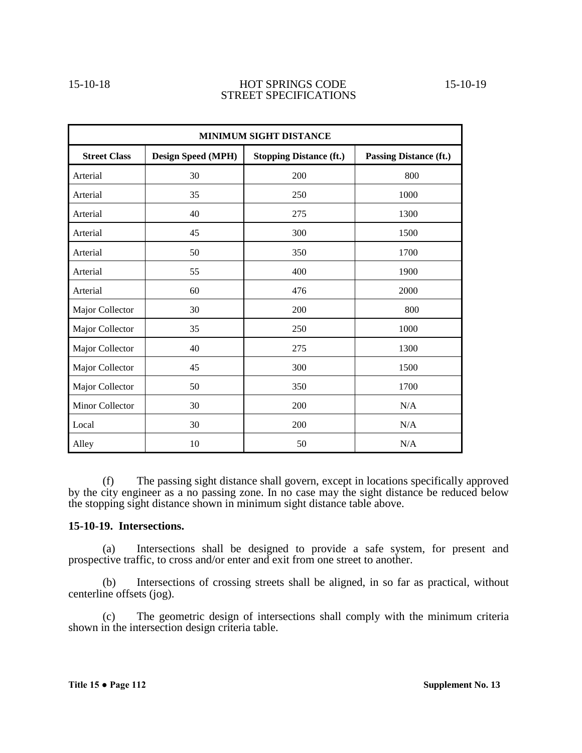| MINIMUM SIGHT DISTANCE | | | |
|---|---|---|---|
| **Street Class** | **Design Speed (MPH)** | **Stopping Distance (ft.)** | **Passing Distance (ft.)** |
| Arterial | 30 | 200 | 800 |
| Arterial | 35 | 250 | 1000 |
| Arterial | 40 | 275 | 1300 |
| Arterial | 45 | 300 | 1500 |
| Arterial | 50 | 350 | 1700 |
| Arterial | 55 | 400 | 1900 |
| Arterial | 60 | 476 | 2000 |
| Major Collector | 30 | 200 | 800 |
| Major Collector | 35 | 250 | 1000 |
| Major Collector | 40 | 275 | 1300 |
| Major Collector | 45 | 300 | 1500 |
| Major Collector | 50 | 350 | 1700 |
| Minor Collector | 30 | 200 | N/A |
| Local | 30 | 200 | N/A |
| Alley | 10 | 50 | N/A |

(f) The passing sight distance shall govern, except in locations specifically approved by the city engineer as a no passing zone. In no case may the sight distance be reduced below the stopping sight distance shown in minimum sight distance table above.

**15-10-19. Intersections.**

(a) Intersections shall be designed to provide a safe system, for present and prospective traffic, to cross and/or enter and exit from one street to another.

(b) Intersections of crossing streets shall be aligned, in so far as practical, without centerline offsets (jog).

(c) The geometric design of intersections shall comply with the minimum criteria shown in the intersection design criteria table.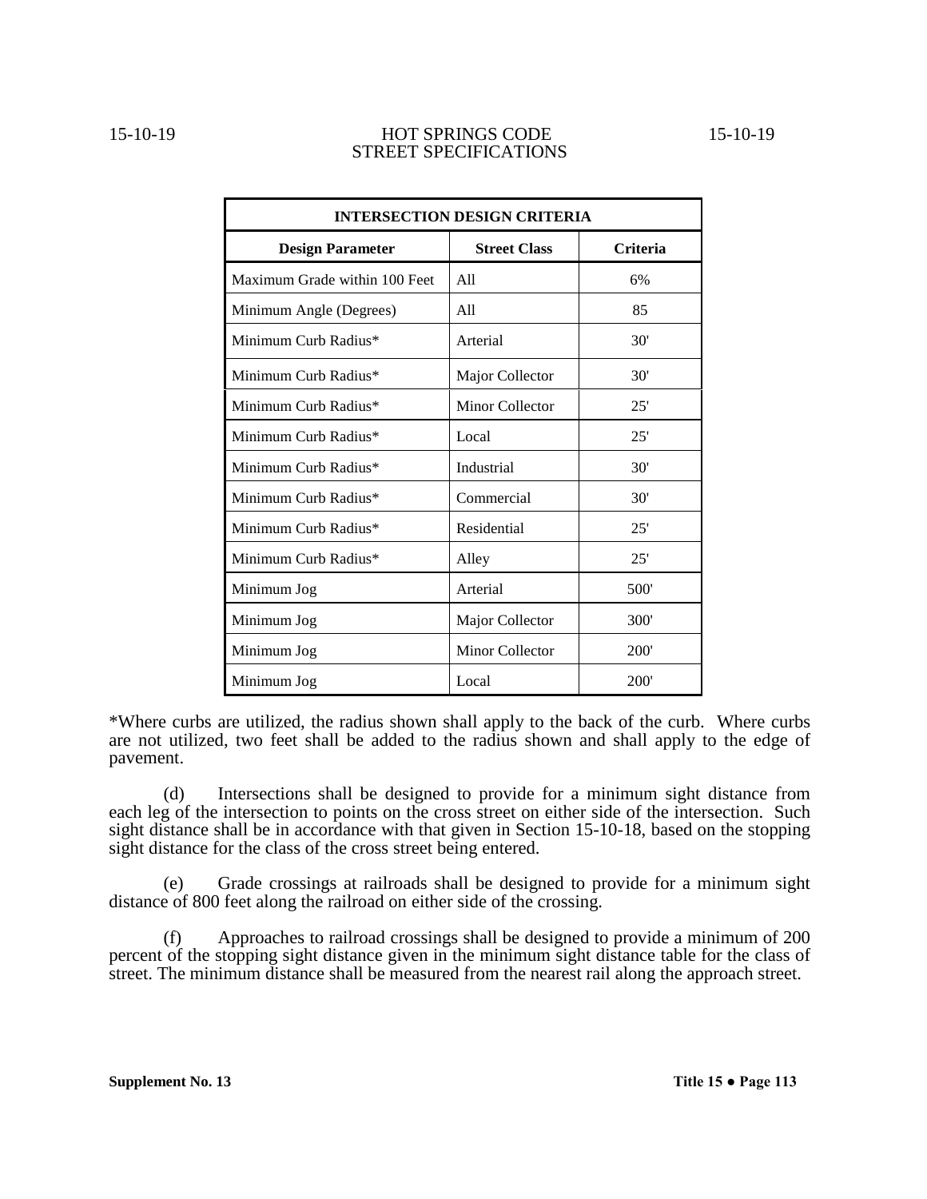| INTERSECTION DESIGN CRITERIA | | |
|---|---|---|
| **Design Parameter** | **Street Class** | **Criteria** |
| Maximum Grade within 100 Feet | All | 6% |
| Minimum Angle (Degrees) | All | 85 |
| Minimum Curb Radius* | Arterial | 30' |
| Minimum Curb Radius* | Major Collector | 30' |
| Minimum Curb Radius* | Minor Collector | 25' |
| Minimum Curb Radius* | Local | 25' |
| Minimum Curb Radius* | Industrial | 30' |
| Minimum Curb Radius* | Commercial | 30' |
| Minimum Curb Radius* | Residential | 25' |
| Minimum Curb Radius* | Alley | 25' |
| Minimum Jog | Arterial | 500' |
| Minimum Jog | Major Collector | 300' |
| Minimum Jog | Minor Collector | 200' |
| Minimum Jog | Local | 200' |

*Where curbs are utilized, the radius shown shall apply to the back of the curb. Where curbs are not utilized, two feet shall be added to the radius shown and shall apply to the edge of pavement.

(d) Intersections shall be designed to provide for a minimum sight distance from each leg of the intersection to points on the cross street on either side of the intersection. Such sight distance shall be in accordance with that given in Section 15-10-18, based on the stopping sight distance for the class of the cross street being entered.

(e) Grade crossings at railroads shall be designed to provide for a minimum sight distance of 800 feet along the railroad on either side of the crossing.

(f) Approaches to railroad crossings shall be designed to provide a minimum of 200 percent of the stopping sight distance given in the minimum sight distance table for the class of street. The minimum distance shall be measured from the nearest rail along the approach street.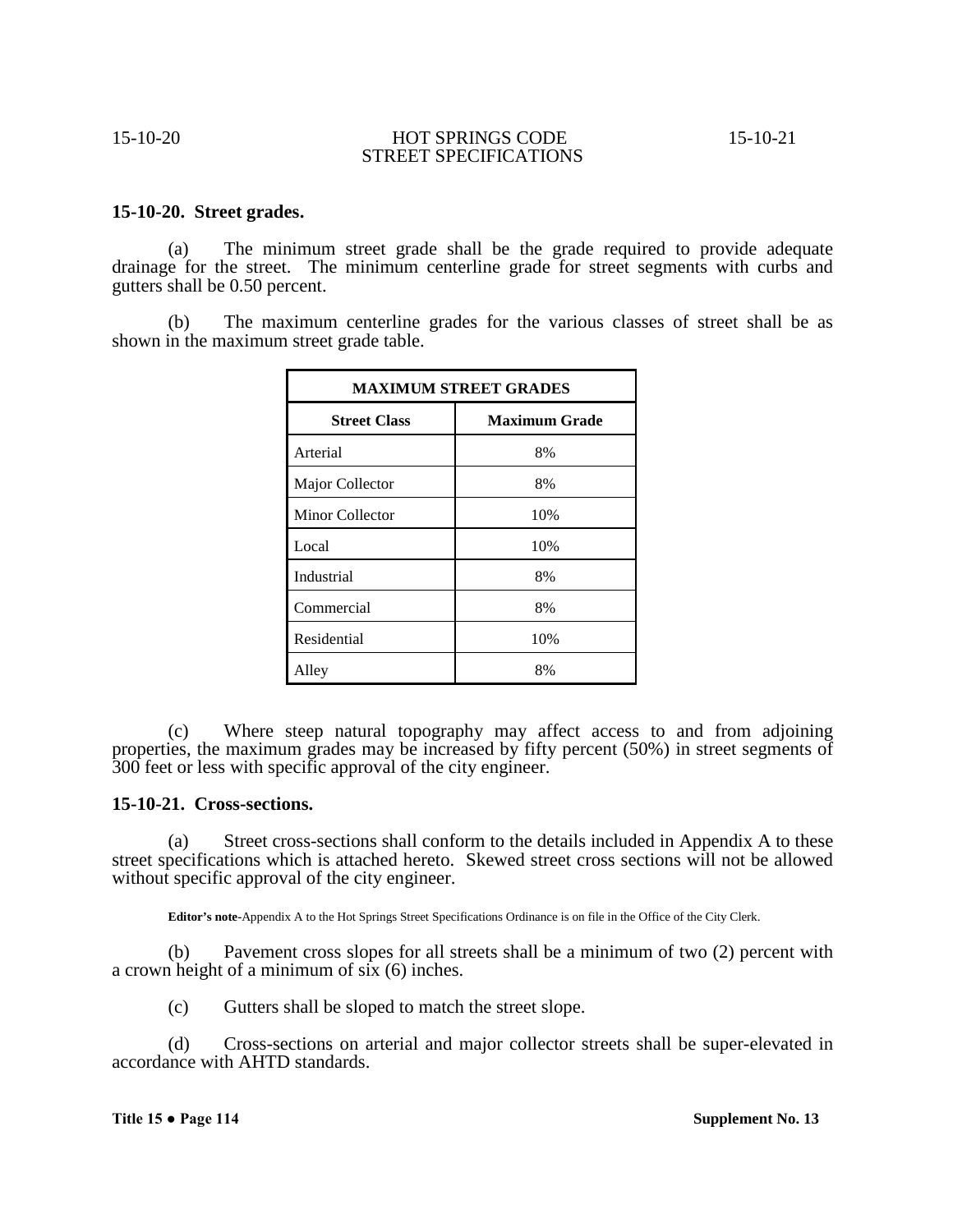## 15-10-20. Street grades.

(a) The minimum street grade shall be the grade required to provide adequate drainage for the street. The minimum centerline grade for street segments with curbs and gutters shall be 0.50 percent.

(b) The maximum centerline grades for the various classes of street shall be as shown in the maximum street grade table.

| **MAXIMUM STREET GRADES** | |
|---|---|
| **Street Class** | **Maximum Grade** |
| Arterial | 8% |
| Major Collector | 8% |
| Minor Collector | 10% |
| Local | 10% |
| Industrial | 8% |
| Commercial | 8% |
| Residential | 10% |
| Alley | 8% |

(c) Where steep natural topography may affect access to and from adjoining properties, the maximum grades may be increased by fifty percent (50%) in street segments of 300 feet or less with specific approval of the city engineer.

## 15-10-21. Cross-sections.

(a) Street cross-sections shall conform to the details included in Appendix A to these street specifications which is attached hereto. Skewed street cross sections will not be allowed without specific approval of the city engineer.

**Editor's note**-Appendix A to the Hot Springs Street Specifications Ordinance is on file in the Office of the City Clerk.

(b) Pavement cross slopes for all streets shall be a minimum of two (2) percent with a crown height of a minimum of six (6) inches.

(c) Gutters shall be sloped to match the street slope.

(d) Cross-sections on arterial and major collector streets shall be super-elevated in accordance with AHTD standards.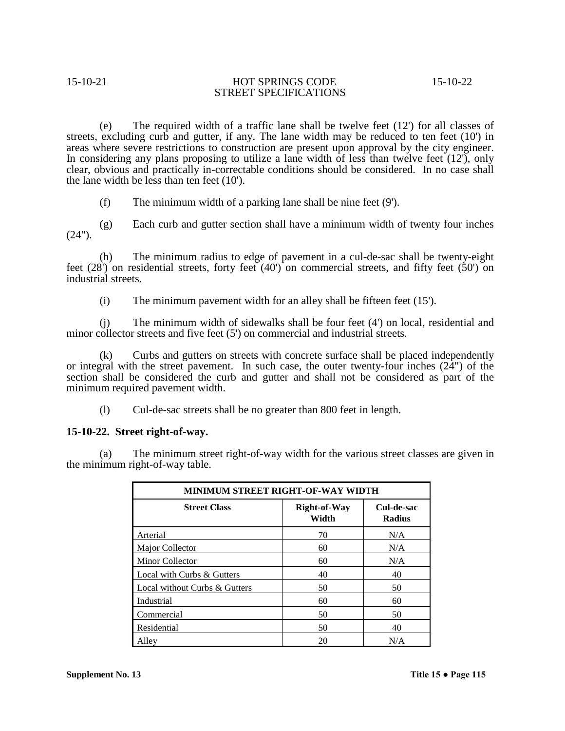(e) The required width of a traffic lane shall be twelve feet (12') for all classes of streets, excluding curb and gutter, if any. The lane width may be reduced to ten feet (10') in areas where severe restrictions to construction are present upon approval by the city engineer. In considering any plans proposing to utilize a lane width of less than twelve feet (12'), only clear, obvious and practically in-correctable conditions should be considered. In no case shall the lane width be less than ten feet (10').

(f) The minimum width of a parking lane shall be nine feet (9').

(g) Each curb and gutter section shall have a minimum width of twenty four inches (24").

(h) The minimum radius to edge of pavement in a cul-de-sac shall be twenty-eight feet (28') on residential streets, forty feet (40') on commercial streets, and fifty feet (50') on industrial streets.

(i) The minimum pavement width for an alley shall be fifteen feet (15').

(j) The minimum width of sidewalks shall be four feet (4') on local, residential and minor collector streets and five feet (5') on commercial and industrial streets.

(k) Curbs and gutters on streets with concrete surface shall be placed independently or integral with the street pavement. In such case, the outer twenty-four inches (24") of the section shall be considered the curb and gutter and shall not be considered as part of the minimum required pavement width.

(l) Cul-de-sac streets shall be no greater than 800 feet in length.

**15-10-22. Street right-of-way.**

(a) The minimum street right-of-way width for the various street classes are given in the minimum right-of-way table.

| MINIMUM STREET RIGHT-OF-WAY WIDTH | | |
|---|---|---|
| **Street Class** | **Right-of-Way Width** | **Cul-de-sac Radius** |
| Arterial | 70 | N/A |
| Major Collector | 60 | N/A |
| Minor Collector | 60 | N/A |
| Local with Curbs & Gutters | 40 | 40 |
| Local without Curbs & Gutters | 50 | 50 |
| Industrial | 60 | 60 |
| Commercial | 50 | 50 |
| Residential | 50 | 40 |
| Alley | 20 | N/A |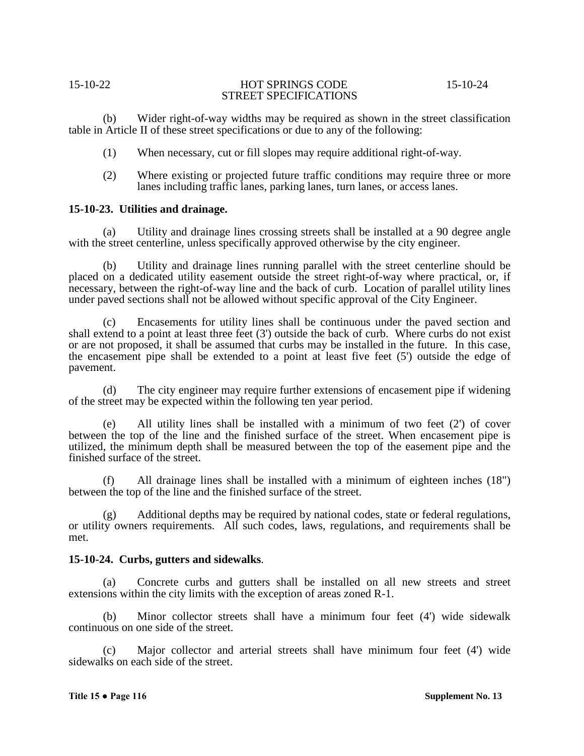(b) Wider right-of-way widths may be required as shown in the street classification table in Article II of these street specifications or due to any of the following:

(1) When necessary, cut or fill slopes may require additional right-of-way.

(2) Where existing or projected future traffic conditions may require three or more lanes including traffic lanes, parking lanes, turn lanes, or access lanes.

**15-10-23. Utilities and drainage.**

(a) Utility and drainage lines crossing streets shall be installed at a 90 degree angle with the street centerline, unless specifically approved otherwise by the city engineer.

(b) Utility and drainage lines running parallel with the street centerline should be placed on a dedicated utility easement outside the street right-of-way where practical, or, if necessary, between the right-of-way line and the back of curb. Location of parallel utility lines under paved sections shall not be allowed without specific approval of the City Engineer.

(c) Encasements for utility lines shall be continuous under the paved section and shall extend to a point at least three feet (3') outside the back of curb. Where curbs do not exist or are not proposed, it shall be assumed that curbs may be installed in the future. In this case, the encasement pipe shall be extended to a point at least five feet (5') outside the edge of pavement.

(d) The city engineer may require further extensions of encasement pipe if widening of the street may be expected within the following ten year period.

(e) All utility lines shall be installed with a minimum of two feet (2') of cover between the top of the line and the finished surface of the street. When encasement pipe is utilized, the minimum depth shall be measured between the top of the easement pipe and the finished surface of the street.

(f) All drainage lines shall be installed with a minimum of eighteen inches (18") between the top of the line and the finished surface of the street.

(g) Additional depths may be required by national codes, state or federal regulations, or utility owners requirements. All such codes, laws, regulations, and requirements shall be met.

**15-10-24. Curbs, gutters and sidewalks**.

(a) Concrete curbs and gutters shall be installed on all new streets and street extensions within the city limits with the exception of areas zoned R-1.

(b) Minor collector streets shall have a minimum four feet (4') wide sidewalk continuous on one side of the street.

(c) Major collector and arterial streets shall have minimum four feet (4') wide sidewalks on each side of the street.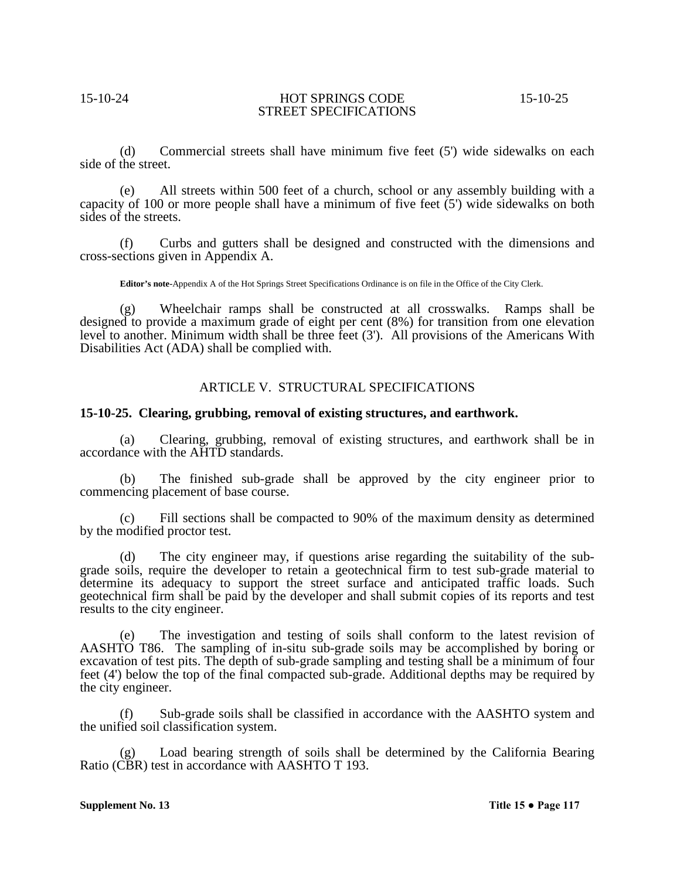(d) Commercial streets shall have minimum five feet (5') wide sidewalks on each side of the street.

(e) All streets within 500 feet of a church, school or any assembly building with a capacity of 100 or more people shall have a minimum of five feet (5') wide sidewalks on both sides of the streets.

(f) Curbs and gutters shall be designed and constructed with the dimensions and cross-sections given in Appendix A.

**Editor's note**-Appendix A of the Hot Springs Street Specifications Ordinance is on file in the Office of the City Clerk.

(g) Wheelchair ramps shall be constructed at all crosswalks. Ramps shall be designed to provide a maximum grade of eight per cent (8%) for transition from one elevation level to another. Minimum width shall be three feet (3'). All provisions of the Americans With Disabilities Act (ADA) shall be complied with.

## ARTICLE V. STRUCTURAL SPECIFICATIONS

### 15-10-25. Clearing, grubbing, removal of existing structures, and earthwork.

(a) Clearing, grubbing, removal of existing structures, and earthwork shall be in accordance with the AHTD standards.

(b) The finished sub-grade shall be approved by the city engineer prior to commencing placement of base course.

(c) Fill sections shall be compacted to 90% of the maximum density as determined by the modified proctor test.

(d) The city engineer may, if questions arise regarding the suitability of the sub-grade soils, require the developer to retain a geotechnical firm to test sub-grade material to determine its adequacy to support the street surface and anticipated traffic loads. Such geotechnical firm shall be paid by the developer and shall submit copies of its reports and test results to the city engineer.

(e) The investigation and testing of soils shall conform to the latest revision of AASHTO T86. The sampling of in-situ sub-grade soils may be accomplished by boring or excavation of test pits. The depth of sub-grade sampling and testing shall be a minimum of four feet (4') below the top of the final compacted sub-grade. Additional depths may be required by the city engineer.

(f) Sub-grade soils shall be classified in accordance with the AASHTO system and the unified soil classification system.

(g) Load bearing strength of soils shall be determined by the California Bearing Ratio (CBR) test in accordance with AASHTO T 193.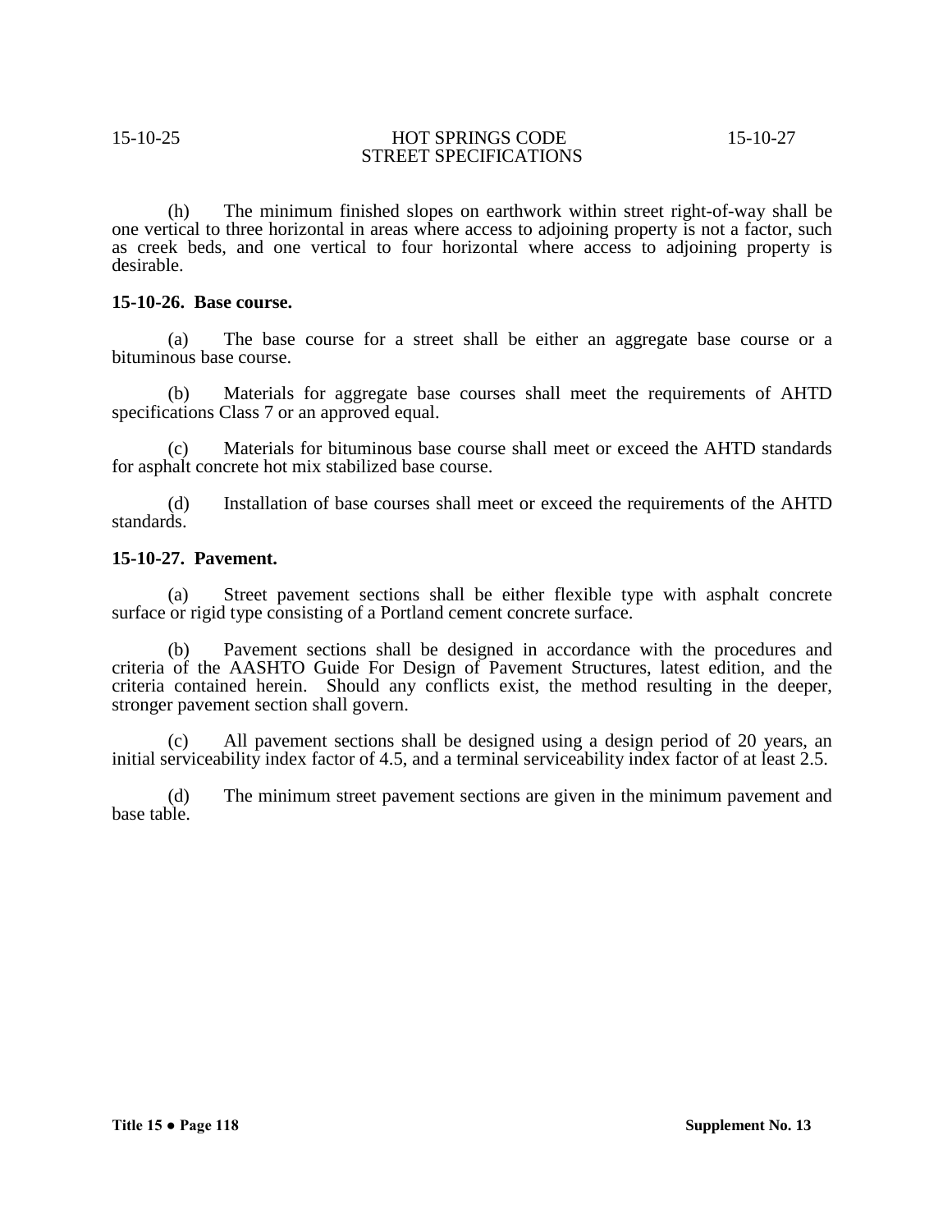(h) The minimum finished slopes on earthwork within street right-of-way shall be one vertical to three horizontal in areas where access to adjoining property is not a factor, such as creek beds, and one vertical to four horizontal where access to adjoining property is desirable.

**15-10-26. Base course.**

(a) The base course for a street shall be either an aggregate base course or a bituminous base course.

(b) Materials for aggregate base courses shall meet the requirements of AHTD specifications Class 7 or an approved equal.

(c) Materials for bituminous base course shall meet or exceed the AHTD standards for asphalt concrete hot mix stabilized base course.

(d) Installation of base courses shall meet or exceed the requirements of the AHTD standards.

**15-10-27. Pavement.**

(a) Street pavement sections shall be either flexible type with asphalt concrete surface or rigid type consisting of a Portland cement concrete surface.

(b) Pavement sections shall be designed in accordance with the procedures and criteria of the AASHTO Guide For Design of Pavement Structures, latest edition, and the criteria contained herein. Should any conflicts exist, the method resulting in the deeper, stronger pavement section shall govern.

(c) All pavement sections shall be designed using a design period of 20 years, an initial serviceability index factor of 4.5, and a terminal serviceability index factor of at least 2.5.

(d) The minimum street pavement sections are given in the minimum pavement and base table.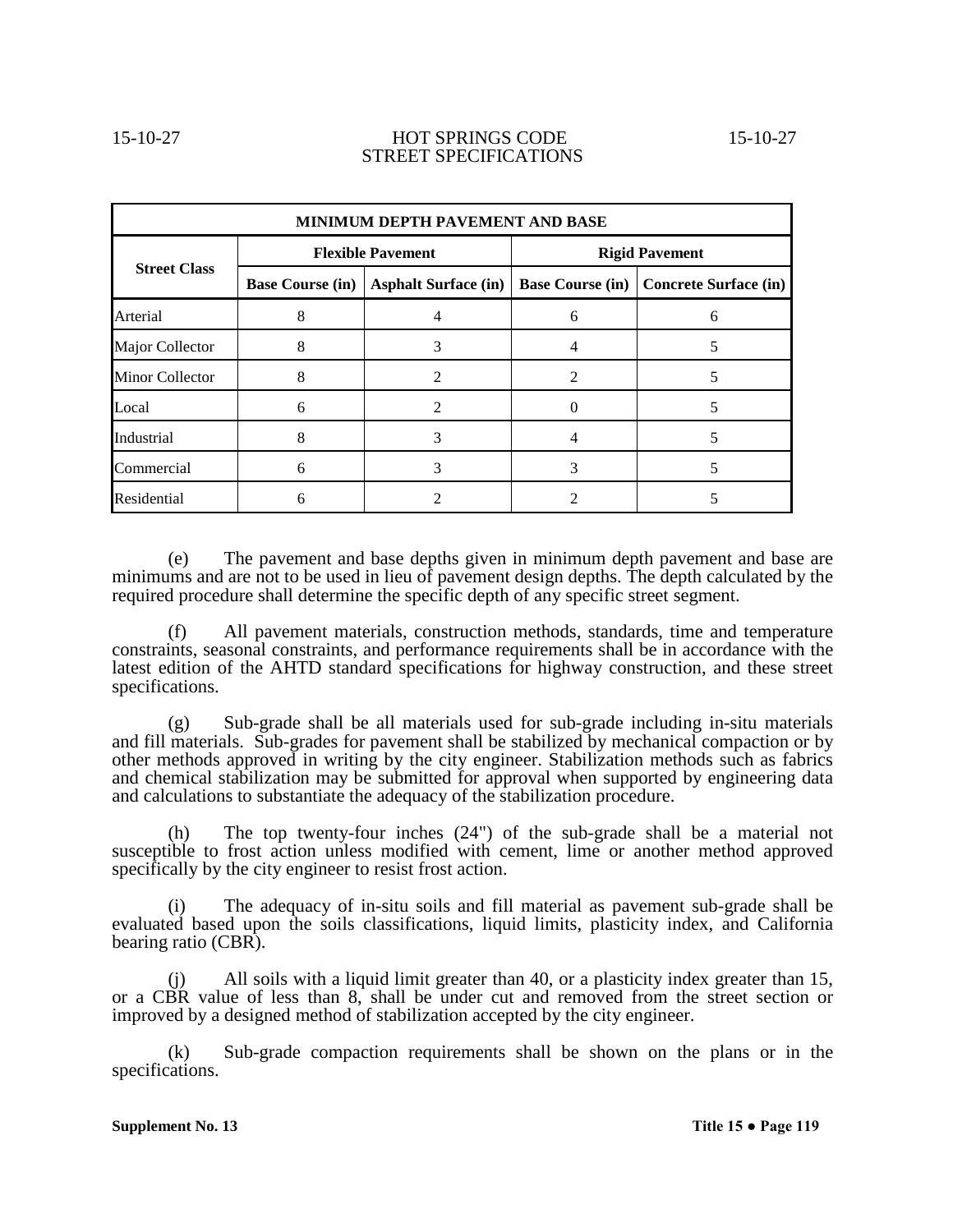| MINIMUM DEPTH PAVEMENT AND BASE | | | | |
|---|---|---|---|---|
| **Street Class** | **Flexible Pavement** | | **Rigid Pavement** | |
| | **Base Course (in)** | **Asphalt Surface (in)** | **Base Course (in)** | **Concrete Surface (in)** |
| Arterial | 8 | 4 | 6 | 6 |
| Major Collector | 8 | 3 | 4 | 5 |
| Minor Collector | 8 | 2 | 2 | 5 |
| Local | 6 | 2 | 0 | 5 |
| Industrial | 8 | 3 | 4 | 5 |
| Commercial | 6 | 3 | 3 | 5 |
| Residential | 6 | 2 | 2 | 5 |

(e) The pavement and base depths given in minimum depth pavement and base are minimums and are not to be used in lieu of pavement design depths. The depth calculated by the required procedure shall determine the specific depth of any specific street segment.

(f) All pavement materials, construction methods, standards, time and temperature constraints, seasonal constraints, and performance requirements shall be in accordance with the latest edition of the AHTD standard specifications for highway construction, and these street specifications.

(g) Sub-grade shall be all materials used for sub-grade including in-situ materials and fill materials. Sub-grades for pavement shall be stabilized by mechanical compaction or by other methods approved in writing by the city engineer. Stabilization methods such as fabrics and chemical stabilization may be submitted for approval when supported by engineering data and calculations to substantiate the adequacy of the stabilization procedure.

(h) The top twenty-four inches (24") of the sub-grade shall be a material not susceptible to frost action unless modified with cement, lime or another method approved specifically by the city engineer to resist frost action.

(i) The adequacy of in-situ soils and fill material as pavement sub-grade shall be evaluated based upon the soils classifications, liquid limits, plasticity index, and California bearing ratio (CBR).

(j) All soils with a liquid limit greater than 40, or a plasticity index greater than 15, or a CBR value of less than 8, shall be under cut and removed from the street section or improved by a designed method of stabilization accepted by the city engineer.

(k) Sub-grade compaction requirements shall be shown on the plans or in the specifications.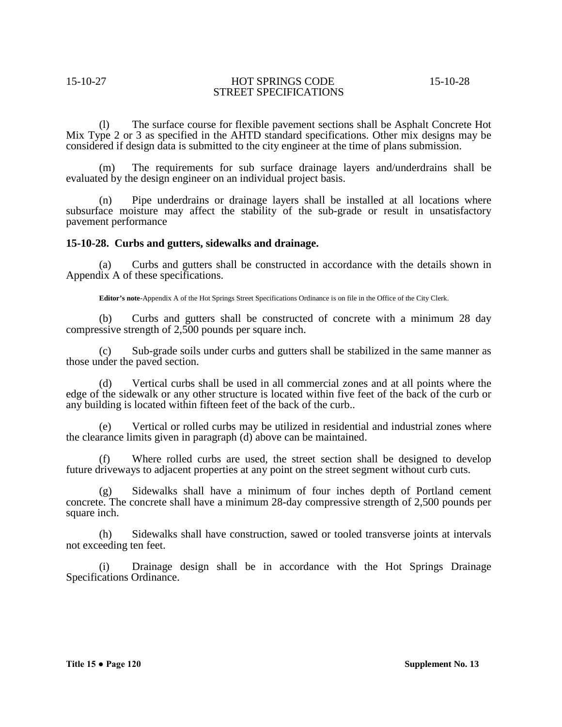(l) The surface course for flexible pavement sections shall be Asphalt Concrete Hot Mix Type 2 or 3 as specified in the AHTD standard specifications. Other mix designs may be considered if design data is submitted to the city engineer at the time of plans submission.

(m) The requirements for sub surface drainage layers and/underdrains shall be evaluated by the design engineer on an individual project basis.

(n) Pipe underdrains or drainage layers shall be installed at all locations where subsurface moisture may affect the stability of the sub-grade or result in unsatisfactory pavement performance

**15-10-28. Curbs and gutters, sidewalks and drainage.**

(a) Curbs and gutters shall be constructed in accordance with the details shown in Appendix A of these specifications.

**Editor's note**-Appendix A of the Hot Springs Street Specifications Ordinance is on file in the Office of the City Clerk.

(b) Curbs and gutters shall be constructed of concrete with a minimum 28 day compressive strength of 2,500 pounds per square inch.

(c) Sub-grade soils under curbs and gutters shall be stabilized in the same manner as those under the paved section.

(d) Vertical curbs shall be used in all commercial zones and at all points where the edge of the sidewalk or any other structure is located within five feet of the back of the curb or any building is located within fifteen feet of the back of the curb..

(e) Vertical or rolled curbs may be utilized in residential and industrial zones where the clearance limits given in paragraph (d) above can be maintained.

(f) Where rolled curbs are used, the street section shall be designed to develop future driveways to adjacent properties at any point on the street segment without curb cuts.

(g) Sidewalks shall have a minimum of four inches depth of Portland cement concrete. The concrete shall have a minimum 28-day compressive strength of 2,500 pounds per square inch.

(h) Sidewalks shall have construction, sawed or tooled transverse joints at intervals not exceeding ten feet.

(i) Drainage design shall be in accordance with the Hot Springs Drainage Specifications Ordinance.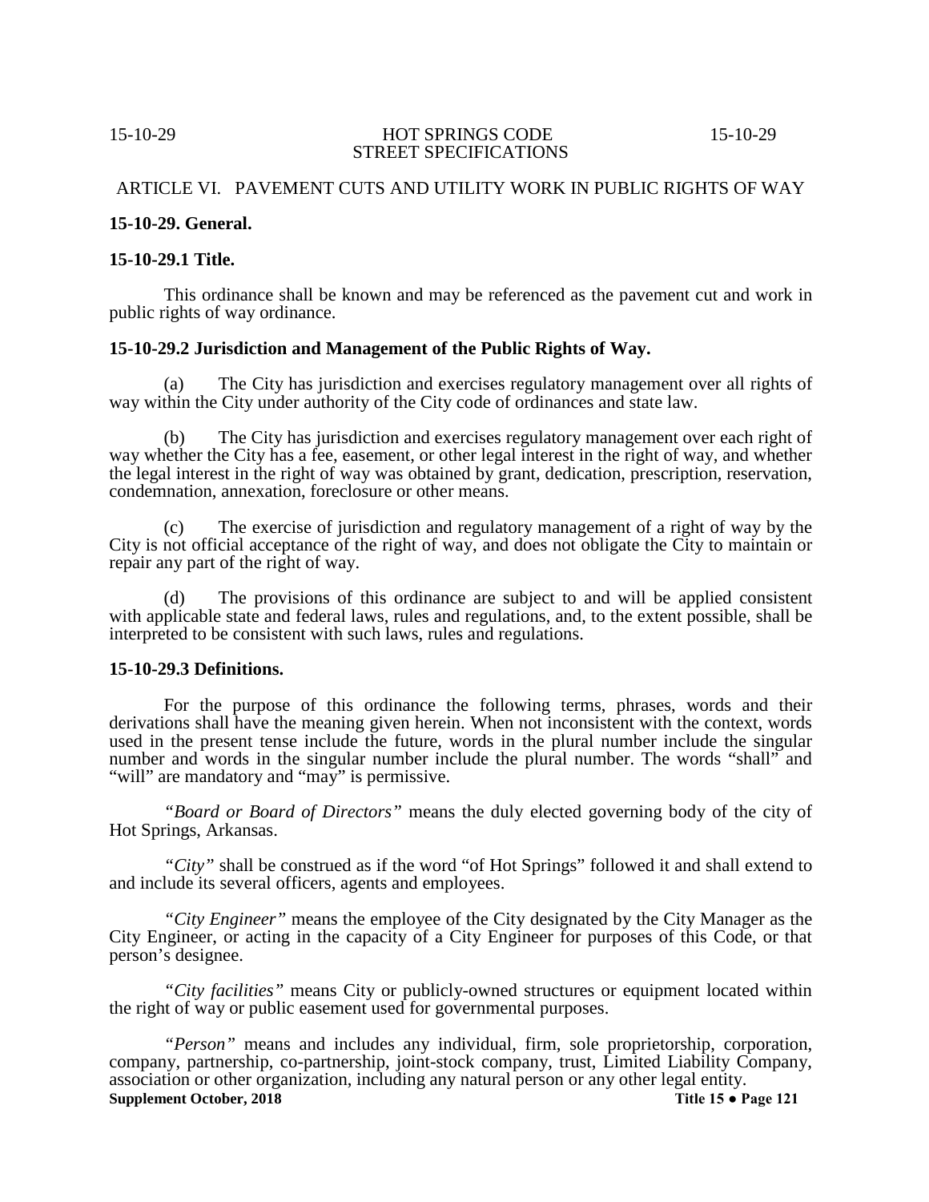ARTICLE VI. PAVEMENT CUTS AND UTILITY WORK IN PUBLIC RIGHTS OF WAY

**15-10-29. General.**

**15-10-29.1 Title.**

This ordinance shall be known and may be referenced as the pavement cut and work in public rights of way ordinance.

**15-10-29.2 Jurisdiction and Management of the Public Rights of Way.**

(a) The City has jurisdiction and exercises regulatory management over all rights of way within the City under authority of the City code of ordinances and state law.

(b) The City has jurisdiction and exercises regulatory management over each right of way whether the City has a fee, easement, or other legal interest in the right of way, and whether the legal interest in the right of way was obtained by grant, dedication, prescription, reservation, condemnation, annexation, foreclosure or other means.

(c) The exercise of jurisdiction and regulatory management of a right of way by the City is not official acceptance of the right of way, and does not obligate the City to maintain or repair any part of the right of way.

(d) The provisions of this ordinance are subject to and will be applied consistent with applicable state and federal laws, rules and regulations, and, to the extent possible, shall be interpreted to be consistent with such laws, rules and regulations.

**15-10-29.3 Definitions.**

For the purpose of this ordinance the following terms, phrases, words and their derivations shall have the meaning given herein. When not inconsistent with the context, words used in the present tense include the future, words in the plural number include the singular number and words in the singular number include the plural number. The words "shall" and "will" are mandatory and "may" is permissive.

*"Board or Board of Directors"* means the duly elected governing body of the city of Hot Springs, Arkansas.

*"City"* shall be construed as if the word "of Hot Springs" followed it and shall extend to and include its several officers, agents and employees.

*"City Engineer"* means the employee of the City designated by the City Manager as the City Engineer, or acting in the capacity of a City Engineer for purposes of this Code, or that person's designee.

*"City facilities"* means City or publicly-owned structures or equipment located within the right of way or public easement used for governmental purposes.

*"Person"* means and includes any individual, firm, sole proprietorship, corporation, company, partnership, co-partnership, joint-stock company, trust, Limited Liability Company, association or other organization, including any natural person or any other legal entity.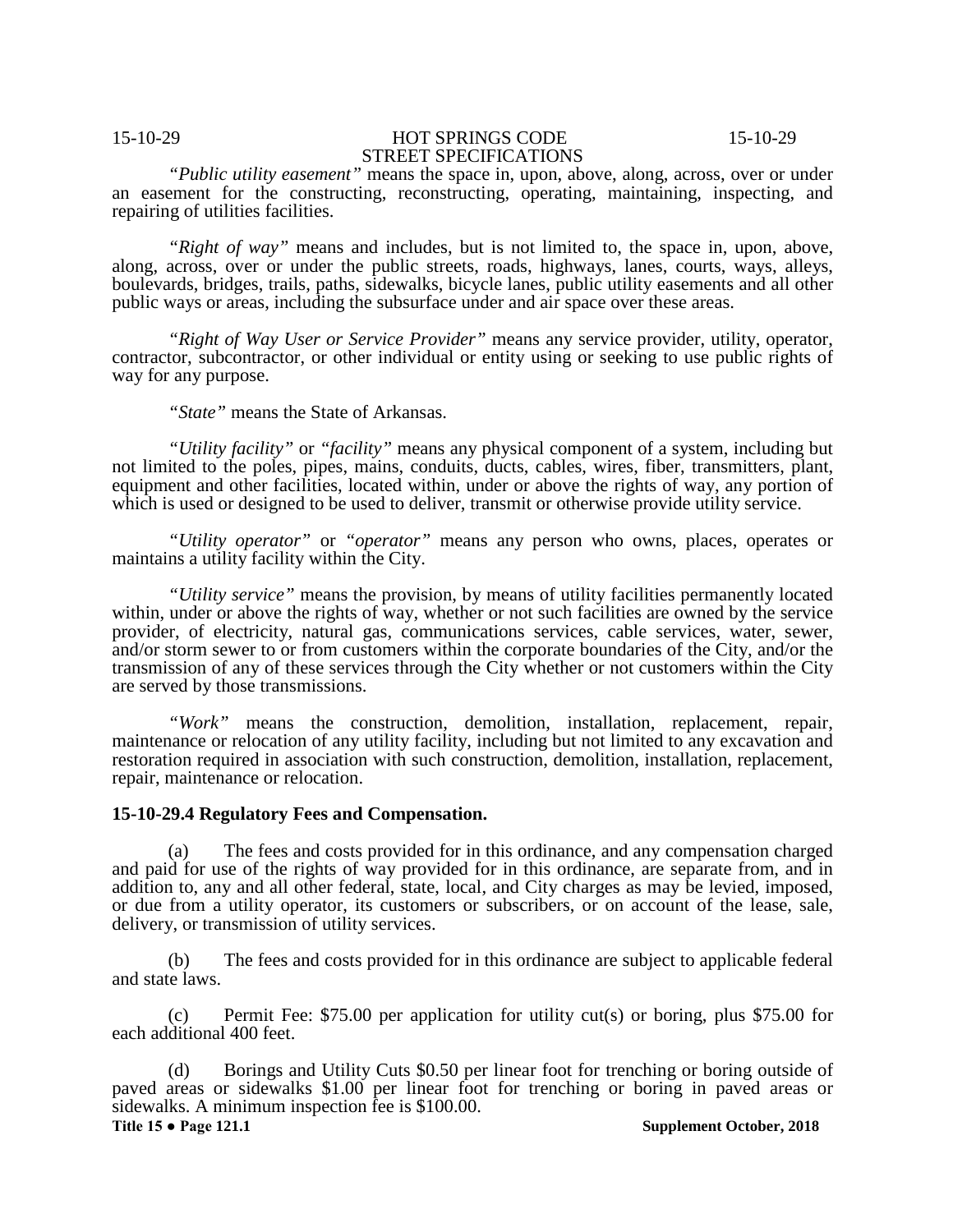"*Public utility easement*" means the space in, upon, above, along, across, over or under an easement for the constructing, reconstructing, operating, maintaining, inspecting, and repairing of utilities facilities.

"*Right of way*" means and includes, but is not limited to, the space in, upon, above, along, across, over or under the public streets, roads, highways, lanes, courts, ways, alleys, boulevards, bridges, trails, paths, sidewalks, bicycle lanes, public utility easements and all other public ways or areas, including the subsurface under and air space over these areas.

"*Right of Way User or Service Provider*" means any service provider, utility, operator, contractor, subcontractor, or other individual or entity using or seeking to use public rights of way for any purpose.

"*State*" means the State of Arkansas.

"*Utility facility*" or "*facility*" means any physical component of a system, including but not limited to the poles, pipes, mains, conduits, ducts, cables, wires, fiber, transmitters, plant, equipment and other facilities, located within, under or above the rights of way, any portion of which is used or designed to be used to deliver, transmit or otherwise provide utility service.

"*Utility operator*" or "*operator*" means any person who owns, places, operates or maintains a utility facility within the City.

"*Utility service*" means the provision, by means of utility facilities permanently located within, under or above the rights of way, whether or not such facilities are owned by the service provider, of electricity, natural gas, communications services, cable services, water, sewer, and/or storm sewer to or from customers within the corporate boundaries of the City, and/or the transmission of any of these services through the City whether or not customers within the City are served by those transmissions.

"*Work*" means the construction, demolition, installation, replacement, repair, maintenance or relocation of any utility facility, including but not limited to any excavation and restoration required in association with such construction, demolition, installation, replacement, repair, maintenance or relocation.

**15-10-29.4 Regulatory Fees and Compensation.**

(a) The fees and costs provided for in this ordinance, and any compensation charged and paid for use of the rights of way provided for in this ordinance, are separate from, and in addition to, any and all other federal, state, local, and City charges as may be levied, imposed, or due from a utility operator, its customers or subscribers, or on account of the lease, sale, delivery, or transmission of utility services.

(b) The fees and costs provided for in this ordinance are subject to applicable federal and state laws.

(c) Permit Fee: $75.00 per application for utility cut(s) or boring, plus $75.00 for each additional 400 feet.

(d) Borings and Utility Cuts $0.50 per linear foot for trenching or boring outside of paved areas or sidewalks $1.00 per linear foot for trenching or boring in paved areas or sidewalks. A minimum inspection fee is $100.00.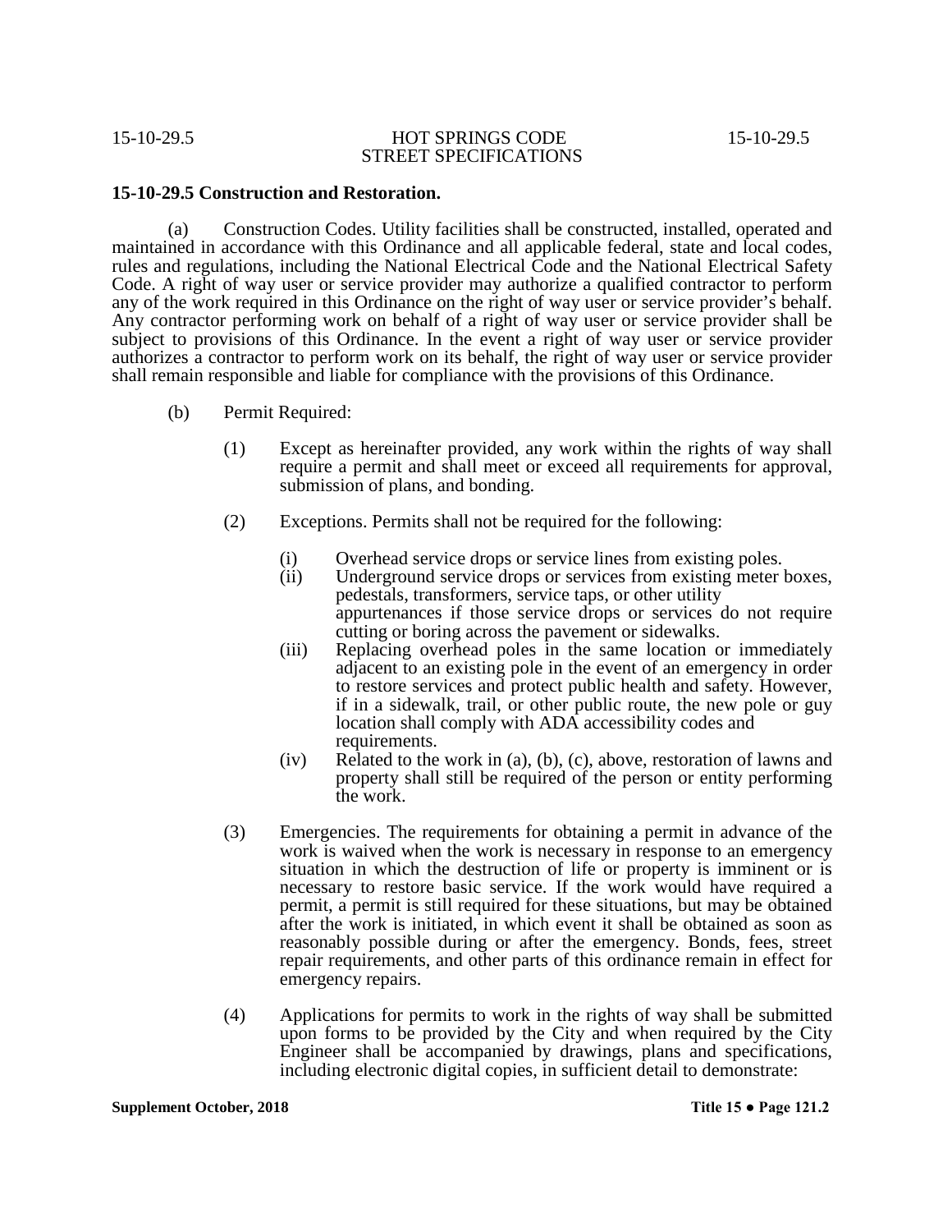**15-10-29.5 Construction and Restoration.**

(a) Construction Codes. Utility facilities shall be constructed, installed, operated and maintained in accordance with this Ordinance and all applicable federal, state and local codes, rules and regulations, including the National Electrical Code and the National Electrical Safety Code. A right of way user or service provider may authorize a qualified contractor to perform any of the work required in this Ordinance on the right of way user or service provider's behalf. Any contractor performing work on behalf of a right of way user or service provider shall be subject to provisions of this Ordinance. In the event a right of way user or service provider authorizes a contractor to perform work on its behalf, the right of way user or service provider shall remain responsible and liable for compliance with the provisions of this Ordinance.

(b) Permit Required:

(1) Except as hereinafter provided, any work within the rights of way shall require a permit and shall meet or exceed all requirements for approval, submission of plans, and bonding.

(2) Exceptions. Permits shall not be required for the following:

(i) Overhead service drops or service lines from existing poles.
(ii) Underground service drops or services from existing meter boxes, pedestals, transformers, service taps, or other utility appurtenances if those service drops or services do not require cutting or boring across the pavement or sidewalks.
(iii) Replacing overhead poles in the same location or immediately adjacent to an existing pole in the event of an emergency in order to restore services and protect public health and safety. However, if in a sidewalk, trail, or other public route, the new pole or guy location shall comply with ADA accessibility codes and requirements.
(iv) Related to the work in (a), (b), (c), above, restoration of lawns and property shall still be required of the person or entity performing the work.

(3) Emergencies. The requirements for obtaining a permit in advance of the work is waived when the work is necessary in response to an emergency situation in which the destruction of life or property is imminent or is necessary to restore basic service. If the work would have required a permit, a permit is still required for these situations, but may be obtained after the work is initiated, in which event it shall be obtained as soon as reasonably possible during or after the emergency. Bonds, fees, street repair requirements, and other parts of this ordinance remain in effect for emergency repairs.

(4) Applications for permits to work in the rights of way shall be submitted upon forms to be provided by the City and when required by the City Engineer shall be accompanied by drawings, plans and specifications, including electronic digital copies, in sufficient detail to demonstrate: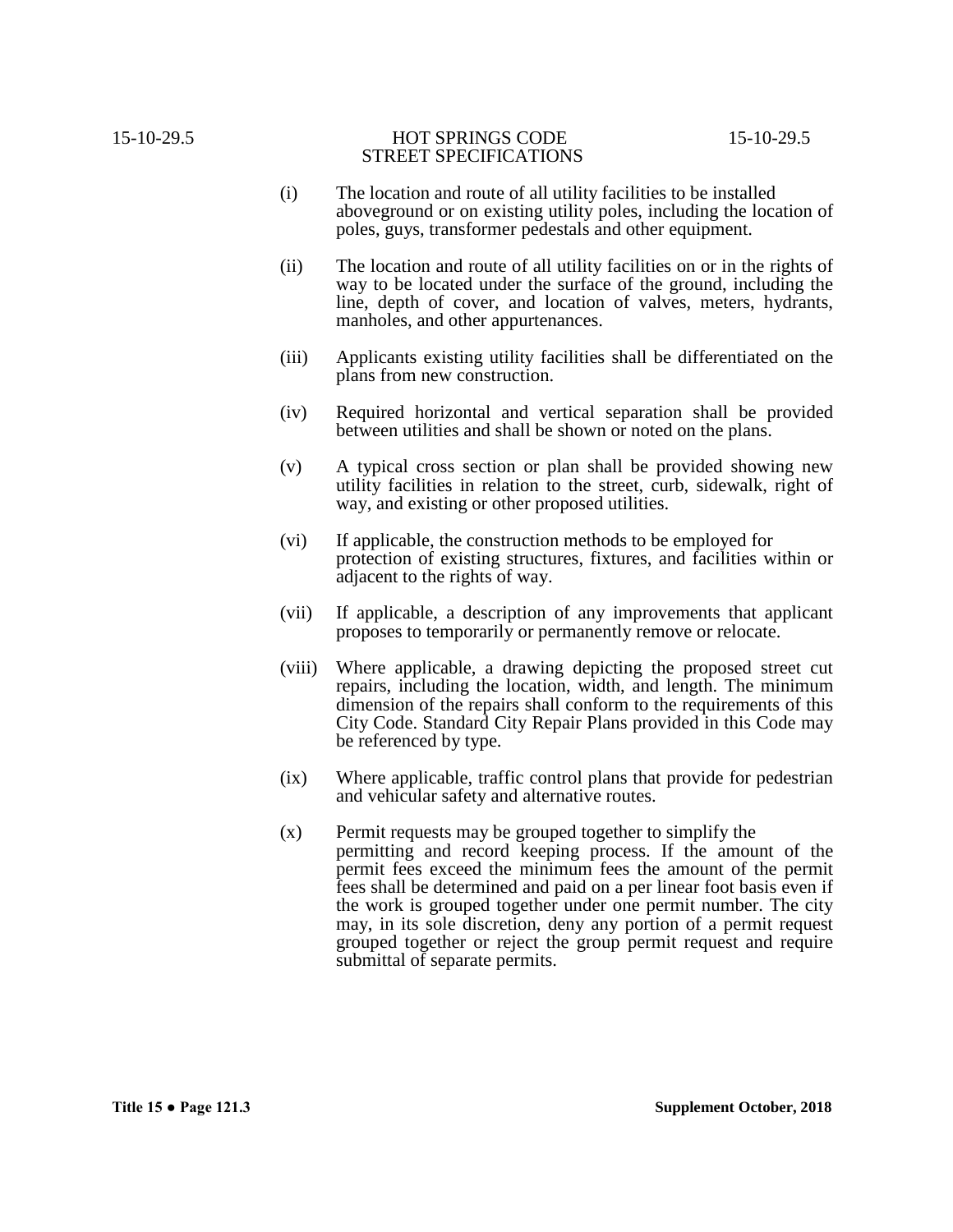(i) The location and route of all utility facilities to be installed aboveground or on existing utility poles, including the location of poles, guys, transformer pedestals and other equipment.

(ii) The location and route of all utility facilities on or in the rights of way to be located under the surface of the ground, including the line, depth of cover, and location of valves, meters, hydrants, manholes, and other appurtenances.

(iii) Applicants existing utility facilities shall be differentiated on the plans from new construction.

(iv) Required horizontal and vertical separation shall be provided between utilities and shall be shown or noted on the plans.

(v) A typical cross section or plan shall be provided showing new utility facilities in relation to the street, curb, sidewalk, right of way, and existing or other proposed utilities.

(vi) If applicable, the construction methods to be employed for protection of existing structures, fixtures, and facilities within or adjacent to the rights of way.

(vii) If applicable, a description of any improvements that applicant proposes to temporarily or permanently remove or relocate.

(viii) Where applicable, a drawing depicting the proposed street cut repairs, including the location, width, and length. The minimum dimension of the repairs shall conform to the requirements of this City Code. Standard City Repair Plans provided in this Code may be referenced by type.

(ix) Where applicable, traffic control plans that provide for pedestrian and vehicular safety and alternative routes.

(x) Permit requests may be grouped together to simplify the permitting and record keeping process. If the amount of the permit fees exceed the minimum fees the amount of the permit fees shall be determined and paid on a per linear foot basis even if the work is grouped together under one permit number. The city may, in its sole discretion, deny any portion of a permit request grouped together or reject the group permit request and require submittal of separate permits.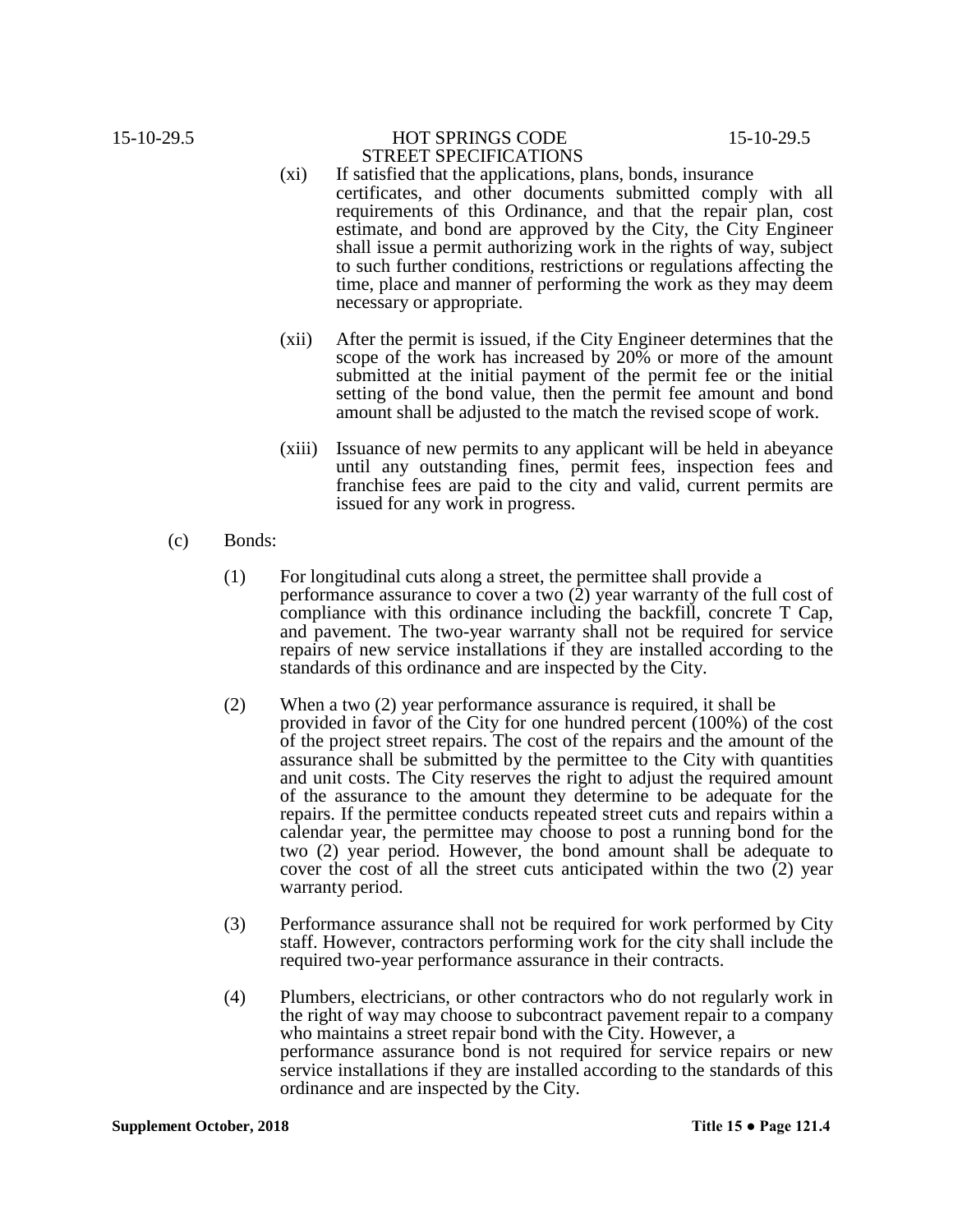(xi) If satisfied that the applications, plans, bonds, insurance certificates, and other documents submitted comply with all requirements of this Ordinance, and that the repair plan, cost estimate, and bond are approved by the City, the City Engineer shall issue a permit authorizing work in the rights of way, subject to such further conditions, restrictions or regulations affecting the time, place and manner of performing the work as they may deem necessary or appropriate.

(xii) After the permit is issued, if the City Engineer determines that the scope of the work has increased by 20% or more of the amount submitted at the initial payment of the permit fee or the initial setting of the bond value, then the permit fee amount and bond amount shall be adjusted to the match the revised scope of work.

(xiii) Issuance of new permits to any applicant will be held in abeyance until any outstanding fines, permit fees, inspection fees and franchise fees are paid to the city and valid, current permits are issued for any work in progress.

(c) Bonds:

(1) For longitudinal cuts along a street, the permittee shall provide a performance assurance to cover a two (2) year warranty of the full cost of compliance with this ordinance including the backfill, concrete T Cap, and pavement. The two-year warranty shall not be required for service repairs of new service installations if they are installed according to the standards of this ordinance and are inspected by the City.

(2) When a two (2) year performance assurance is required, it shall be provided in favor of the City for one hundred percent (100%) of the cost of the project street repairs. The cost of the repairs and the amount of the assurance shall be submitted by the permittee to the City with quantities and unit costs. The City reserves the right to adjust the required amount of the assurance to the amount they determine to be adequate for the repairs. If the permittee conducts repeated street cuts and repairs within a calendar year, the permittee may choose to post a running bond for the two (2) year period. However, the bond amount shall be adequate to cover the cost of all the street cuts anticipated within the two (2) year warranty period.

(3) Performance assurance shall not be required for work performed by City staff. However, contractors performing work for the city shall include the required two-year performance assurance in their contracts.

(4) Plumbers, electricians, or other contractors who do not regularly work in the right of way may choose to subcontract pavement repair to a company who maintains a street repair bond with the City. However, a performance assurance bond is not required for service repairs or new service installations if they are installed according to the standards of this ordinance and are inspected by the City.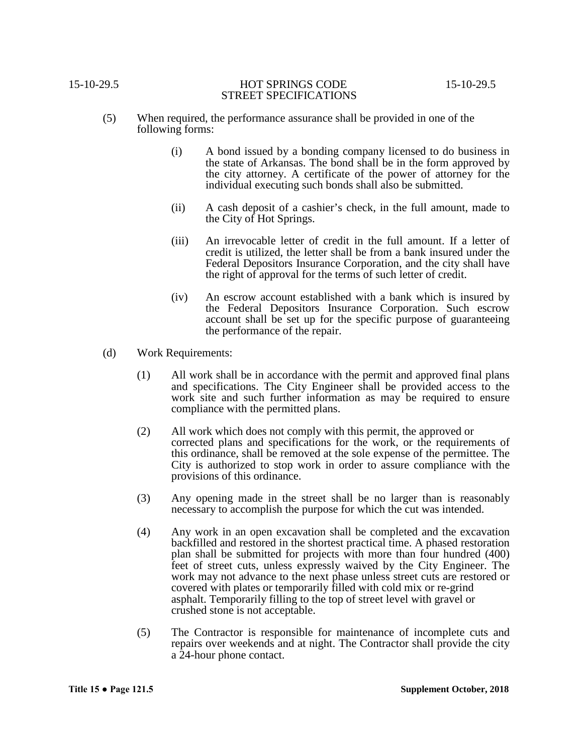(5) When required, the performance assurance shall be provided in one of the following forms:

(i) A bond issued by a bonding company licensed to do business in the state of Arkansas. The bond shall be in the form approved by the city attorney. A certificate of the power of attorney for the individual executing such bonds shall also be submitted.

(ii) A cash deposit of a cashier's check, in the full amount, made to the City of Hot Springs.

(iii) An irrevocable letter of credit in the full amount. If a letter of credit is utilized, the letter shall be from a bank insured under the Federal Depositors Insurance Corporation, and the city shall have the right of approval for the terms of such letter of credit.

(iv) An escrow account established with a bank which is insured by the Federal Depositors Insurance Corporation. Such escrow account shall be set up for the specific purpose of guaranteeing the performance of the repair.

(d) Work Requirements:

(1) All work shall be in accordance with the permit and approved final plans and specifications. The City Engineer shall be provided access to the work site and such further information as may be required to ensure compliance with the permitted plans.

(2) All work which does not comply with this permit, the approved or corrected plans and specifications for the work, or the requirements of this ordinance, shall be removed at the sole expense of the permittee. The City is authorized to stop work in order to assure compliance with the provisions of this ordinance.

(3) Any opening made in the street shall be no larger than is reasonably necessary to accomplish the purpose for which the cut was intended.

(4) Any work in an open excavation shall be completed and the excavation backfilled and restored in the shortest practical time. A phased restoration plan shall be submitted for projects with more than four hundred (400) feet of street cuts, unless expressly waived by the City Engineer. The work may not advance to the next phase unless street cuts are restored or covered with plates or temporarily filled with cold mix or re-grind asphalt. Temporarily filling to the top of street level with gravel or crushed stone is not acceptable.

(5) The Contractor is responsible for maintenance of incomplete cuts and repairs over weekends and at night. The Contractor shall provide the city a 24-hour phone contact.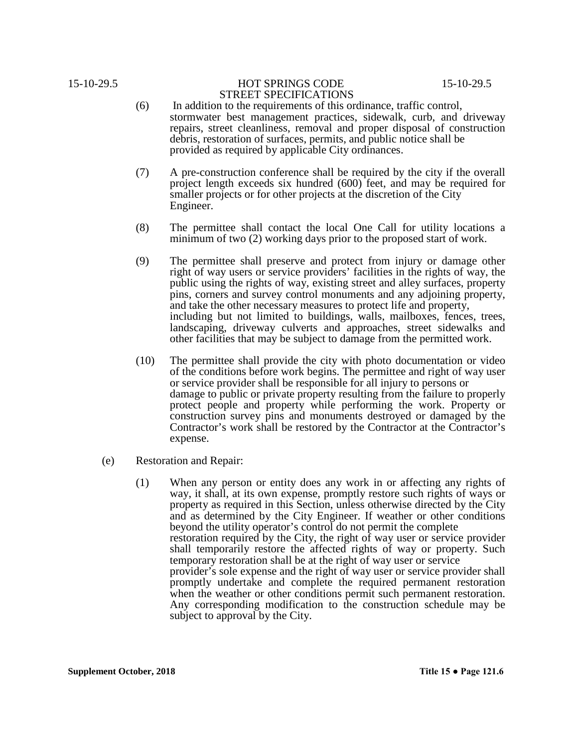(6) In addition to the requirements of this ordinance, traffic control, stormwater best management practices, sidewalk, curb, and driveway repairs, street cleanliness, removal and proper disposal of construction debris, restoration of surfaces, permits, and public notice shall be provided as required by applicable City ordinances.

(7) A pre-construction conference shall be required by the city if the overall project length exceeds six hundred (600) feet, and may be required for smaller projects or for other projects at the discretion of the City Engineer.

(8) The permittee shall contact the local One Call for utility locations a minimum of two (2) working days prior to the proposed start of work.

(9) The permittee shall preserve and protect from injury or damage other right of way users or service providers' facilities in the rights of way, the public using the rights of way, existing street and alley surfaces, property pins, corners and survey control monuments and any adjoining property, and take the other necessary measures to protect life and property, including but not limited to buildings, walls, mailboxes, fences, trees, landscaping, driveway culverts and approaches, street sidewalks and other facilities that may be subject to damage from the permitted work.

(10) The permittee shall provide the city with photo documentation or video of the conditions before work begins. The permittee and right of way user or service provider shall be responsible for all injury to persons or damage to public or private property resulting from the failure to properly protect people and property while performing the work. Property or construction survey pins and monuments destroyed or damaged by the Contractor's work shall be restored by the Contractor at the Contractor's expense.

(e) Restoration and Repair:

(1) When any person or entity does any work in or affecting any rights of way, it shall, at its own expense, promptly restore such rights of ways or property as required in this Section, unless otherwise directed by the City and as determined by the City Engineer. If weather or other conditions beyond the utility operator's control do not permit the complete restoration required by the City, the right of way user or service provider shall temporarily restore the affected rights of way or property. Such temporary restoration shall be at the right of way user or service provider's sole expense and the right of way user or service provider shall promptly undertake and complete the required permanent restoration when the weather or other conditions permit such permanent restoration. Any corresponding modification to the construction schedule may be subject to approval by the City.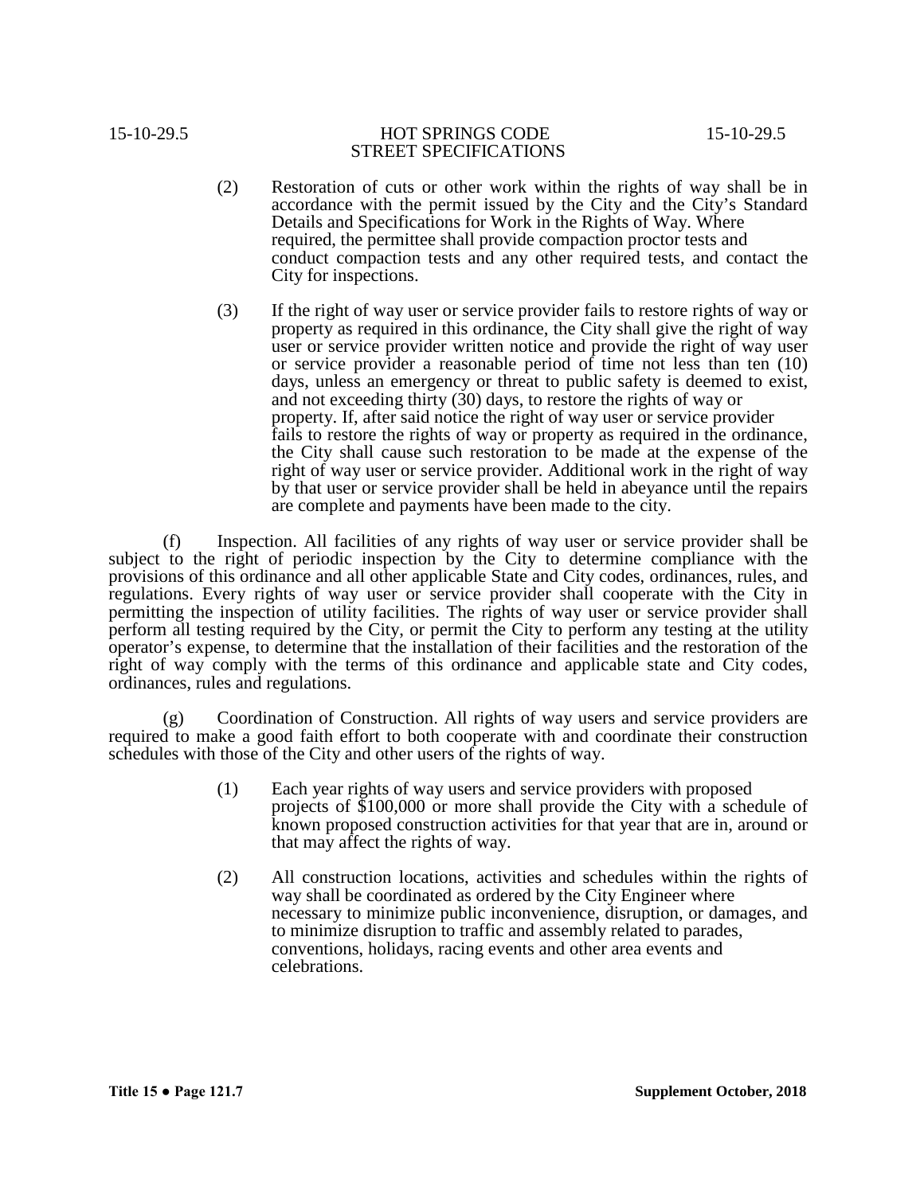(2) Restoration of cuts or other work within the rights of way shall be in accordance with the permit issued by the City and the City's Standard Details and Specifications for Work in the Rights of Way. Where required, the permittee shall provide compaction proctor tests and conduct compaction tests and any other required tests, and contact the City for inspections.

(3) If the right of way user or service provider fails to restore rights of way or property as required in this ordinance, the City shall give the right of way user or service provider written notice and provide the right of way user or service provider a reasonable period of time not less than ten (10) days, unless an emergency or threat to public safety is deemed to exist, and not exceeding thirty (30) days, to restore the rights of way or property. If, after said notice the right of way user or service provider fails to restore the rights of way or property as required in the ordinance, the City shall cause such restoration to be made at the expense of the right of way user or service provider. Additional work in the right of way by that user or service provider shall be held in abeyance until the repairs are complete and payments have been made to the city.

(f) Inspection. All facilities of any rights of way user or service provider shall be subject to the right of periodic inspection by the City to determine compliance with the provisions of this ordinance and all other applicable State and City codes, ordinances, rules, and regulations. Every rights of way user or service provider shall cooperate with the City in permitting the inspection of utility facilities. The rights of way user or service provider shall perform all testing required by the City, or permit the City to perform any testing at the utility operator's expense, to determine that the installation of their facilities and the restoration of the right of way comply with the terms of this ordinance and applicable state and City codes, ordinances, rules and regulations.

(g) Coordination of Construction. All rights of way users and service providers are required to make a good faith effort to both cooperate with and coordinate their construction schedules with those of the City and other users of the rights of way.

(1) Each year rights of way users and service providers with proposed projects of $100,000 or more shall provide the City with a schedule of known proposed construction activities for that year that are in, around or that may affect the rights of way.

(2) All construction locations, activities and schedules within the rights of way shall be coordinated as ordered by the City Engineer where necessary to minimize public inconvenience, disruption, or damages, and to minimize disruption to traffic and assembly related to parades, conventions, holidays, racing events and other area events and celebrations.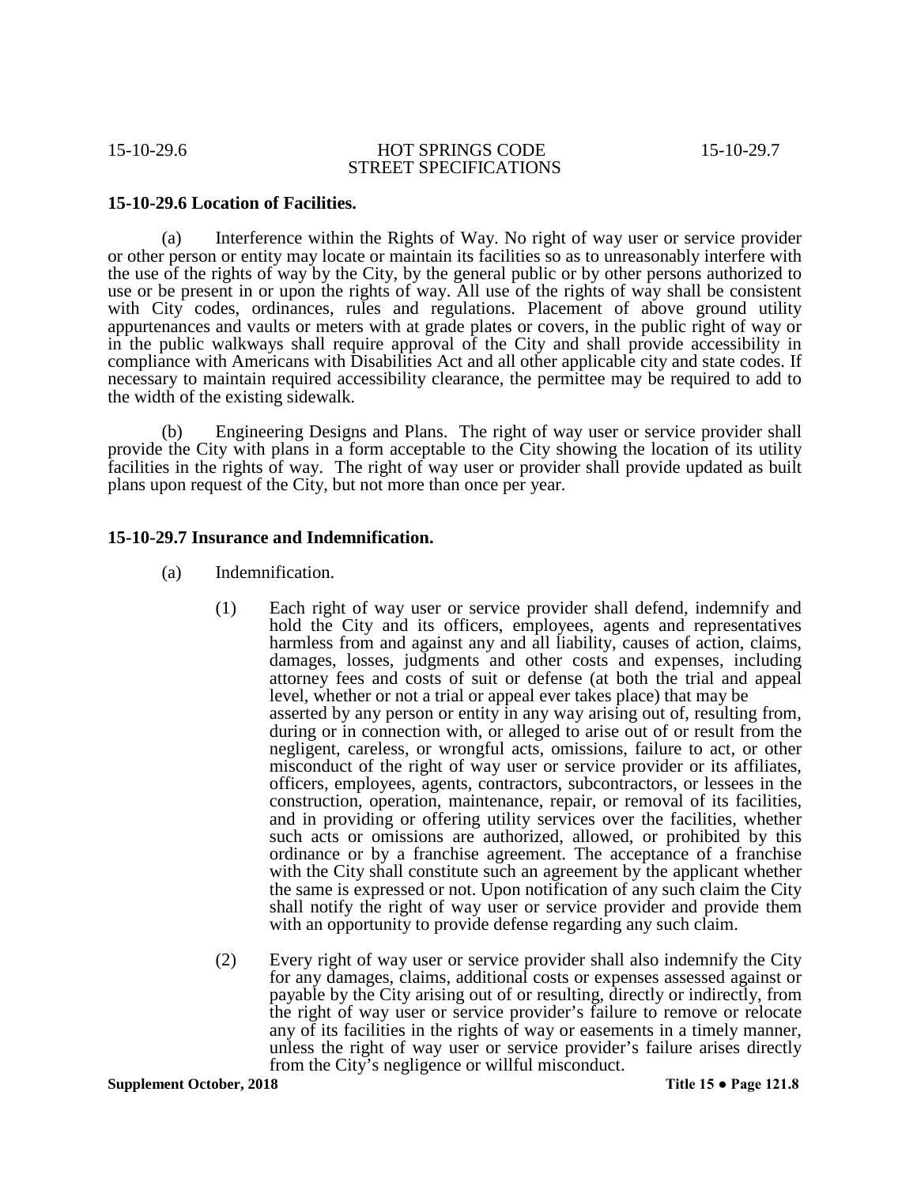**15-10-29.6 Location of Facilities.**

(a) Interference within the Rights of Way. No right of way user or service provider or other person or entity may locate or maintain its facilities so as to unreasonably interfere with the use of the rights of way by the City, by the general public or by other persons authorized to use or be present in or upon the rights of way. All use of the rights of way shall be consistent with City codes, ordinances, rules and regulations. Placement of above ground utility appurtenances and vaults or meters with at grade plates or covers, in the public right of way or in the public walkways shall require approval of the City and shall provide accessibility in compliance with Americans with Disabilities Act and all other applicable city and state codes. If necessary to maintain required accessibility clearance, the permittee may be required to add to the width of the existing sidewalk.

(b) Engineering Designs and Plans. The right of way user or service provider shall provide the City with plans in a form acceptable to the City showing the location of its utility facilities in the rights of way. The right of way user or provider shall provide updated as built plans upon request of the City, but not more than once per year.

**15-10-29.7 Insurance and Indemnification.**

(a) Indemnification.

(1) Each right of way user or service provider shall defend, indemnify and hold the City and its officers, employees, agents and representatives harmless from and against any and all liability, causes of action, claims, damages, losses, judgments and other costs and expenses, including attorney fees and costs of suit or defense (at both the trial and appeal level, whether or not a trial or appeal ever takes place) that may be asserted by any person or entity in any way arising out of, resulting from, during or in connection with, or alleged to arise out of or result from the negligent, careless, or wrongful acts, omissions, failure to act, or other misconduct of the right of way user or service provider or its affiliates, officers, employees, agents, contractors, subcontractors, or lessees in the construction, operation, maintenance, repair, or removal of its facilities, and in providing or offering utility services over the facilities, whether such acts or omissions are authorized, allowed, or prohibited by this ordinance or by a franchise agreement. The acceptance of a franchise with the City shall constitute such an agreement by the applicant whether the same is expressed or not. Upon notification of any such claim the City shall notify the right of way user or service provider and provide them with an opportunity to provide defense regarding any such claim.

(2) Every right of way user or service provider shall also indemnify the City for any damages, claims, additional costs or expenses assessed against or payable by the City arising out of or resulting, directly or indirectly, from the right of way user or service provider's failure to remove or relocate any of its facilities in the rights of way or easements in a timely manner, unless the right of way user or service provider's failure arises directly from the City's negligence or willful misconduct.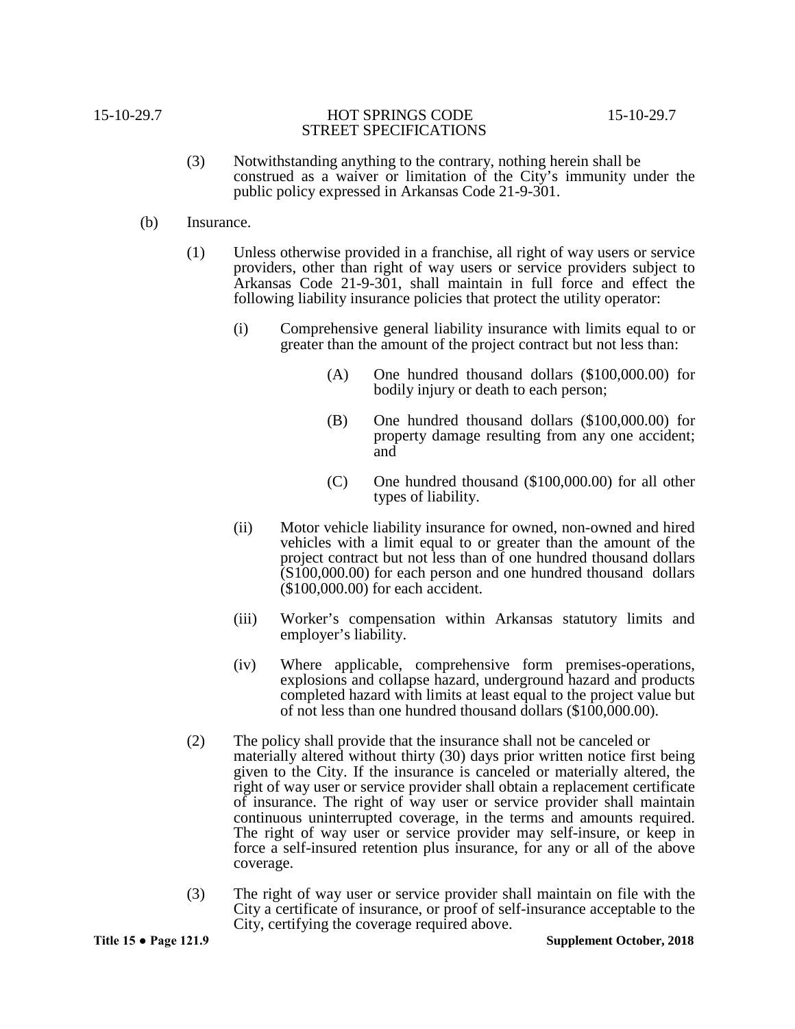(3) Notwithstanding anything to the contrary, nothing herein shall be construed as a waiver or limitation of the City's immunity under the public policy expressed in Arkansas Code 21-9-301.

(b) Insurance.

(1) Unless otherwise provided in a franchise, all right of way users or service providers, other than right of way users or service providers subject to Arkansas Code 21-9-301, shall maintain in full force and effect the following liability insurance policies that protect the utility operator:

(i) Comprehensive general liability insurance with limits equal to or greater than the amount of the project contract but not less than:

(A) One hundred thousand dollars ($100,000.00) for bodily injury or death to each person;

(B) One hundred thousand dollars ($100,000.00) for property damage resulting from any one accident; and

(C) One hundred thousand ($100,000.00) for all other types of liability.

(ii) Motor vehicle liability insurance for owned, non-owned and hired vehicles with a limit equal to or greater than the amount of the project contract but not less than of one hundred thousand dollars (S100,000.00) for each person and one hundred thousand dollars ($100,000.00) for each accident.

(iii) Worker's compensation within Arkansas statutory limits and employer's liability.

(iv) Where applicable, comprehensive form premises-operations, explosions and collapse hazard, underground hazard and products completed hazard with limits at least equal to the project value but of not less than one hundred thousand dollars ($100,000.00).

(2) The policy shall provide that the insurance shall not be canceled or materially altered without thirty (30) days prior written notice first being given to the City. If the insurance is canceled or materially altered, the right of way user or service provider shall obtain a replacement certificate of insurance. The right of way user or service provider shall maintain continuous uninterrupted coverage, in the terms and amounts required. The right of way user or service provider may self-insure, or keep in force a self-insured retention plus insurance, for any or all of the above coverage.

(3) The right of way user or service provider shall maintain on file with the City a certificate of insurance, or proof of self-insurance acceptable to the City, certifying the coverage required above.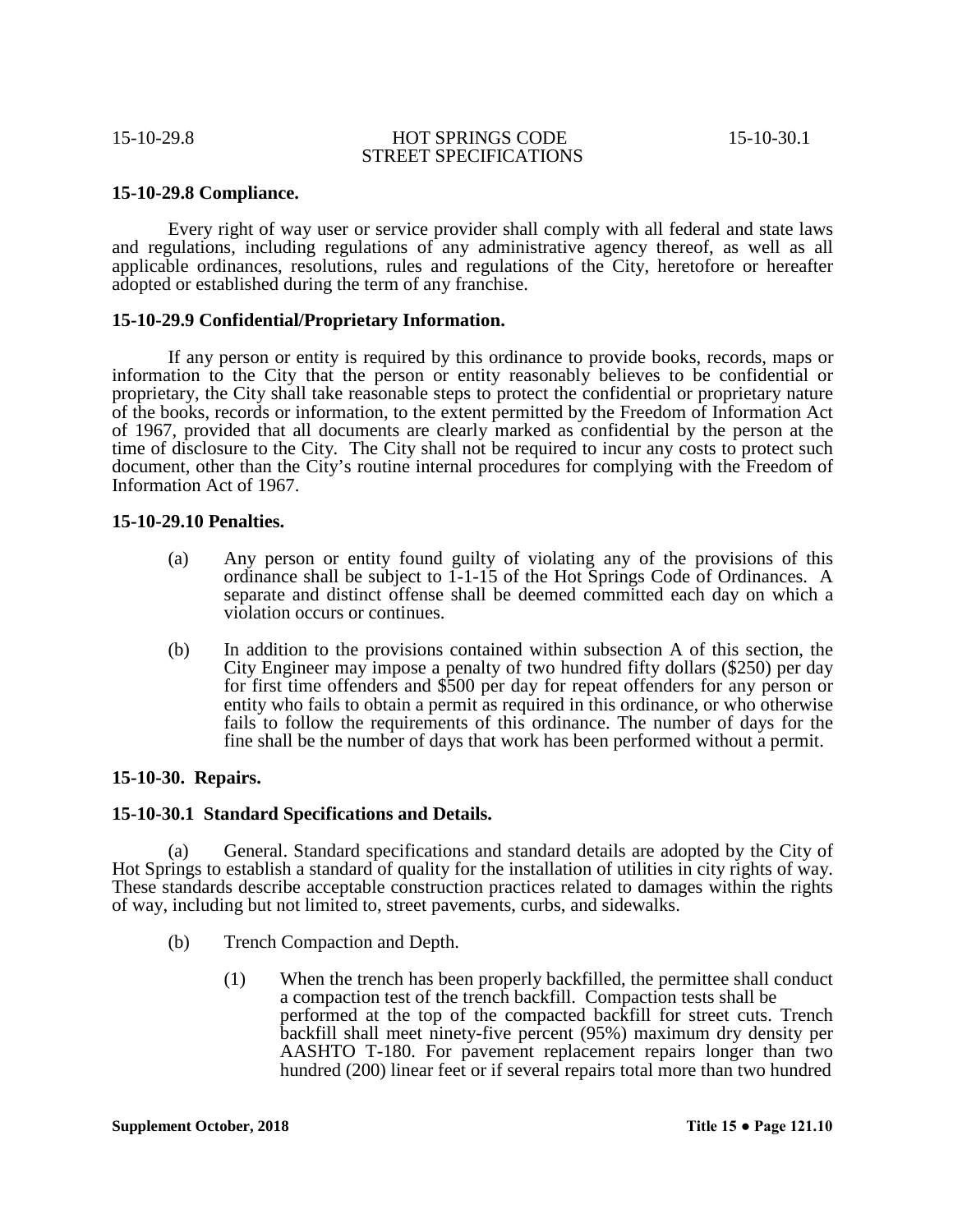**15-10-29.8 Compliance.**

Every right of way user or service provider shall comply with all federal and state laws and regulations, including regulations of any administrative agency thereof, as well as all applicable ordinances, resolutions, rules and regulations of the City, heretofore or hereafter adopted or established during the term of any franchise.

**15-10-29.9 Confidential/Proprietary Information.**

If any person or entity is required by this ordinance to provide books, records, maps or information to the City that the person or entity reasonably believes to be confidential or proprietary, the City shall take reasonable steps to protect the confidential or proprietary nature of the books, records or information, to the extent permitted by the Freedom of Information Act of 1967, provided that all documents are clearly marked as confidential by the person at the time of disclosure to the City. The City shall not be required to incur any costs to protect such document, other than the City's routine internal procedures for complying with the Freedom of Information Act of 1967.

**15-10-29.10 Penalties.**

(a) Any person or entity found guilty of violating any of the provisions of this ordinance shall be subject to 1-1-15 of the Hot Springs Code of Ordinances. A separate and distinct offense shall be deemed committed each day on which a violation occurs or continues.

(b) In addition to the provisions contained within subsection A of this section, the City Engineer may impose a penalty of two hundred fifty dollars ($250) per day for first time offenders and $500 per day for repeat offenders for any person or entity who fails to obtain a permit as required in this ordinance, or who otherwise fails to follow the requirements of this ordinance. The number of days for the fine shall be the number of days that work has been performed without a permit.

**15-10-30. Repairs.**

**15-10-30.1 Standard Specifications and Details.**

(a) General. Standard specifications and standard details are adopted by the City of Hot Springs to establish a standard of quality for the installation of utilities in city rights of way. These standards describe acceptable construction practices related to damages within the rights of way, including but not limited to, street pavements, curbs, and sidewalks.

(b) Trench Compaction and Depth.

(1) When the trench has been properly backfilled, the permittee shall conduct a compaction test of the trench backfill. Compaction tests shall be performed at the top of the compacted backfill for street cuts. Trench backfill shall meet ninety-five percent (95%) maximum dry density per AASHTO T-180. For pavement replacement repairs longer than two hundred (200) linear feet or if several repairs total more than two hundred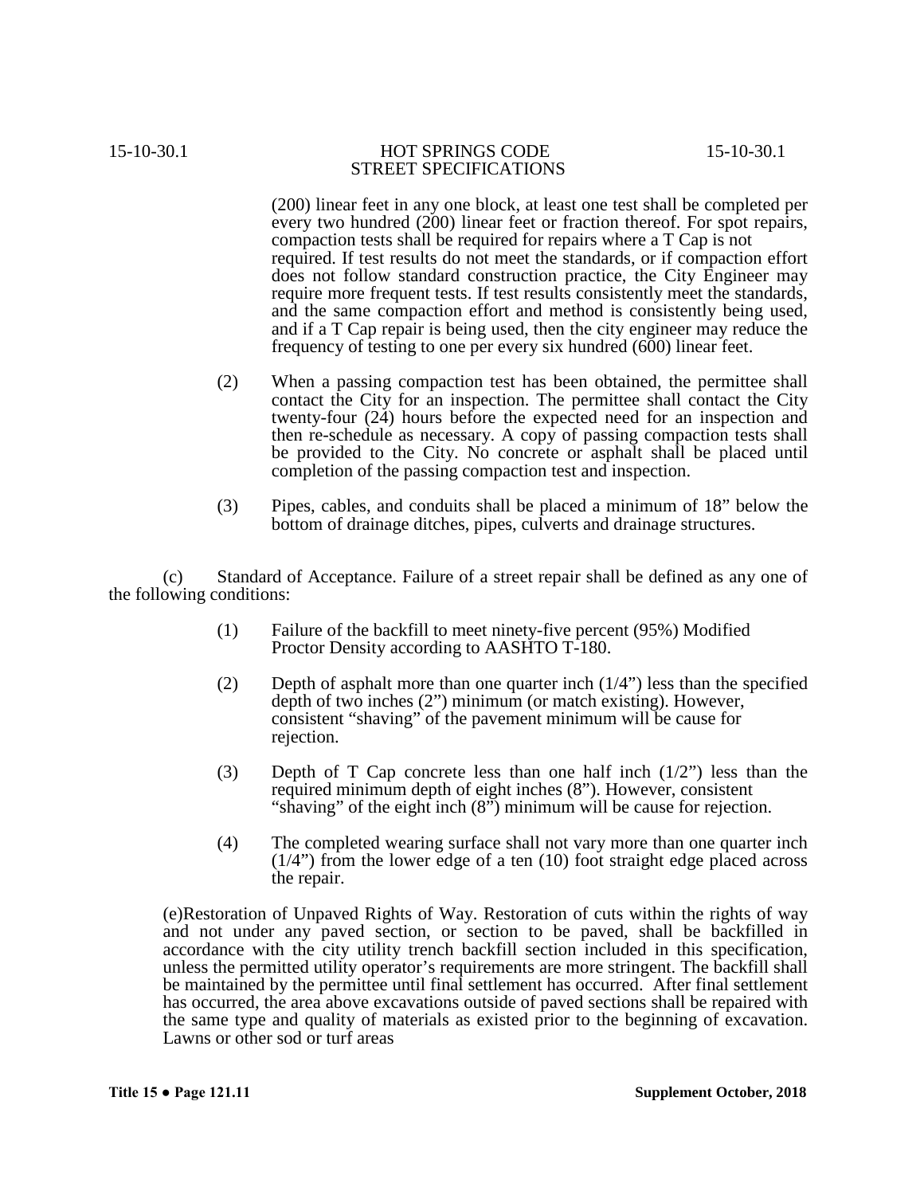(200) linear feet in any one block, at least one test shall be completed per every two hundred (200) linear feet or fraction thereof. For spot repairs, compaction tests shall be required for repairs where a T Cap is not required. If test results do not meet the standards, or if compaction effort does not follow standard construction practice, the City Engineer may require more frequent tests. If test results consistently meet the standards, and the same compaction effort and method is consistently being used, and if a T Cap repair is being used, then the city engineer may reduce the frequency of testing to one per every six hundred (600) linear feet.

(2) When a passing compaction test has been obtained, the permittee shall contact the City for an inspection. The permittee shall contact the City twenty-four (24) hours before the expected need for an inspection and then re-schedule as necessary. A copy of passing compaction tests shall be provided to the City. No concrete or asphalt shall be placed until completion of the passing compaction test and inspection.

(3) Pipes, cables, and conduits shall be placed a minimum of 18" below the bottom of drainage ditches, pipes, culverts and drainage structures.

(c) Standard of Acceptance. Failure of a street repair shall be defined as any one of the following conditions:

(1) Failure of the backfill to meet ninety-five percent (95%) Modified Proctor Density according to AASHTO T-180.

(2) Depth of asphalt more than one quarter inch (1/4") less than the specified depth of two inches (2") minimum (or match existing). However, consistent "shaving" of the pavement minimum will be cause for rejection.

(3) Depth of T Cap concrete less than one half inch (1/2") less than the required minimum depth of eight inches (8"). However, consistent "shaving" of the eight inch (8") minimum will be cause for rejection.

(4) The completed wearing surface shall not vary more than one quarter inch (1/4") from the lower edge of a ten (10) foot straight edge placed across the repair.

(e)Restoration of Unpaved Rights of Way. Restoration of cuts within the rights of way and not under any paved section, or section to be paved, shall be backfilled in accordance with the city utility trench backfill section included in this specification, unless the permitted utility operator's requirements are more stringent. The backfill shall be maintained by the permittee until final settlement has occurred. After final settlement has occurred, the area above excavations outside of paved sections shall be repaired with the same type and quality of materials as existed prior to the beginning of excavation. Lawns or other sod or turf areas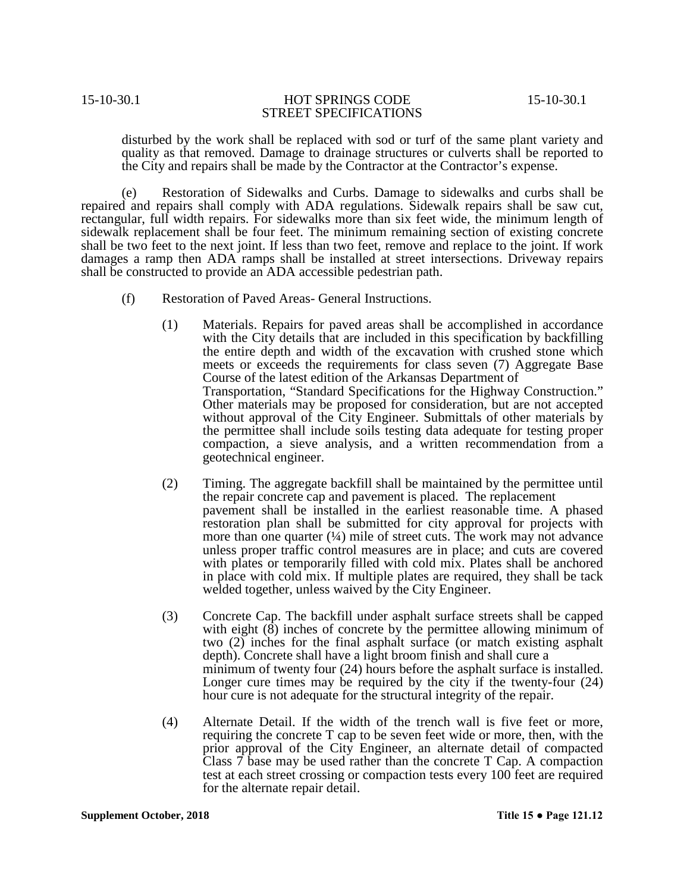disturbed by the work shall be replaced with sod or turf of the same plant variety and quality as that removed. Damage to drainage structures or culverts shall be reported to the City and repairs shall be made by the Contractor at the Contractor's expense.

(e) Restoration of Sidewalks and Curbs. Damage to sidewalks and curbs shall be repaired and repairs shall comply with ADA regulations. Sidewalk repairs shall be saw cut, rectangular, full width repairs. For sidewalks more than six feet wide, the minimum length of sidewalk replacement shall be four feet. The minimum remaining section of existing concrete shall be two feet to the next joint. If less than two feet, remove and replace to the joint. If work damages a ramp then ADA ramps shall be installed at street intersections. Driveway repairs shall be constructed to provide an ADA accessible pedestrian path.

(f) Restoration of Paved Areas- General Instructions.

(1) Materials. Repairs for paved areas shall be accomplished in accordance with the City details that are included in this specification by backfilling the entire depth and width of the excavation with crushed stone which meets or exceeds the requirements for class seven (7) Aggregate Base Course of the latest edition of the Arkansas Department of Transportation, "Standard Specifications for the Highway Construction." Other materials may be proposed for consideration, but are not accepted without approval of the City Engineer. Submittals of other materials by the permittee shall include soils testing data adequate for testing proper compaction, a sieve analysis, and a written recommendation from a geotechnical engineer.

(2) Timing. The aggregate backfill shall be maintained by the permittee until the repair concrete cap and pavement is placed. The replacement pavement shall be installed in the earliest reasonable time. A phased restoration plan shall be submitted for city approval for projects with more than one quarter (¼) mile of street cuts. The work may not advance unless proper traffic control measures are in place; and cuts are covered with plates or temporarily filled with cold mix. Plates shall be anchored in place with cold mix. If multiple plates are required, they shall be tack welded together, unless waived by the City Engineer.

(3) Concrete Cap. The backfill under asphalt surface streets shall be capped with eight (8) inches of concrete by the permittee allowing minimum of two (2) inches for the final asphalt surface (or match existing asphalt depth). Concrete shall have a light broom finish and shall cure a minimum of twenty four (24) hours before the asphalt surface is installed. Longer cure times may be required by the city if the twenty-four (24) hour cure is not adequate for the structural integrity of the repair.

(4) Alternate Detail. If the width of the trench wall is five feet or more, requiring the concrete T cap to be seven feet wide or more, then, with the prior approval of the City Engineer, an alternate detail of compacted Class 7 base may be used rather than the concrete T Cap. A compaction test at each street crossing or compaction tests every 100 feet are required for the alternate repair detail.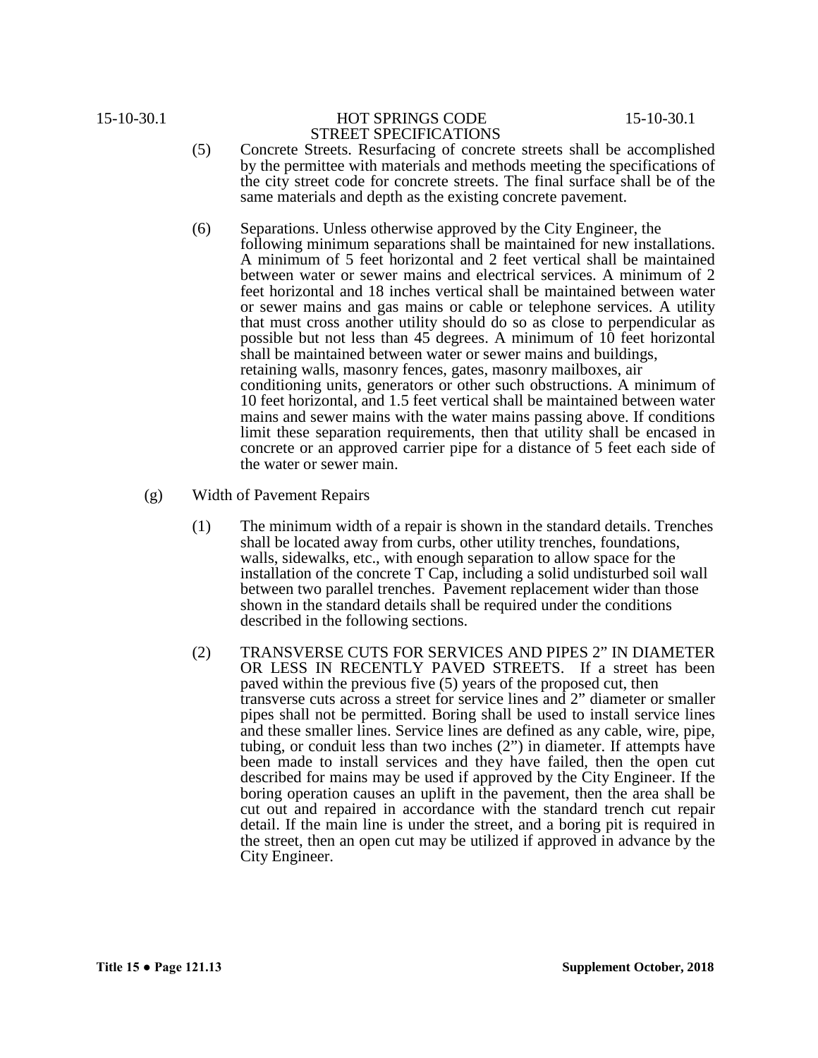(5) Concrete Streets. Resurfacing of concrete streets shall be accomplished by the permittee with materials and methods meeting the specifications of the city street code for concrete streets. The final surface shall be of the same materials and depth as the existing concrete pavement.

(6) Separations. Unless otherwise approved by the City Engineer, the following minimum separations shall be maintained for new installations. A minimum of 5 feet horizontal and 2 feet vertical shall be maintained between water or sewer mains and electrical services. A minimum of 2 feet horizontal and 18 inches vertical shall be maintained between water or sewer mains and gas mains or cable or telephone services. A utility that must cross another utility should do so as close to perpendicular as possible but not less than 45 degrees. A minimum of 10 feet horizontal shall be maintained between water or sewer mains and buildings, retaining walls, masonry fences, gates, masonry mailboxes, air conditioning units, generators or other such obstructions. A minimum of 10 feet horizontal, and 1.5 feet vertical shall be maintained between water mains and sewer mains with the water mains passing above. If conditions limit these separation requirements, then that utility shall be encased in concrete or an approved carrier pipe for a distance of 5 feet each side of the water or sewer main.

(g) Width of Pavement Repairs

(1) The minimum width of a repair is shown in the standard details. Trenches shall be located away from curbs, other utility trenches, foundations, walls, sidewalks, etc., with enough separation to allow space for the installation of the concrete T Cap, including a solid undisturbed soil wall between two parallel trenches. Pavement replacement wider than those shown in the standard details shall be required under the conditions described in the following sections.

(2) TRANSVERSE CUTS FOR SERVICES AND PIPES 2" IN DIAMETER OR LESS IN RECENTLY PAVED STREETS. If a street has been paved within the previous five (5) years of the proposed cut, then transverse cuts across a street for service lines and 2" diameter or smaller pipes shall not be permitted. Boring shall be used to install service lines and these smaller lines. Service lines are defined as any cable, wire, pipe, tubing, or conduit less than two inches (2") in diameter. If attempts have been made to install services and they have failed, then the open cut described for mains may be used if approved by the City Engineer. If the boring operation causes an uplift in the pavement, then the area shall be cut out and repaired in accordance with the standard trench cut repair detail. If the main line is under the street, and a boring pit is required in the street, then an open cut may be utilized if approved in advance by the City Engineer.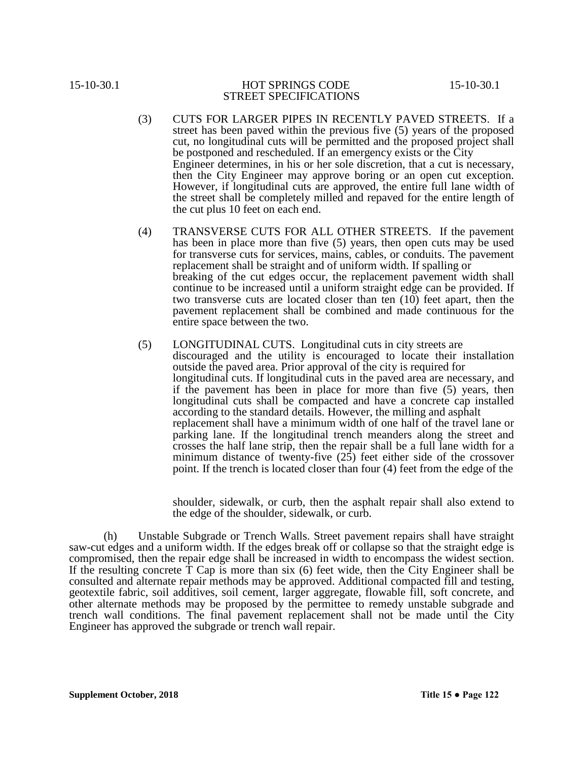(3) CUTS FOR LARGER PIPES IN RECENTLY PAVED STREETS. If a street has been paved within the previous five (5) years of the proposed cut, no longitudinal cuts will be permitted and the proposed project shall be postponed and rescheduled. If an emergency exists or the City Engineer determines, in his or her sole discretion, that a cut is necessary, then the City Engineer may approve boring or an open cut exception. However, if longitudinal cuts are approved, the entire full lane width of the street shall be completely milled and repaved for the entire length of the cut plus 10 feet on each end.

(4) TRANSVERSE CUTS FOR ALL OTHER STREETS. If the pavement has been in place more than five (5) years, then open cuts may be used for transverse cuts for services, mains, cables, or conduits. The pavement replacement shall be straight and of uniform width. If spalling or breaking of the cut edges occur, the replacement pavement width shall continue to be increased until a uniform straight edge can be provided. If two transverse cuts are located closer than ten (10) feet apart, then the pavement replacement shall be combined and made continuous for the entire space between the two.

(5) LONGITUDINAL CUTS. Longitudinal cuts in city streets are discouraged and the utility is encouraged to locate their installation outside the paved area. Prior approval of the city is required for longitudinal cuts. If longitudinal cuts in the paved area are necessary, and if the pavement has been in place for more than five (5) years, then longitudinal cuts shall be compacted and have a concrete cap installed according to the standard details. However, the milling and asphalt replacement shall have a minimum width of one half of the travel lane or parking lane. If the longitudinal trench meanders along the street and crosses the half lane strip, then the repair shall be a full lane width for a minimum distance of twenty-five (25) feet either side of the crossover point. If the trench is located closer than four (4) feet from the edge of the shoulder, sidewalk, or curb, then the asphalt repair shall also extend to the edge of the shoulder, sidewalk, or curb.

(h) Unstable Subgrade or Trench Walls. Street pavement repairs shall have straight saw-cut edges and a uniform width. If the edges break off or collapse so that the straight edge is compromised, then the repair edge shall be increased in width to encompass the widest section. If the resulting concrete T Cap is more than six (6) feet wide, then the City Engineer shall be consulted and alternate repair methods may be approved. Additional compacted fill and testing, geotextile fabric, soil additives, soil cement, larger aggregate, flowable fill, soft concrete, and other alternate methods may be proposed by the permittee to remedy unstable subgrade and trench wall conditions. The final pavement replacement shall not be made until the City Engineer has approved the subgrade or trench wall repair.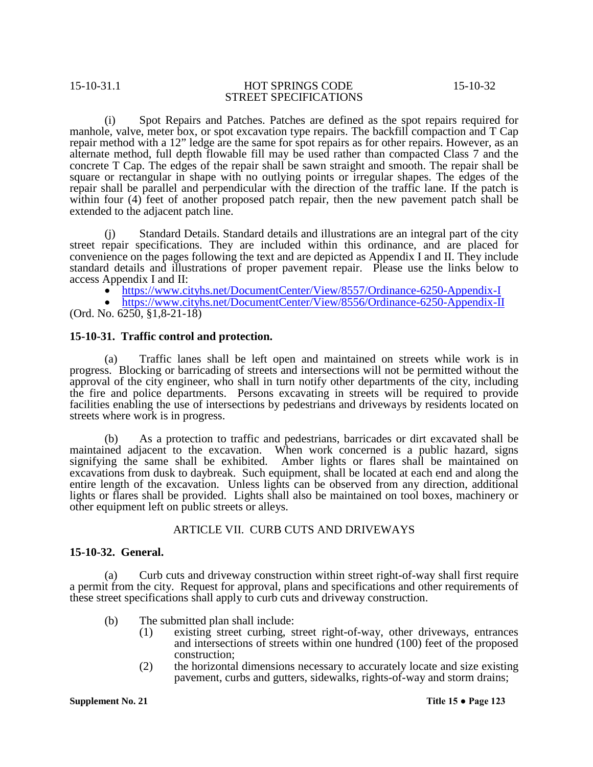(i) Spot Repairs and Patches. Patches are defined as the spot repairs required for manhole, valve, meter box, or spot excavation type repairs. The backfill compaction and T Cap repair method with a 12" ledge are the same for spot repairs as for other repairs. However, as an alternate method, full depth flowable fill may be used rather than compacted Class 7 and the concrete T Cap. The edges of the repair shall be sawn straight and smooth. The repair shall be square or rectangular in shape with no outlying points or irregular shapes. The edges of the repair shall be parallel and perpendicular with the direction of the traffic lane. If the patch is within four (4) feet of another proposed patch repair, then the new pavement patch shall be extended to the adjacent patch line.

(j) Standard Details. Standard details and illustrations are an integral part of the city street repair specifications. They are included within this ordinance, and are placed for convenience on the pages following the text and are depicted as Appendix I and II. They include standard details and illustrations of proper pavement repair. Please use the links below to access Appendix I and II:

- https://www.cityhs.net/DocumentCenter/View/8557/Ordinance-6250-Appendix-I
- https://www.cityhs.net/DocumentCenter/View/8556/Ordinance-6250-Appendix-II

(Ord. No. 6250, §1,8-21-18)

**15-10-31. Traffic control and protection.**

(a) Traffic lanes shall be left open and maintained on streets while work is in progress. Blocking or barricading of streets and intersections will not be permitted without the approval of the city engineer, who shall in turn notify other departments of the city, including the fire and police departments. Persons excavating in streets will be required to provide facilities enabling the use of intersections by pedestrians and driveways by residents located on streets where work is in progress.

(b) As a protection to traffic and pedestrians, barricades or dirt excavated shall be maintained adjacent to the excavation. When work concerned is a public hazard, signs signifying the same shall be exhibited. Amber lights or flares shall be maintained on excavations from dusk to daybreak. Such equipment, shall be located at each end and along the entire length of the excavation. Unless lights can be observed from any direction, additional lights or flares shall be provided. Lights shall also be maintained on tool boxes, machinery or other equipment left on public streets or alleys.

## ARTICLE VII. CURB CUTS AND DRIVEWAYS

**15-10-32. General.**

(a) Curb cuts and driveway construction within street right-of-way shall first require a permit from the city. Request for approval, plans and specifications and other requirements of these street specifications shall apply to curb cuts and driveway construction.

(b) The submitted plan shall include:

(1) existing street curbing, street right-of-way, other driveways, entrances and intersections of streets within one hundred (100) feet of the proposed construction;

(2) the horizontal dimensions necessary to accurately locate and size existing pavement, curbs and gutters, sidewalks, rights-of-way and storm drains;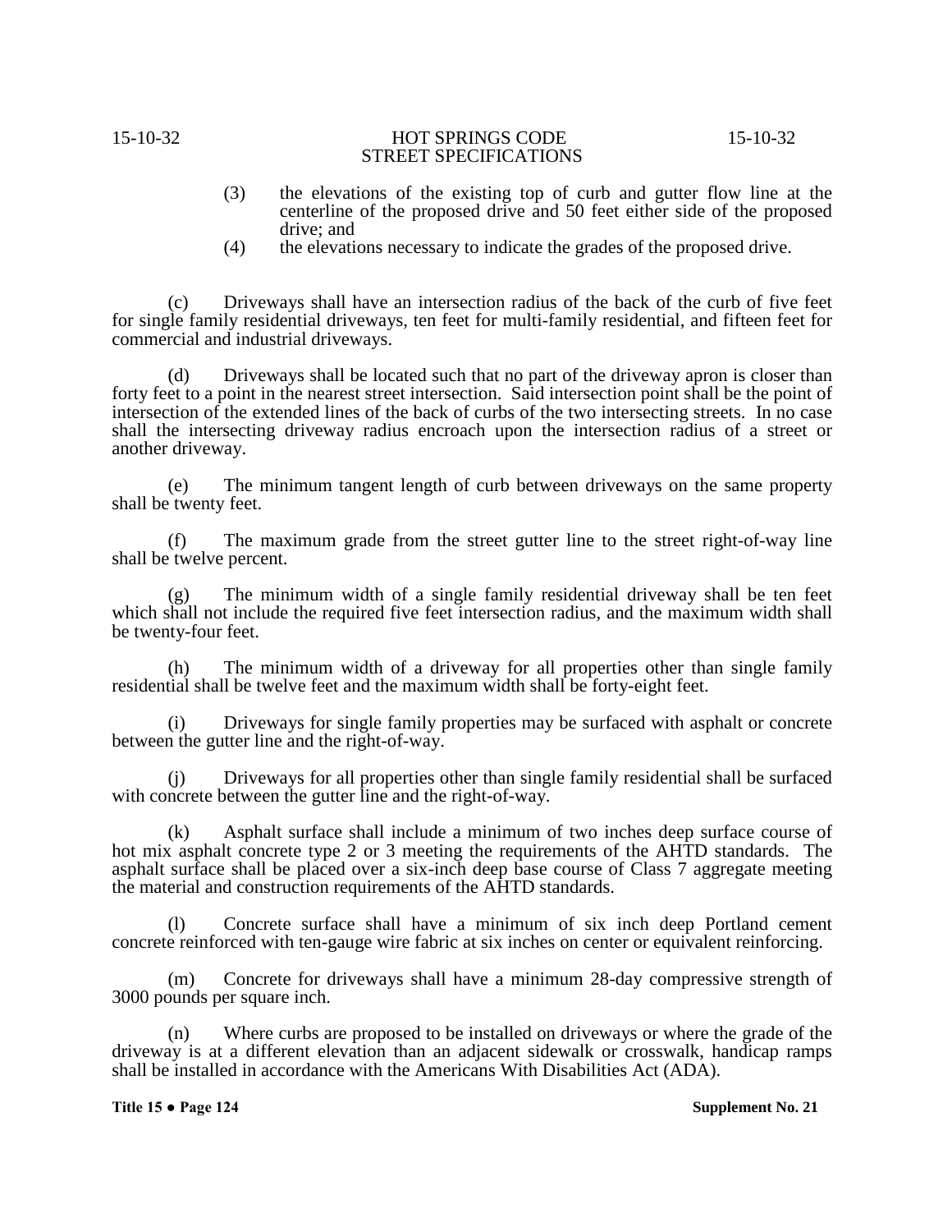(3) the elevations of the existing top of curb and gutter flow line at the centerline of the proposed drive and 50 feet either side of the proposed drive; and

(4) the elevations necessary to indicate the grades of the proposed drive.

(c) Driveways shall have an intersection radius of the back of the curb of five feet for single family residential driveways, ten feet for multi-family residential, and fifteen feet for commercial and industrial driveways.

(d) Driveways shall be located such that no part of the driveway apron is closer than forty feet to a point in the nearest street intersection. Said intersection point shall be the point of intersection of the extended lines of the back of curbs of the two intersecting streets. In no case shall the intersecting driveway radius encroach upon the intersection radius of a street or another driveway.

(e) The minimum tangent length of curb between driveways on the same property shall be twenty feet.

(f) The maximum grade from the street gutter line to the street right-of-way line shall be twelve percent.

(g) The minimum width of a single family residential driveway shall be ten feet which shall not include the required five feet intersection radius, and the maximum width shall be twenty-four feet.

(h) The minimum width of a driveway for all properties other than single family residential shall be twelve feet and the maximum width shall be forty-eight feet.

(i) Driveways for single family properties may be surfaced with asphalt or concrete between the gutter line and the right-of-way.

(j) Driveways for all properties other than single family residential shall be surfaced with concrete between the gutter line and the right-of-way.

(k) Asphalt surface shall include a minimum of two inches deep surface course of hot mix asphalt concrete type 2 or 3 meeting the requirements of the AHTD standards. The asphalt surface shall be placed over a six-inch deep base course of Class 7 aggregate meeting the material and construction requirements of the AHTD standards.

(l) Concrete surface shall have a minimum of six inch deep Portland cement concrete reinforced with ten-gauge wire fabric at six inches on center or equivalent reinforcing.

(m) Concrete for driveways shall have a minimum 28-day compressive strength of 3000 pounds per square inch.

(n) Where curbs are proposed to be installed on driveways or where the grade of the driveway is at a different elevation than an adjacent sidewalk or crosswalk, handicap ramps shall be installed in accordance with the Americans With Disabilities Act (ADA).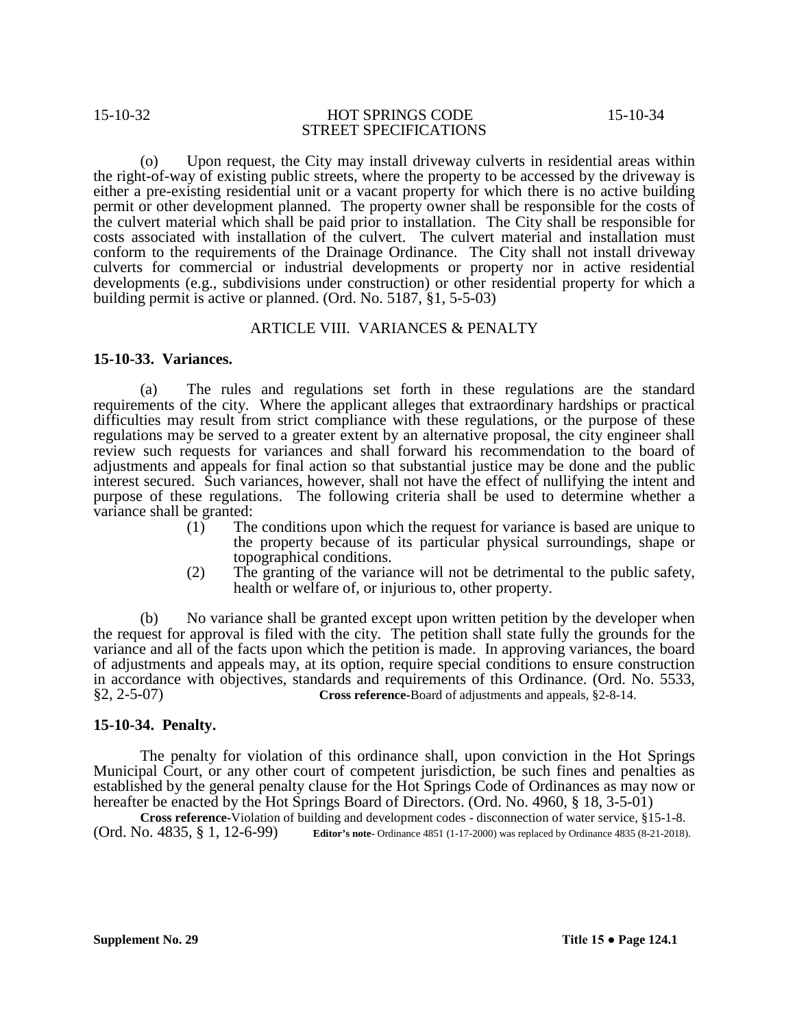(o) Upon request, the City may install driveway culverts in residential areas within the right-of-way of existing public streets, where the property to be accessed by the driveway is either a pre-existing residential unit or a vacant property for which there is no active building permit or other development planned. The property owner shall be responsible for the costs of the culvert material which shall be paid prior to installation. The City shall be responsible for costs associated with installation of the culvert. The culvert material and installation must conform to the requirements of the Drainage Ordinance. The City shall not install driveway culverts for commercial or industrial developments or property nor in active residential developments (e.g., subdivisions under construction) or other residential property for which a building permit is active or planned. (Ord. No. 5187, §1, 5-5-03)

## ARTICLE VIII. VARIANCES & PENALTY

### 15-10-33. Variances.

(a) The rules and regulations set forth in these regulations are the standard requirements of the city. Where the applicant alleges that extraordinary hardships or practical difficulties may result from strict compliance with these regulations, or the purpose of these regulations may be served to a greater extent by an alternative proposal, the city engineer shall review such requests for variances and shall forward his recommendation to the board of adjustments and appeals for final action so that substantial justice may be done and the public interest secured. Such variances, however, shall not have the effect of nullifying the intent and purpose of these regulations. The following criteria shall be used to determine whether a variance shall be granted:

(1) The conditions upon which the request for variance is based are unique to the property because of its particular physical surroundings, shape or topographical conditions.

(2) The granting of the variance will not be detrimental to the public safety, health or welfare of, or injurious to, other property.

(b) No variance shall be granted except upon written petition by the developer when the request for approval is filed with the city. The petition shall state fully the grounds for the variance and all of the facts upon which the petition is made. In approving variances, the board of adjustments and appeals may, at its option, require special conditions to ensure construction in accordance with objectives, standards and requirements of this Ordinance. (Ord. No. 5533, §2, 2-5-07) **Cross reference**-Board of adjustments and appeals, §2-8-14.

### 15-10-34. Penalty.

The penalty for violation of this ordinance shall, upon conviction in the Hot Springs Municipal Court, or any other court of competent jurisdiction, be such fines and penalties as established by the general penalty clause for the Hot Springs Code of Ordinances as may now or hereafter be enacted by the Hot Springs Board of Directors. (Ord. No. 4960, § 18, 3-5-01)

**Cross reference**-Violation of building and development codes - disconnection of water service, §15-1-8. (Ord. No. 4835, § 1, 12-6-99) **Editor's note**- Ordinance 4851 (1-17-2000) was replaced by Ordinance 4835 (8-21-2018).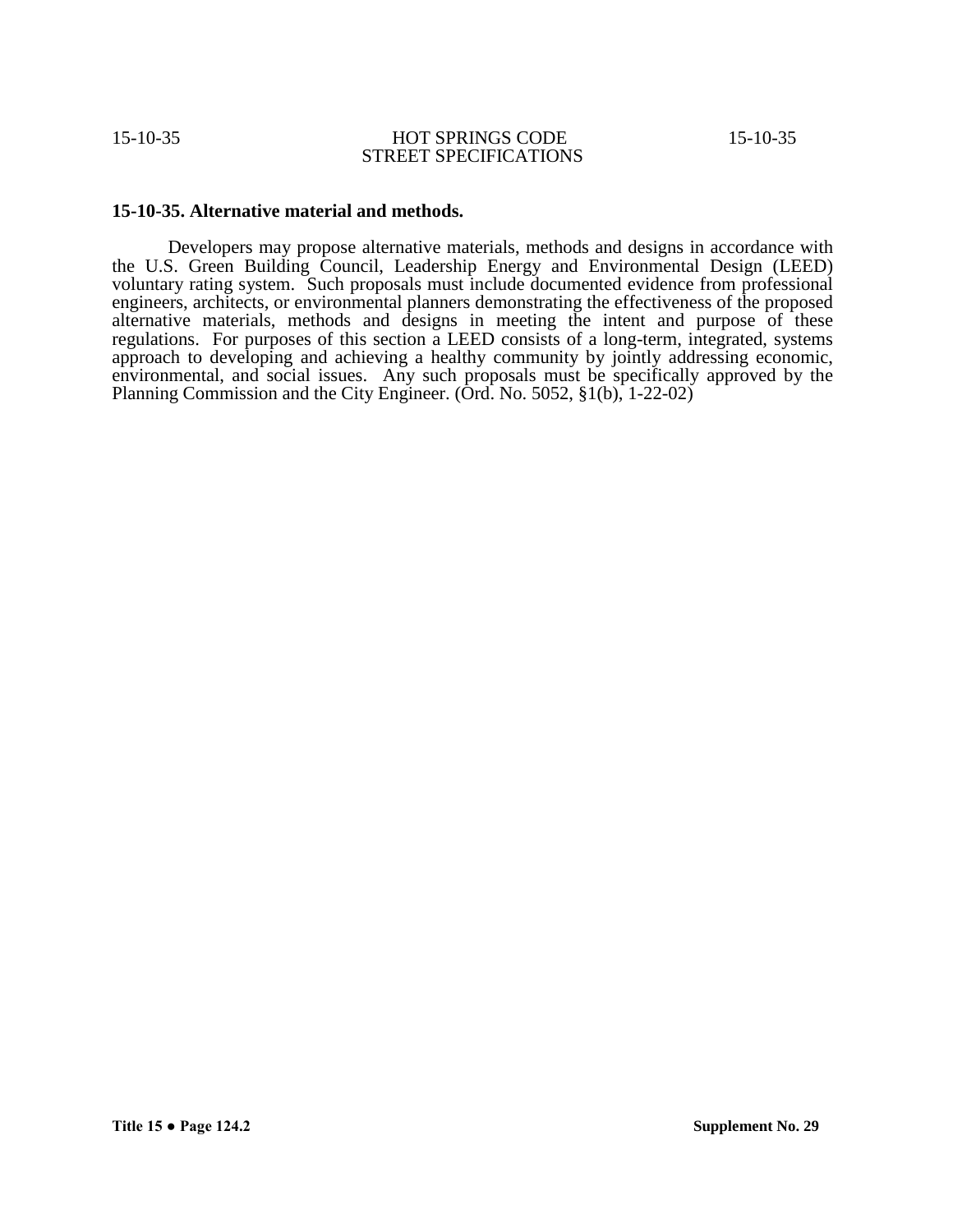**15-10-35. Alternative material and methods.**

Developers may propose alternative materials, methods and designs in accordance with the U.S. Green Building Council, Leadership Energy and Environmental Design (LEED) voluntary rating system. Such proposals must include documented evidence from professional engineers, architects, or environmental planners demonstrating the effectiveness of the proposed alternative materials, methods and designs in meeting the intent and purpose of these regulations. For purposes of this section a LEED consists of a long-term, integrated, systems approach to developing and achieving a healthy community by jointly addressing economic, environmental, and social issues. Any such proposals must be specifically approved by the Planning Commission and the City Engineer. (Ord. No. 5052, §1(b), 1-22-02)